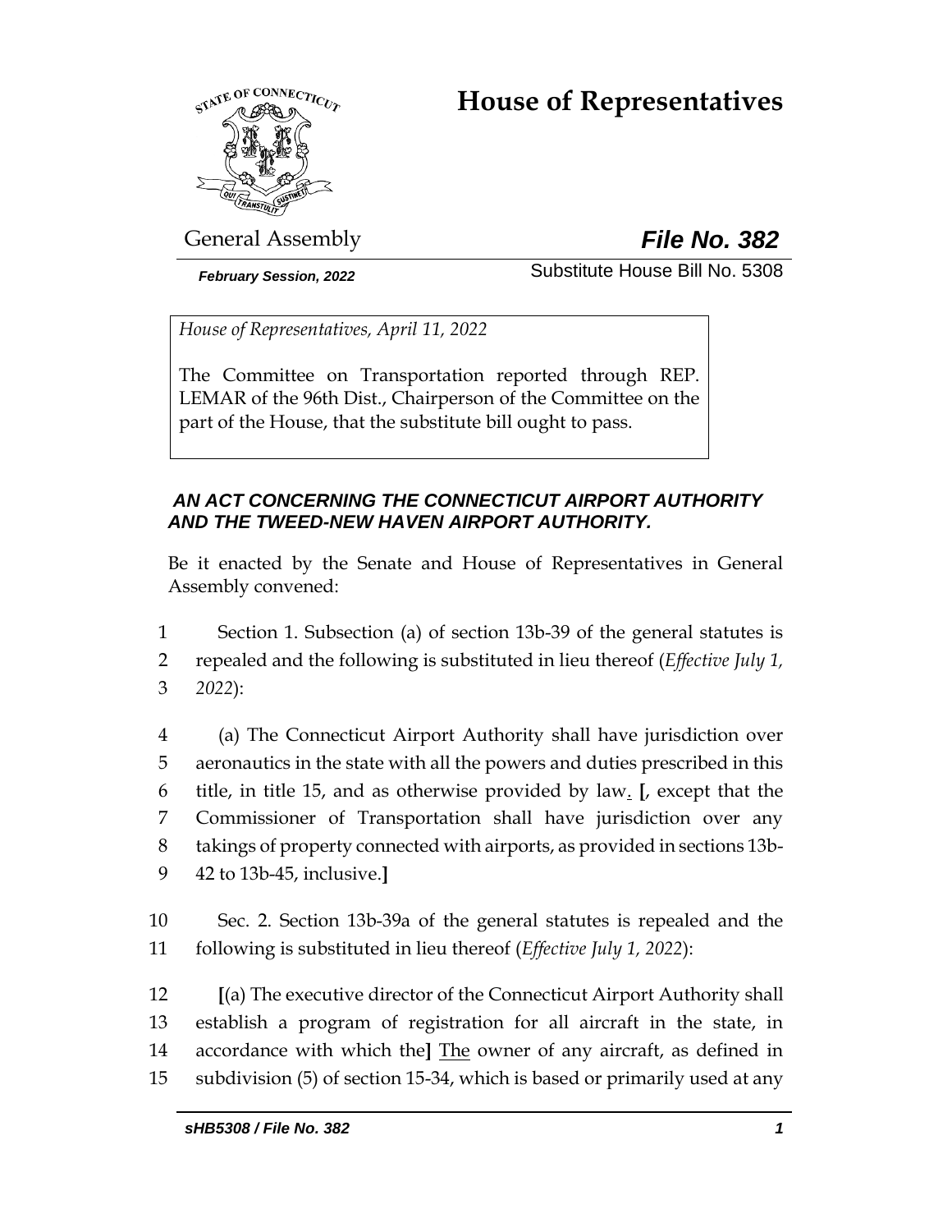# House of Representatives

General Assembly

***File No. 382***

***February Session, 2022***

Substitute House Bill No. 5308

*House of Representatives, April 11, 2022*

The Committee on Transportation reported through REP. LEMAR of the 96th Dist., Chairperson of the Committee on the part of the House, that the substitute bill ought to pass.

***AN ACT CONCERNING THE CONNECTICUT AIRPORT AUTHORITY AND THE TWEED-NEW HAVEN AIRPORT AUTHORITY.***

Be it enacted by the Senate and House of Representatives in General Assembly convened:

1 Section 1. Subsection (a) of section 13b-39 of the general statutes is
2 repealed and the following is substituted in lieu thereof (*Effective July 1,*
3 *2022*):

4 (a) The Connecticut Airport Authority shall have jurisdiction over
5 aeronautics in the state with all the powers and duties prescribed in this
6 title, in title 15, and as otherwise provided by law. **[**, except that the
7 Commissioner of Transportation shall have jurisdiction over any
8 takings of property connected with airports, as provided in sections 13b-
9 42 to 13b-45, inclusive.**]**

10 Sec. 2. Section 13b-39a of the general statutes is repealed and the
11 following is substituted in lieu thereof (*Effective July 1, 2022*):

12 **[**(a) The executive director of the Connecticut Airport Authority shall
13 establish a program of registration for all aircraft in the state, in
14 accordance with which the**]** The owner of any aircraft, as defined in
15 subdivision (5) of section 15-34, which is based or primarily used at any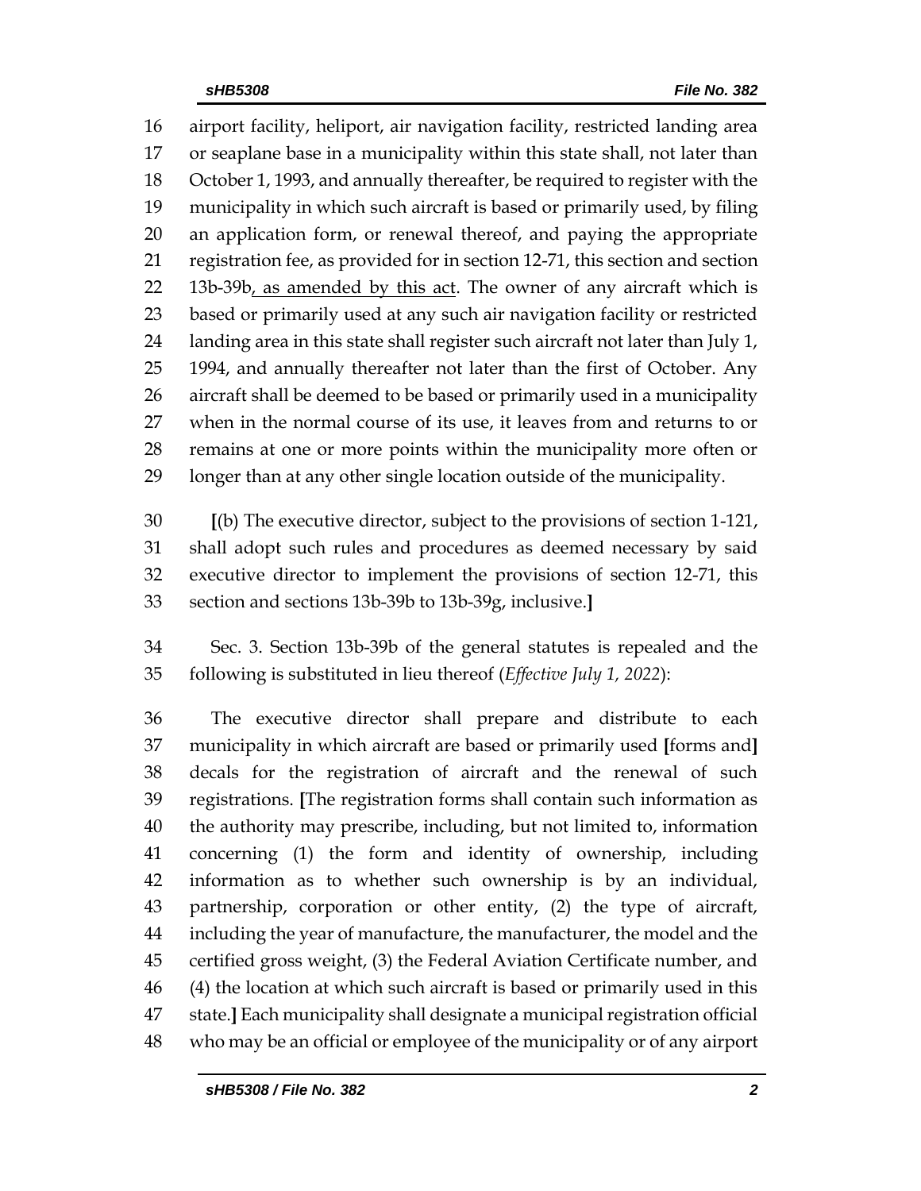airport facility, heliport, air navigation facility, restricted landing area or seaplane base in a municipality within this state shall, not later than October 1, 1993, and annually thereafter, be required to register with the municipality in which such aircraft is based or primarily used, by filing an application form, or renewal thereof, and paying the appropriate registration fee, as provided for in section 12-71, this section and section 13b-39b, as amended by this act. The owner of any aircraft which is based or primarily used at any such air navigation facility or restricted landing area in this state shall register such aircraft not later than July 1, 1994, and annually thereafter not later than the first of October. Any aircraft shall be deemed to be based or primarily used in a municipality when in the normal course of its use, it leaves from and returns to or remains at one or more points within the municipality more often or longer than at any other single location outside of the municipality.

[(b) The executive director, subject to the provisions of section 1-121, shall adopt such rules and procedures as deemed necessary by said executive director to implement the provisions of section 12-71, this section and sections 13b-39b to 13b-39g, inclusive.]

Sec. 3. Section 13b-39b of the general statutes is repealed and the following is substituted in lieu thereof (*Effective July 1, 2022*):

The executive director shall prepare and distribute to each municipality in which aircraft are based or primarily used [forms and] decals for the registration of aircraft and the renewal of such registrations. [The registration forms shall contain such information as the authority may prescribe, including, but not limited to, information concerning (1) the form and identity of ownership, including information as to whether such ownership is by an individual, partnership, corporation or other entity, (2) the type of aircraft, including the year of manufacture, the manufacturer, the model and the certified gross weight, (3) the Federal Aviation Certificate number, and (4) the location at which such aircraft is based or primarily used in this state.] Each municipality shall designate a municipal registration official who may be an official or employee of the municipality or of any airport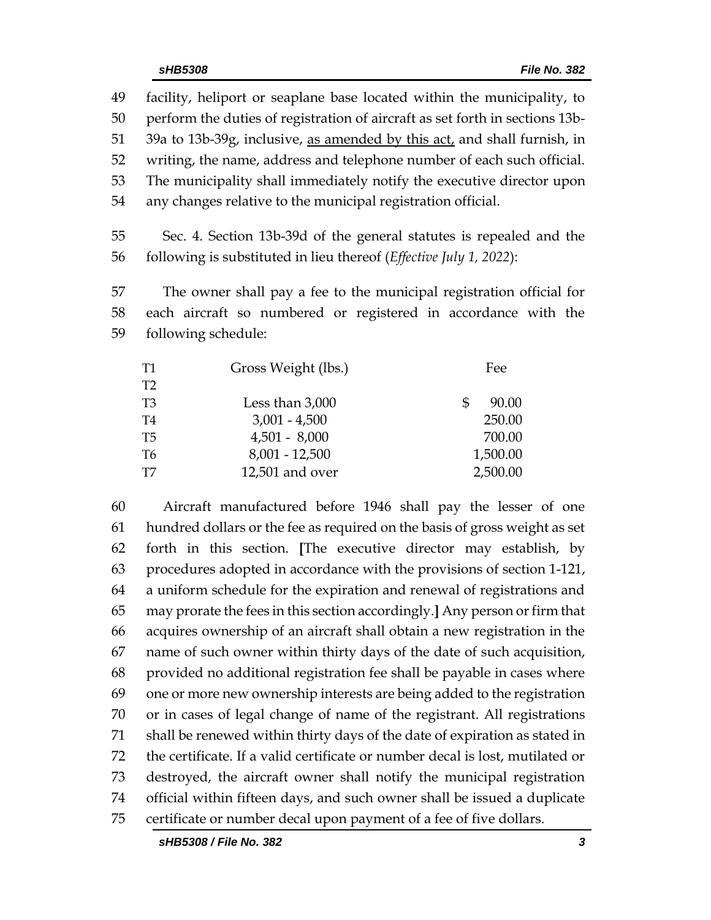facility, heliport or seaplane base located within the municipality, to perform the duties of registration of aircraft as set forth in sections 13b-39a to 13b-39g, inclusive, <u>as amended by this act,</u> and shall furnish, in writing, the name, address and telephone number of each such official. The municipality shall immediately notify the executive director upon any changes relative to the municipal registration official.

Sec. 4. Section 13b-39d of the general statutes is repealed and the following is substituted in lieu thereof (*Effective July 1, 2022*):

The owner shall pay a fee to the municipal registration official for each aircraft so numbered or registered in accordance with the following schedule:

| | Gross Weight (lbs.) | Fee |
|---|---|---|
| T1 | Gross Weight (lbs.) | Fee |
| T2 | | |
| T3 | Less than 3,000 | $ 90.00 |
| T4 | 3,001 - 4,500 | 250.00 |
| T5 | 4,501 - 8,000 | 700.00 |
| T6 | 8,001 - 12,500 | 1,500.00 |
| T7 | 12,501 and over | 2,500.00 |

Aircraft manufactured before 1946 shall pay the lesser of one hundred dollars or the fee as required on the basis of gross weight as set forth in this section. [The executive director may establish, by procedures adopted in accordance with the provisions of section 1-121, a uniform schedule for the expiration and renewal of registrations and may prorate the fees in this section accordingly.] Any person or firm that acquires ownership of an aircraft shall obtain a new registration in the name of such owner within thirty days of the date of such acquisition, provided no additional registration fee shall be payable in cases where one or more new ownership interests are being added to the registration or in cases of legal change of name of the registrant. All registrations shall be renewed within thirty days of the date of expiration as stated in the certificate. If a valid certificate or number decal is lost, mutilated or destroyed, the aircraft owner shall notify the municipal registration official within fifteen days, and such owner shall be issued a duplicate certificate or number decal upon payment of a fee of five dollars.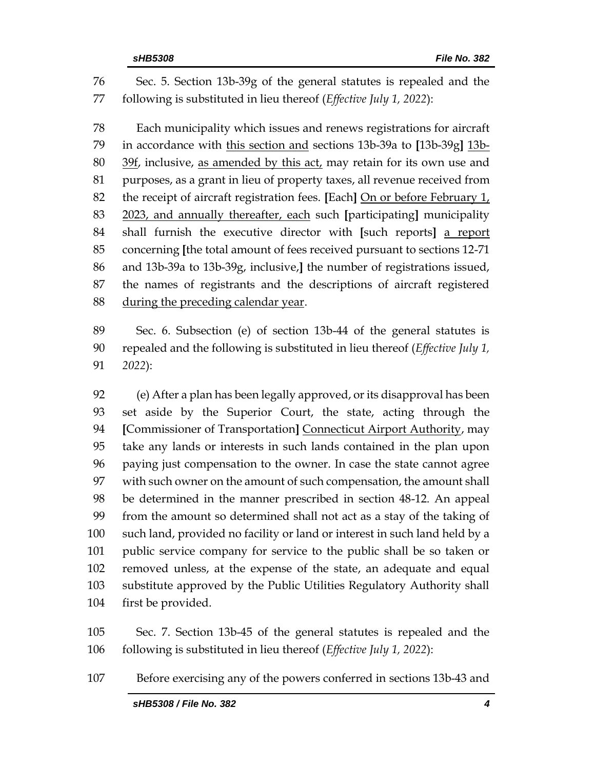76 Sec. 5. Section 13b-39g of the general statutes is repealed and the
77 following is substituted in lieu thereof (*Effective July 1, 2022*):

78 Each municipality which issues and renews registrations for aircraft
79 in accordance with <u>this section and</u> sections 13b-39a to **[**13b-39g**]** <u>13b-</u>
80 <u>39f</u>, inclusive, <u>as amended by this act,</u> may retain for its own use and
81 purposes, as a grant in lieu of property taxes, all revenue received from
82 the receipt of aircraft registration fees. **[**Each**]** <u>On or before February 1,</u>
83 <u>2023, and annually thereafter, each</u> such **[**participating**]** municipality
84 shall furnish the executive director with **[**such reports**]** <u>a report</u>
85 concerning **[**the total amount of fees received pursuant to sections 12-71
86 and 13b-39a to 13b-39g, inclusive,**]** the number of registrations issued,
87 the names of registrants and the descriptions of aircraft registered
88 <u>during the preceding calendar year</u>.

89 Sec. 6. Subsection (e) of section 13b-44 of the general statutes is
90 repealed and the following is substituted in lieu thereof (*Effective July 1,*
91 *2022*):

92 (e) After a plan has been legally approved, or its disapproval has been
93 set aside by the Superior Court, the state, acting through the
94 **[**Commissioner of Transportation**]** <u>Connecticut Airport Authority</u>, may
95 take any lands or interests in such lands contained in the plan upon
96 paying just compensation to the owner. In case the state cannot agree
97 with such owner on the amount of such compensation, the amount shall
98 be determined in the manner prescribed in section 48-12. An appeal
99 from the amount so determined shall not act as a stay of the taking of
100 such land, provided no facility or land or interest in such land held by a
101 public service company for service to the public shall be so taken or
102 removed unless, at the expense of the state, an adequate and equal
103 substitute approved by the Public Utilities Regulatory Authority shall
104 first be provided.

105 Sec. 7. Section 13b-45 of the general statutes is repealed and the
106 following is substituted in lieu thereof (*Effective July 1, 2022*):

107 Before exercising any of the powers conferred in sections 13b-43 and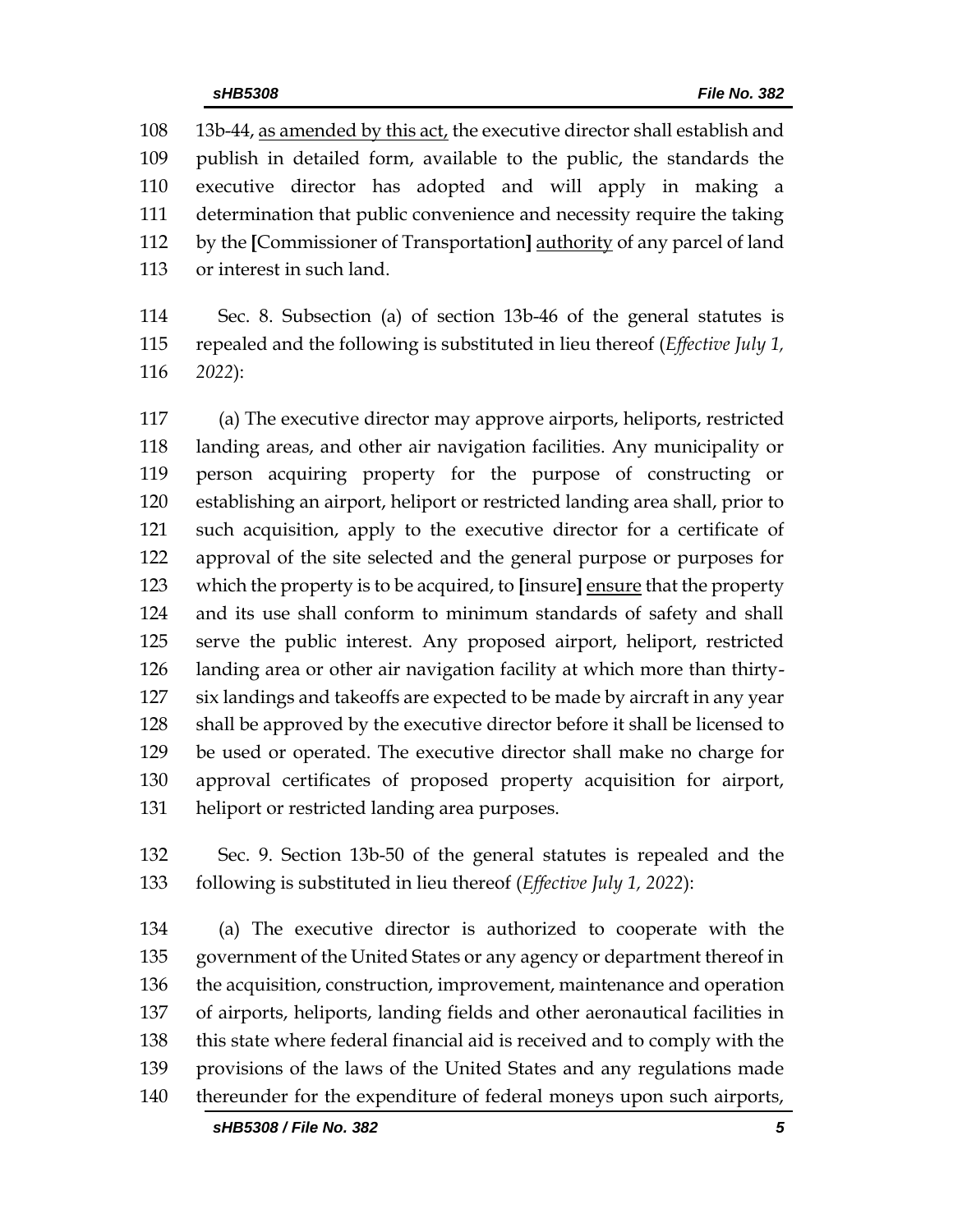108 13b-44, <u>as amended by this act,</u> the executive director shall establish and
109 publish in detailed form, available to the public, the standards the
110 executive director has adopted and will apply in making a
111 determination that public convenience and necessity require the taking
112 by the **[**Commissioner of Transportation**]** <u>authority</u> of any parcel of land
113 or interest in such land.

114 Sec. 8. Subsection (a) of section 13b-46 of the general statutes is
115 repealed and the following is substituted in lieu thereof (*Effective July 1,*
116 *2022*):

117 (a) The executive director may approve airports, heliports, restricted
118 landing areas, and other air navigation facilities. Any municipality or
119 person acquiring property for the purpose of constructing or
120 establishing an airport, heliport or restricted landing area shall, prior to
121 such acquisition, apply to the executive director for a certificate of
122 approval of the site selected and the general purpose or purposes for
123 which the property is to be acquired, to **[**insure**]** <u>ensure</u> that the property
124 and its use shall conform to minimum standards of safety and shall
125 serve the public interest. Any proposed airport, heliport, restricted
126 landing area or other air navigation facility at which more than thirty-
127 six landings and takeoffs are expected to be made by aircraft in any year
128 shall be approved by the executive director before it shall be licensed to
129 be used or operated. The executive director shall make no charge for
130 approval certificates of proposed property acquisition for airport,
131 heliport or restricted landing area purposes.

132 Sec. 9. Section 13b-50 of the general statutes is repealed and the
133 following is substituted in lieu thereof (*Effective July 1, 2022*):

134 (a) The executive director is authorized to cooperate with the
135 government of the United States or any agency or department thereof in
136 the acquisition, construction, improvement, maintenance and operation
137 of airports, heliports, landing fields and other aeronautical facilities in
138 this state where federal financial aid is received and to comply with the
139 provisions of the laws of the United States and any regulations made
140 thereunder for the expenditure of federal moneys upon such airports,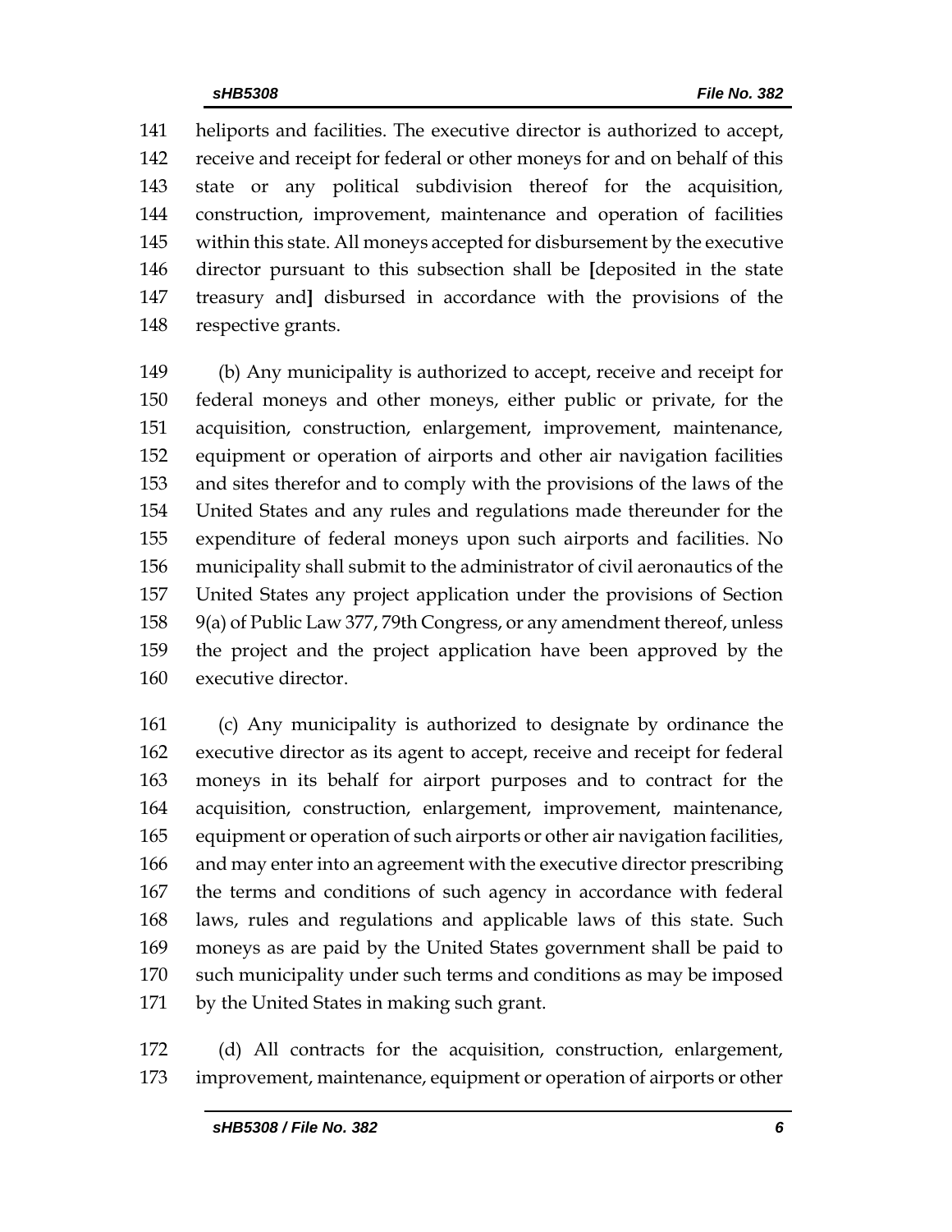141 heliports and facilities. The executive director is authorized to accept, 142 receive and receipt for federal or other moneys for and on behalf of this 143 state or any political subdivision thereof for the acquisition, 144 construction, improvement, maintenance and operation of facilities 145 within this state. All moneys accepted for disbursement by the executive 146 director pursuant to this subsection shall be **[**deposited in the state 147 treasury and**]** disbursed in accordance with the provisions of the 148 respective grants.

149 (b) Any municipality is authorized to accept, receive and receipt for 150 federal moneys and other moneys, either public or private, for the 151 acquisition, construction, enlargement, improvement, maintenance, 152 equipment or operation of airports and other air navigation facilities 153 and sites therefor and to comply with the provisions of the laws of the 154 United States and any rules and regulations made thereunder for the 155 expenditure of federal moneys upon such airports and facilities. No 156 municipality shall submit to the administrator of civil aeronautics of the 157 United States any project application under the provisions of Section 158 9(a) of Public Law 377, 79th Congress, or any amendment thereof, unless 159 the project and the project application have been approved by the 160 executive director.

161 (c) Any municipality is authorized to designate by ordinance the 162 executive director as its agent to accept, receive and receipt for federal 163 moneys in its behalf for airport purposes and to contract for the 164 acquisition, construction, enlargement, improvement, maintenance, 165 equipment or operation of such airports or other air navigation facilities, 166 and may enter into an agreement with the executive director prescribing 167 the terms and conditions of such agency in accordance with federal 168 laws, rules and regulations and applicable laws of this state. Such 169 moneys as are paid by the United States government shall be paid to 170 such municipality under such terms and conditions as may be imposed 171 by the United States in making such grant.

172 (d) All contracts for the acquisition, construction, enlargement, 173 improvement, maintenance, equipment or operation of airports or other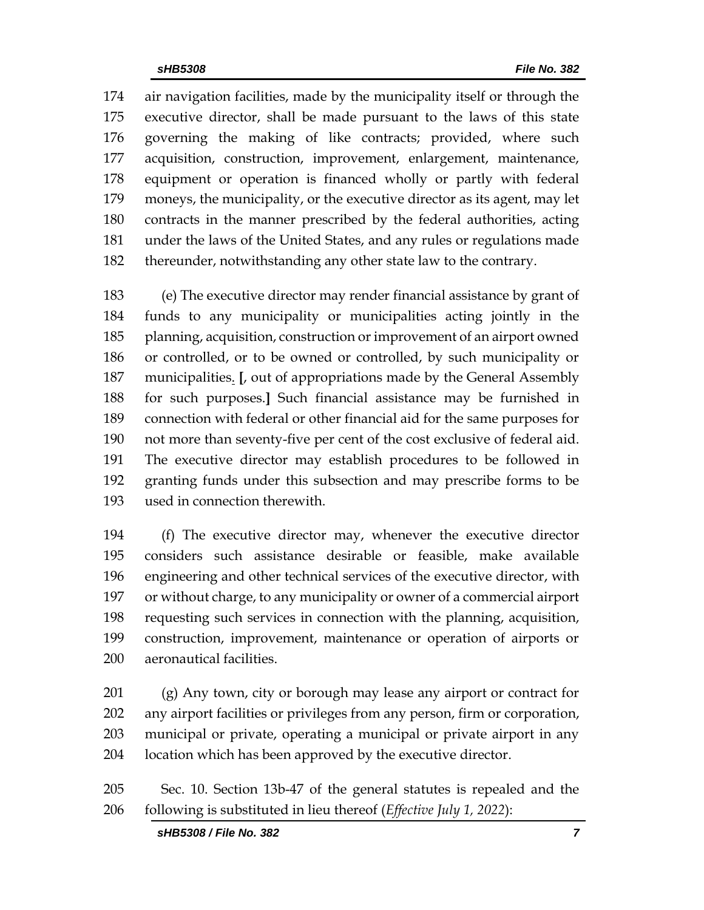air navigation facilities, made by the municipality itself or through the executive director, shall be made pursuant to the laws of this state governing the making of like contracts; provided, where such acquisition, construction, improvement, enlargement, maintenance, equipment or operation is financed wholly or partly with federal moneys, the municipality, or the executive director as its agent, may let contracts in the manner prescribed by the federal authorities, acting under the laws of the United States, and any rules or regulations made thereunder, notwithstanding any other state law to the contrary.

(e) The executive director may render financial assistance by grant of funds to any municipality or municipalities acting jointly in the planning, acquisition, construction or improvement of an airport owned or controlled, or to be owned or controlled, by such municipality or municipalities. **[**, out of appropriations made by the General Assembly for such purposes.**]** Such financial assistance may be furnished in connection with federal or other financial aid for the same purposes for not more than seventy-five per cent of the cost exclusive of federal aid. The executive director may establish procedures to be followed in granting funds under this subsection and may prescribe forms to be used in connection therewith.

(f) The executive director may, whenever the executive director considers such assistance desirable or feasible, make available engineering and other technical services of the executive director, with or without charge, to any municipality or owner of a commercial airport requesting such services in connection with the planning, acquisition, construction, improvement, maintenance or operation of airports or aeronautical facilities.

(g) Any town, city or borough may lease any airport or contract for any airport facilities or privileges from any person, firm or corporation, municipal or private, operating a municipal or private airport in any location which has been approved by the executive director.

Sec. 10. Section 13b-47 of the general statutes is repealed and the following is substituted in lieu thereof (*Effective July 1, 2022*):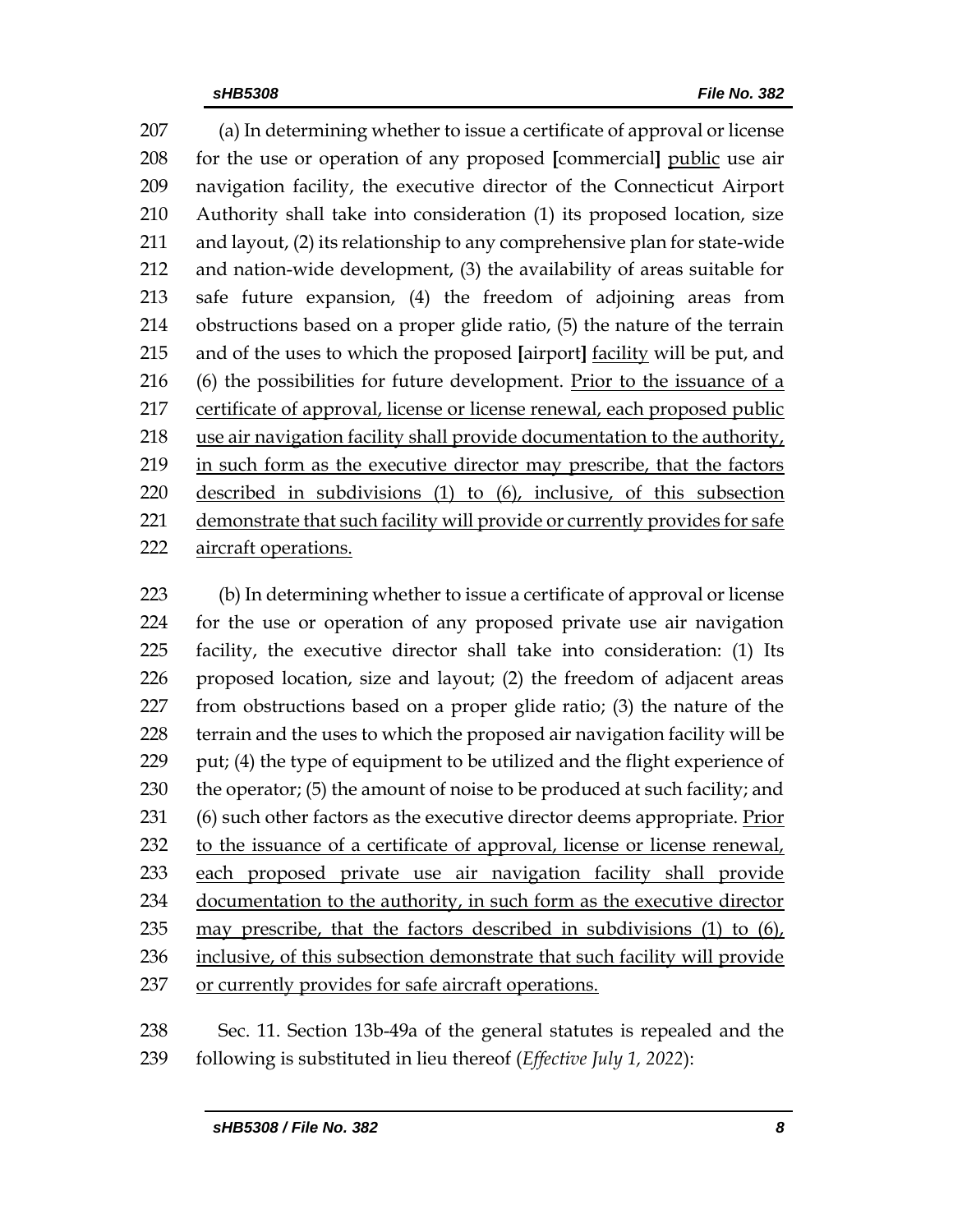(a) In determining whether to issue a certificate of approval or license for the use or operation of any proposed [commercial] <u>public</u> use air navigation facility, the executive director of the Connecticut Airport Authority shall take into consideration (1) its proposed location, size and layout, (2) its relationship to any comprehensive plan for state-wide and nation-wide development, (3) the availability of areas suitable for safe future expansion, (4) the freedom of adjoining areas from obstructions based on a proper glide ratio, (5) the nature of the terrain and of the uses to which the proposed [airport] <u>facility</u> will be put, and (6) the possibilities for future development. <u>Prior to the issuance of a certificate of approval, license or license renewal, each proposed public use air navigation facility shall provide documentation to the authority, in such form as the executive director may prescribe, that the factors described in subdivisions (1) to (6), inclusive, of this subsection demonstrate that such facility will provide or currently provides for safe aircraft operations.</u>

(b) In determining whether to issue a certificate of approval or license for the use or operation of any proposed private use air navigation facility, the executive director shall take into consideration: (1) Its proposed location, size and layout; (2) the freedom of adjacent areas from obstructions based on a proper glide ratio; (3) the nature of the terrain and the uses to which the proposed air navigation facility will be put; (4) the type of equipment to be utilized and the flight experience of the operator; (5) the amount of noise to be produced at such facility; and (6) such other factors as the executive director deems appropriate. <u>Prior to the issuance of a certificate of approval, license or license renewal, each proposed private use air navigation facility shall provide documentation to the authority, in such form as the executive director may prescribe, that the factors described in subdivisions (1) to (6), inclusive, of this subsection demonstrate that such facility will provide or currently provides for safe aircraft operations.</u>

Sec. 11. Section 13b-49a of the general statutes is repealed and the following is substituted in lieu thereof (*Effective July 1, 2022*):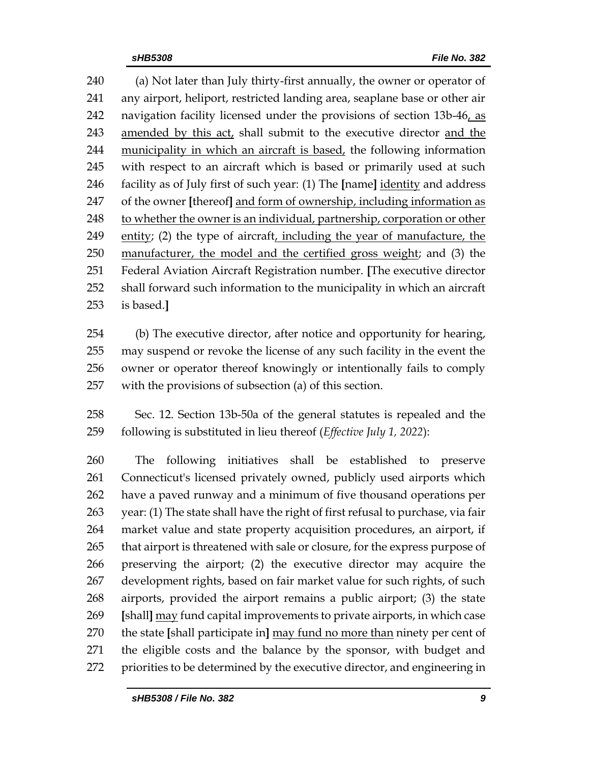(a) Not later than July thirty-first annually, the owner or operator of any airport, heliport, restricted landing area, seaplane base or other air navigation facility licensed under the provisions of section 13b-46, as amended by this act, shall submit to the executive director and the municipality in which an aircraft is based, the following information with respect to an aircraft which is based or primarily used at such facility as of July first of such year: (1) The [name] identity and address of the owner [thereof] and form of ownership, including information as to whether the owner is an individual, partnership, corporation or other entity; (2) the type of aircraft, including the year of manufacture, the manufacturer, the model and the certified gross weight; and (3) the Federal Aviation Aircraft Registration number. [The executive director shall forward such information to the municipality in which an aircraft is based.]

(b) The executive director, after notice and opportunity for hearing, may suspend or revoke the license of any such facility in the event the owner or operator thereof knowingly or intentionally fails to comply with the provisions of subsection (a) of this section.

Sec. 12. Section 13b-50a of the general statutes is repealed and the following is substituted in lieu thereof (*Effective July 1, 2022*):

The following initiatives shall be established to preserve Connecticut's licensed privately owned, publicly used airports which have a paved runway and a minimum of five thousand operations per year: (1) The state shall have the right of first refusal to purchase, via fair market value and state property acquisition procedures, an airport, if that airport is threatened with sale or closure, for the express purpose of preserving the airport; (2) the executive director may acquire the development rights, based on fair market value for such rights, of such airports, provided the airport remains a public airport; (3) the state [shall] may fund capital improvements to private airports, in which case the state [shall participate in] may fund no more than ninety per cent of the eligible costs and the balance by the sponsor, with budget and priorities to be determined by the executive director, and engineering in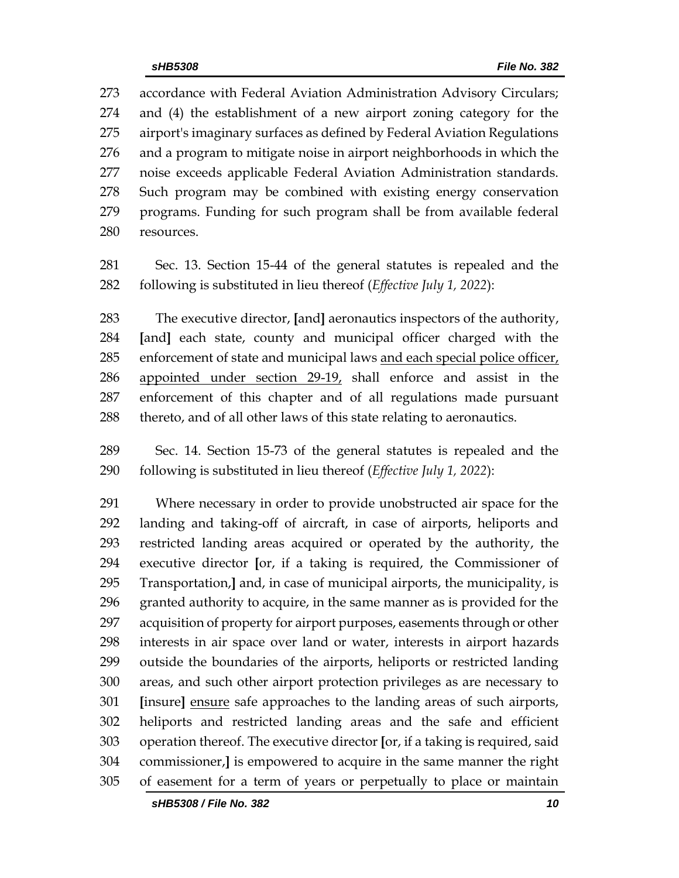accordance with Federal Aviation Administration Advisory Circulars; and (4) the establishment of a new airport zoning category for the airport's imaginary surfaces as defined by Federal Aviation Regulations and a program to mitigate noise in airport neighborhoods in which the noise exceeds applicable Federal Aviation Administration standards. Such program may be combined with existing energy conservation programs. Funding for such program shall be from available federal resources.

Sec. 13. Section 15-44 of the general statutes is repealed and the following is substituted in lieu thereof (*Effective July 1, 2022*):

The executive director, **[**and**]** aeronautics inspectors of the authority, **[**and**]** each state, county and municipal officer charged with the enforcement of state and municipal laws <u>and each special police officer, appointed under section 29-19,</u> shall enforce and assist in the enforcement of this chapter and of all regulations made pursuant thereto, and of all other laws of this state relating to aeronautics.

Sec. 14. Section 15-73 of the general statutes is repealed and the following is substituted in lieu thereof (*Effective July 1, 2022*):

Where necessary in order to provide unobstructed air space for the landing and taking-off of aircraft, in case of airports, heliports and restricted landing areas acquired or operated by the authority, the executive director **[**or, if a taking is required, the Commissioner of Transportation,**]** and, in case of municipal airports, the municipality, is granted authority to acquire, in the same manner as is provided for the acquisition of property for airport purposes, easements through or other interests in air space over land or water, interests in airport hazards outside the boundaries of the airports, heliports or restricted landing areas, and such other airport protection privileges as are necessary to **[**insure**]** <u>ensure</u> safe approaches to the landing areas of such airports, heliports and restricted landing areas and the safe and efficient operation thereof. The executive director **[**or, if a taking is required, said commissioner,**]** is empowered to acquire in the same manner the right of easement for a term of years or perpetually to place or maintain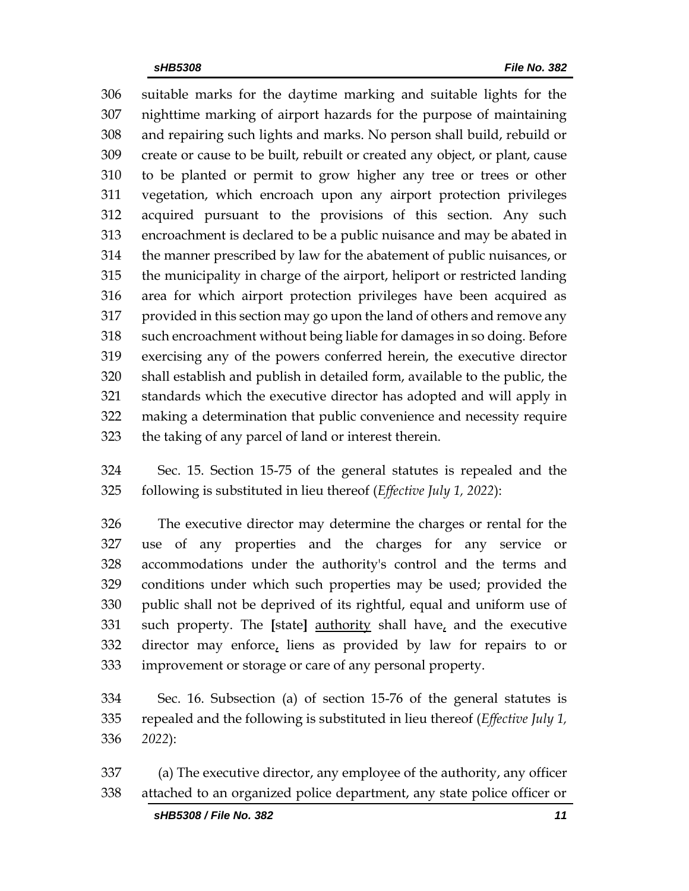suitable marks for the daytime marking and suitable lights for the nighttime marking of airport hazards for the purpose of maintaining and repairing such lights and marks. No person shall build, rebuild or create or cause to be built, rebuilt or created any object, or plant, cause to be planted or permit to grow higher any tree or trees or other vegetation, which encroach upon any airport protection privileges acquired pursuant to the provisions of this section. Any such encroachment is declared to be a public nuisance and may be abated in the manner prescribed by law for the abatement of public nuisances, or the municipality in charge of the airport, heliport or restricted landing area for which airport protection privileges have been acquired as provided in this section may go upon the land of others and remove any such encroachment without being liable for damages in so doing. Before exercising any of the powers conferred herein, the executive director shall establish and publish in detailed form, available to the public, the standards which the executive director has adopted and will apply in making a determination that public convenience and necessity require the taking of any parcel of land or interest therein.

Sec. 15. Section 15-75 of the general statutes is repealed and the following is substituted in lieu thereof (*Effective July 1, 2022*):

The executive director may determine the charges or rental for the use of any properties and the charges for any service or accommodations under the authority's control and the terms and conditions under which such properties may be used; provided the public shall not be deprived of its rightful, equal and uniform use of such property. The [state] <u>authority</u> shall have<u>,</u> and the executive director may enforce<u>,</u> liens as provided by law for repairs to or improvement or storage or care of any personal property.

Sec. 16. Subsection (a) of section 15-76 of the general statutes is repealed and the following is substituted in lieu thereof (*Effective July 1, 2022*):

(a) The executive director, any employee of the authority, any officer attached to an organized police department, any state police officer or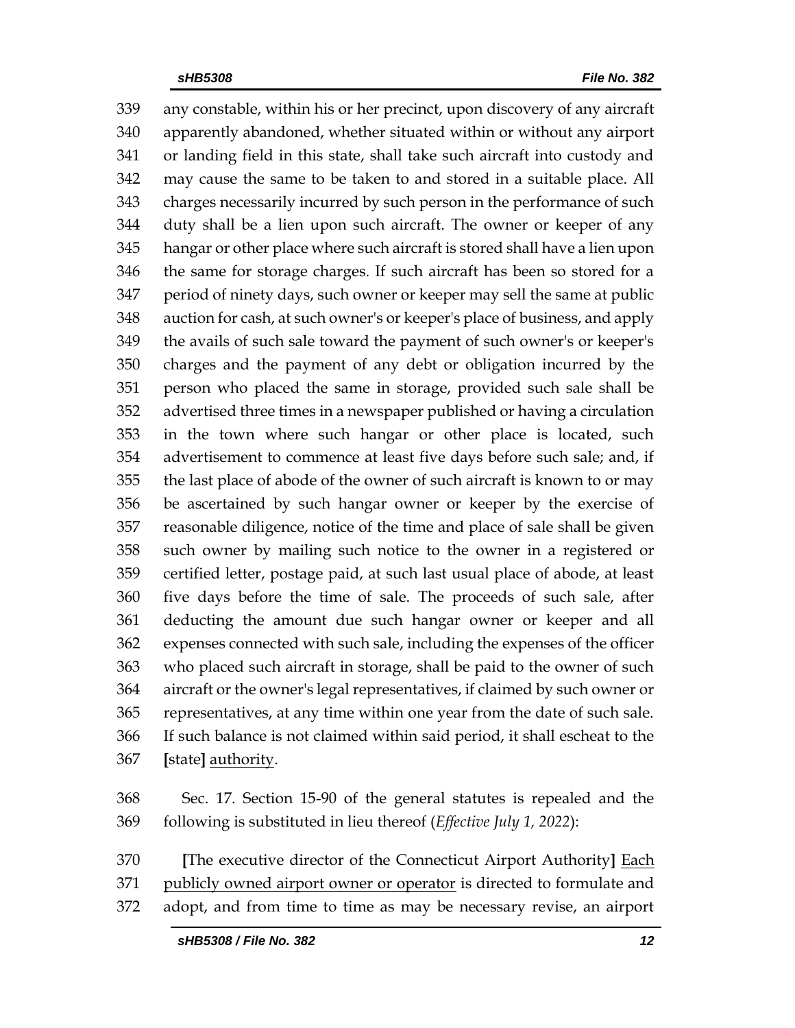any constable, within his or her precinct, upon discovery of any aircraft apparently abandoned, whether situated within or without any airport or landing field in this state, shall take such aircraft into custody and may cause the same to be taken to and stored in a suitable place. All charges necessarily incurred by such person in the performance of such duty shall be a lien upon such aircraft. The owner or keeper of any hangar or other place where such aircraft is stored shall have a lien upon the same for storage charges. If such aircraft has been so stored for a period of ninety days, such owner or keeper may sell the same at public auction for cash, at such owner's or keeper's place of business, and apply the avails of such sale toward the payment of such owner's or keeper's charges and the payment of any debt or obligation incurred by the person who placed the same in storage, provided such sale shall be advertised three times in a newspaper published or having a circulation in the town where such hangar or other place is located, such advertisement to commence at least five days before such sale; and, if the last place of abode of the owner of such aircraft is known to or may be ascertained by such hangar owner or keeper by the exercise of reasonable diligence, notice of the time and place of sale shall be given such owner by mailing such notice to the owner in a registered or certified letter, postage paid, at such last usual place of abode, at least five days before the time of sale. The proceeds of such sale, after deducting the amount due such hangar owner or keeper and all expenses connected with such sale, including the expenses of the officer who placed such aircraft in storage, shall be paid to the owner of such aircraft or the owner's legal representatives, if claimed by such owner or representatives, at any time within one year from the date of such sale. If such balance is not claimed within said period, it shall escheat to the [state] <u>authority</u>.

Sec. 17. Section 15-90 of the general statutes is repealed and the following is substituted in lieu thereof (*Effective July 1, 2022*):

[The executive director of the Connecticut Airport Authority] <u>Each publicly owned airport owner or operator</u> is directed to formulate and adopt, and from time to time as may be necessary revise, an airport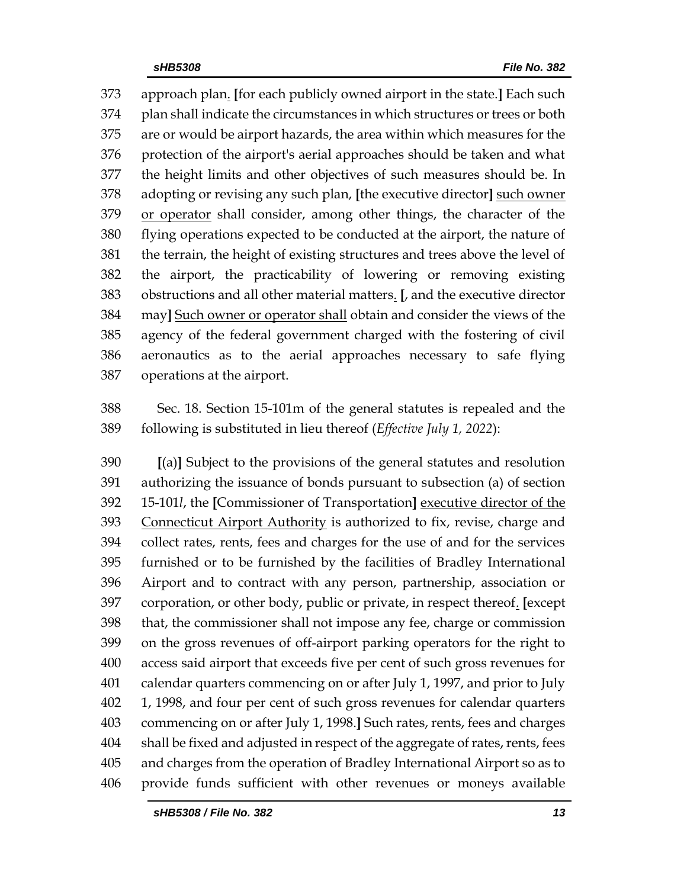373 approach plan. [for each publicly owned airport in the state.] Each such
374 plan shall indicate the circumstances in which structures or trees or both
375 are or would be airport hazards, the area within which measures for the
376 protection of the airport's aerial approaches should be taken and what
377 the height limits and other objectives of such measures should be. In
378 adopting or revising any such plan, [the executive director] <u>such owner</u>
379 <u>or operator</u> shall consider, among other things, the character of the
380 flying operations expected to be conducted at the airport, the nature of
381 the terrain, the height of existing structures and trees above the level of
382 the airport, the practicability of lowering or removing existing
383 obstructions and all other material matters<u>.</u> [, and the executive director
384 may] <u>Such owner or operator shall</u> obtain and consider the views of the
385 agency of the federal government charged with the fostering of civil
386 aeronautics as to the aerial approaches necessary to safe flying
387 operations at the airport.

388 Sec. 18. Section 15-101m of the general statutes is repealed and the
389 following is substituted in lieu thereof (*Effective July 1, 2022*):

390 [(a)] Subject to the provisions of the general statutes and resolution
391 authorizing the issuance of bonds pursuant to subsection (a) of section
392 15-101*l*, the [Commissioner of Transportation] <u>executive director of the</u>
393 <u>Connecticut Airport Authority</u> is authorized to fix, revise, charge and
394 collect rates, rents, fees and charges for the use of and for the services
395 furnished or to be furnished by the facilities of Bradley International
396 Airport and to contract with any person, partnership, association or
397 corporation, or other body, public or private, in respect thereof<u>.</u> [except
398 that, the commissioner shall not impose any fee, charge or commission
399 on the gross revenues of off-airport parking operators for the right to
400 access said airport that exceeds five per cent of such gross revenues for
401 calendar quarters commencing on or after July 1, 1997, and prior to July
402 1, 1998, and four per cent of such gross revenues for calendar quarters
403 commencing on or after July 1, 1998.] Such rates, rents, fees and charges
404 shall be fixed and adjusted in respect of the aggregate of rates, rents, fees
405 and charges from the operation of Bradley International Airport so as to
406 provide funds sufficient with other revenues or moneys available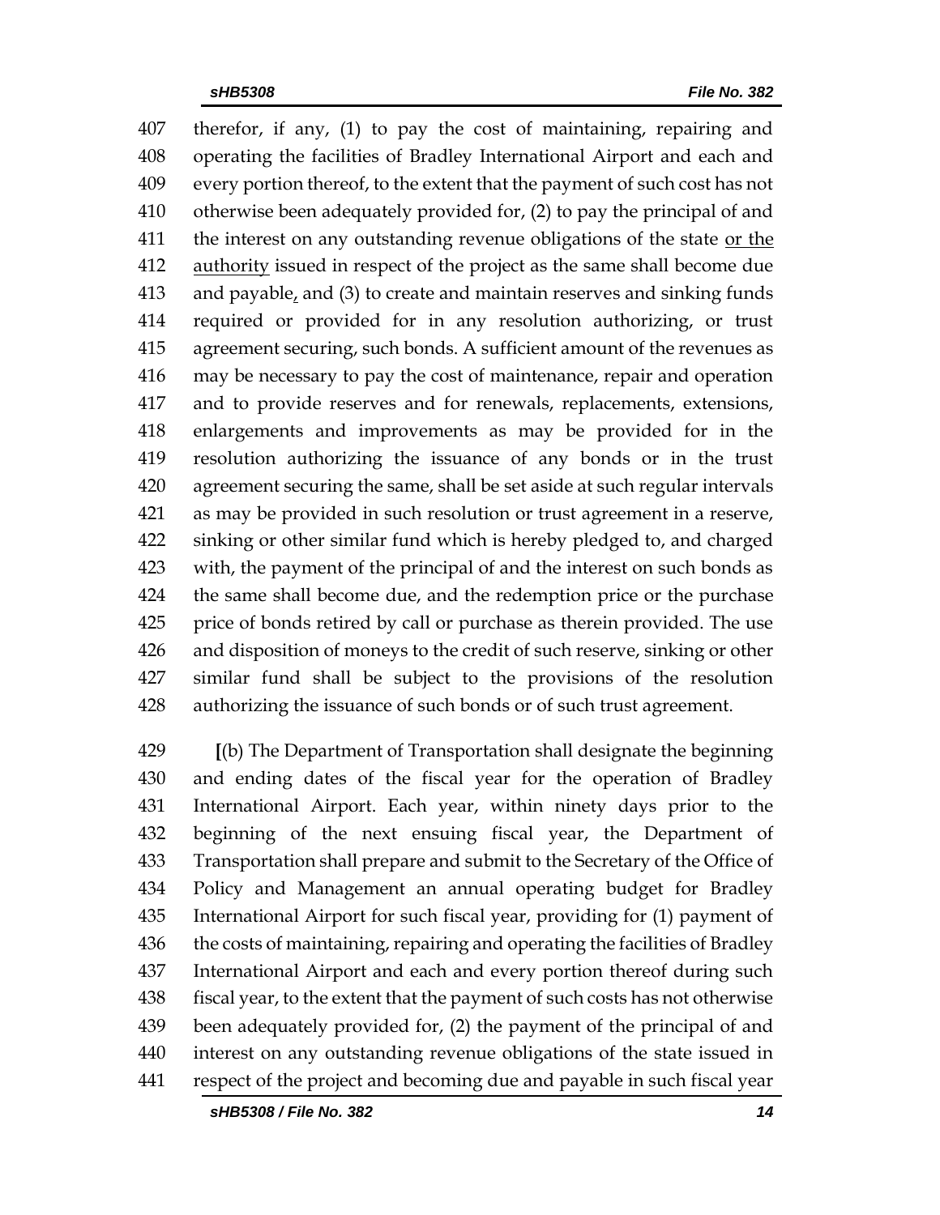therefor, if any, (1) to pay the cost of maintaining, repairing and operating the facilities of Bradley International Airport and each and every portion thereof, to the extent that the payment of such cost has not otherwise been adequately provided for, (2) to pay the principal of and the interest on any outstanding revenue obligations of the state <u>or the authority</u> issued in respect of the project as the same shall become due and payable<u>,</u> and (3) to create and maintain reserves and sinking funds required or provided for in any resolution authorizing, or trust agreement securing, such bonds. A sufficient amount of the revenues as may be necessary to pay the cost of maintenance, repair and operation and to provide reserves and for renewals, replacements, extensions, enlargements and improvements as may be provided for in the resolution authorizing the issuance of any bonds or in the trust agreement securing the same, shall be set aside at such regular intervals as may be provided in such resolution or trust agreement in a reserve, sinking or other similar fund which is hereby pledged to, and charged with, the payment of the principal of and the interest on such bonds as the same shall become due, and the redemption price or the purchase price of bonds retired by call or purchase as therein provided. The use and disposition of moneys to the credit of such reserve, sinking or other similar fund shall be subject to the provisions of the resolution authorizing the issuance of such bonds or of such trust agreement.

**[**(b) The Department of Transportation shall designate the beginning and ending dates of the fiscal year for the operation of Bradley International Airport. Each year, within ninety days prior to the beginning of the next ensuing fiscal year, the Department of Transportation shall prepare and submit to the Secretary of the Office of Policy and Management an annual operating budget for Bradley International Airport for such fiscal year, providing for (1) payment of the costs of maintaining, repairing and operating the facilities of Bradley International Airport and each and every portion thereof during such fiscal year, to the extent that the payment of such costs has not otherwise been adequately provided for, (2) the payment of the principal of and interest on any outstanding revenue obligations of the state issued in respect of the project and becoming due and payable in such fiscal year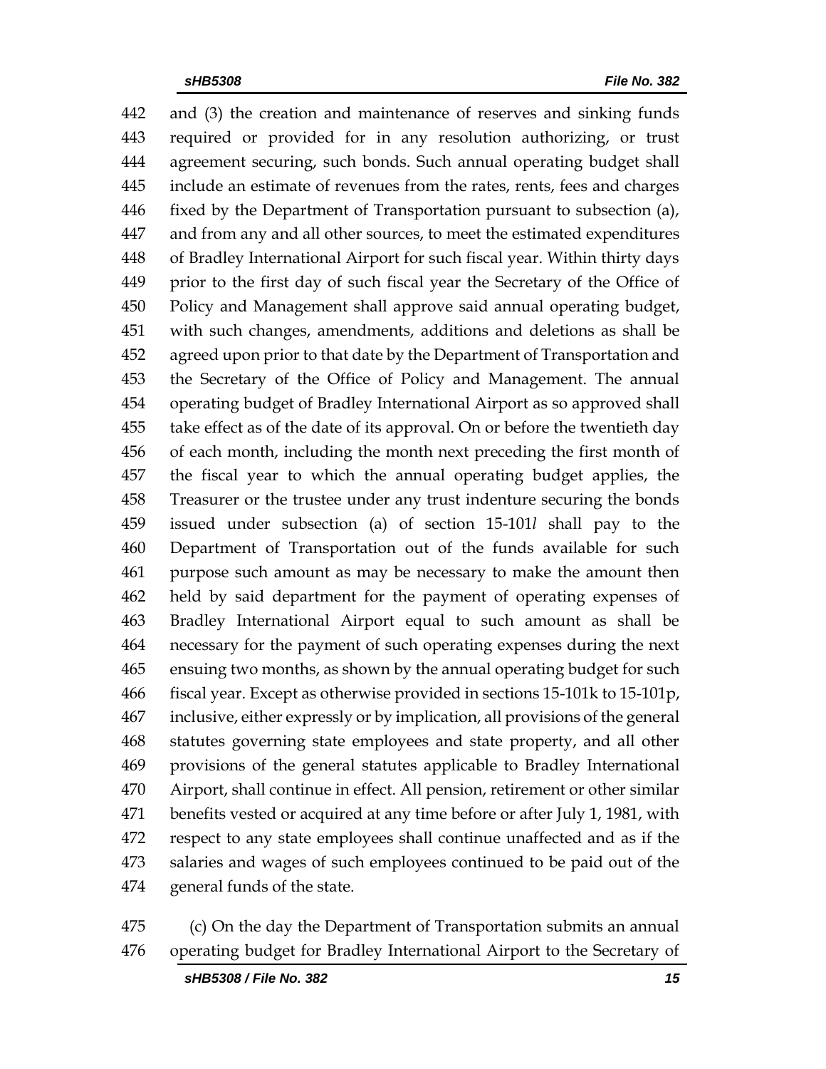and (3) the creation and maintenance of reserves and sinking funds required or provided for in any resolution authorizing, or trust agreement securing, such bonds. Such annual operating budget shall include an estimate of revenues from the rates, rents, fees and charges fixed by the Department of Transportation pursuant to subsection (a), and from any and all other sources, to meet the estimated expenditures of Bradley International Airport for such fiscal year. Within thirty days prior to the first day of such fiscal year the Secretary of the Office of Policy and Management shall approve said annual operating budget, with such changes, amendments, additions and deletions as shall be agreed upon prior to that date by the Department of Transportation and the Secretary of the Office of Policy and Management. The annual operating budget of Bradley International Airport as so approved shall take effect as of the date of its approval. On or before the twentieth day of each month, including the month next preceding the first month of the fiscal year to which the annual operating budget applies, the Treasurer or the trustee under any trust indenture securing the bonds issued under subsection (a) of section 15-101*l* shall pay to the Department of Transportation out of the funds available for such purpose such amount as may be necessary to make the amount then held by said department for the payment of operating expenses of Bradley International Airport equal to such amount as shall be necessary for the payment of such operating expenses during the next ensuing two months, as shown by the annual operating budget for such fiscal year. Except as otherwise provided in sections 15-101k to 15-101p, inclusive, either expressly or by implication, all provisions of the general statutes governing state employees and state property, and all other provisions of the general statutes applicable to Bradley International Airport, shall continue in effect. All pension, retirement or other similar benefits vested or acquired at any time before or after July 1, 1981, with respect to any state employees shall continue unaffected and as if the salaries and wages of such employees continued to be paid out of the general funds of the state.

(c) On the day the Department of Transportation submits an annual operating budget for Bradley International Airport to the Secretary of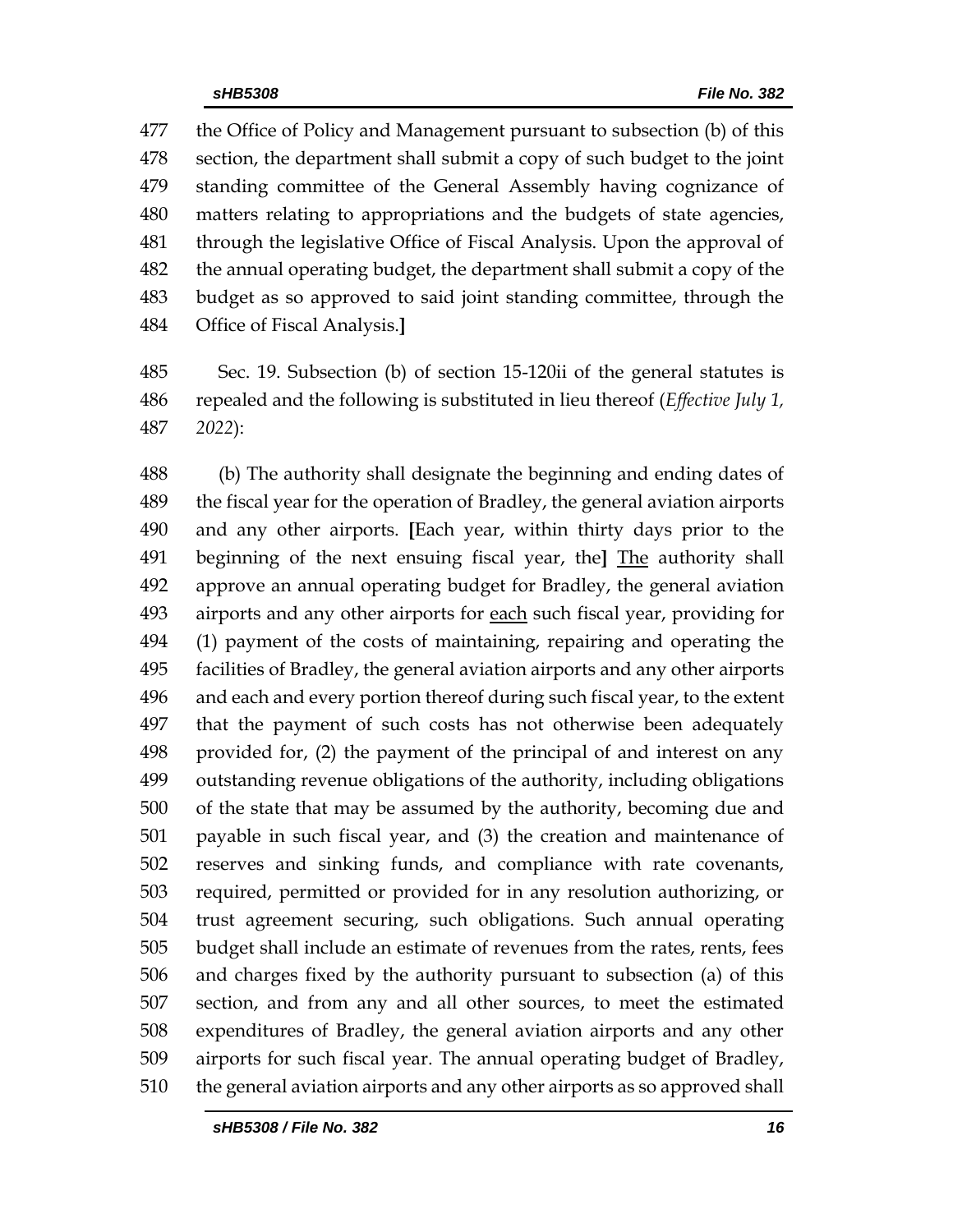477 the Office of Policy and Management pursuant to subsection (b) of this
478 section, the department shall submit a copy of such budget to the joint
479 standing committee of the General Assembly having cognizance of
480 matters relating to appropriations and the budgets of state agencies,
481 through the legislative Office of Fiscal Analysis. Upon the approval of
482 the annual operating budget, the department shall submit a copy of the
483 budget as so approved to said joint standing committee, through the
484 Office of Fiscal Analysis.**]**

485 Sec. 19. Subsection (b) of section 15-120ii of the general statutes is
486 repealed and the following is substituted in lieu thereof (*Effective July 1,*
487 *2022*):

488 (b) The authority shall designate the beginning and ending dates of
489 the fiscal year for the operation of Bradley, the general aviation airports
490 and any other airports. **[**Each year, within thirty days prior to the
491 beginning of the next ensuing fiscal year, the**]** <u>The</u> authority shall
492 approve an annual operating budget for Bradley, the general aviation
493 airports and any other airports for <u>each</u> such fiscal year, providing for
494 (1) payment of the costs of maintaining, repairing and operating the
495 facilities of Bradley, the general aviation airports and any other airports
496 and each and every portion thereof during such fiscal year, to the extent
497 that the payment of such costs has not otherwise been adequately
498 provided for, (2) the payment of the principal of and interest on any
499 outstanding revenue obligations of the authority, including obligations
500 of the state that may be assumed by the authority, becoming due and
501 payable in such fiscal year, and (3) the creation and maintenance of
502 reserves and sinking funds, and compliance with rate covenants,
503 required, permitted or provided for in any resolution authorizing, or
504 trust agreement securing, such obligations. Such annual operating
505 budget shall include an estimate of revenues from the rates, rents, fees
506 and charges fixed by the authority pursuant to subsection (a) of this
507 section, and from any and all other sources, to meet the estimated
508 expenditures of Bradley, the general aviation airports and any other
509 airports for such fiscal year. The annual operating budget of Bradley,
510 the general aviation airports and any other airports as so approved shall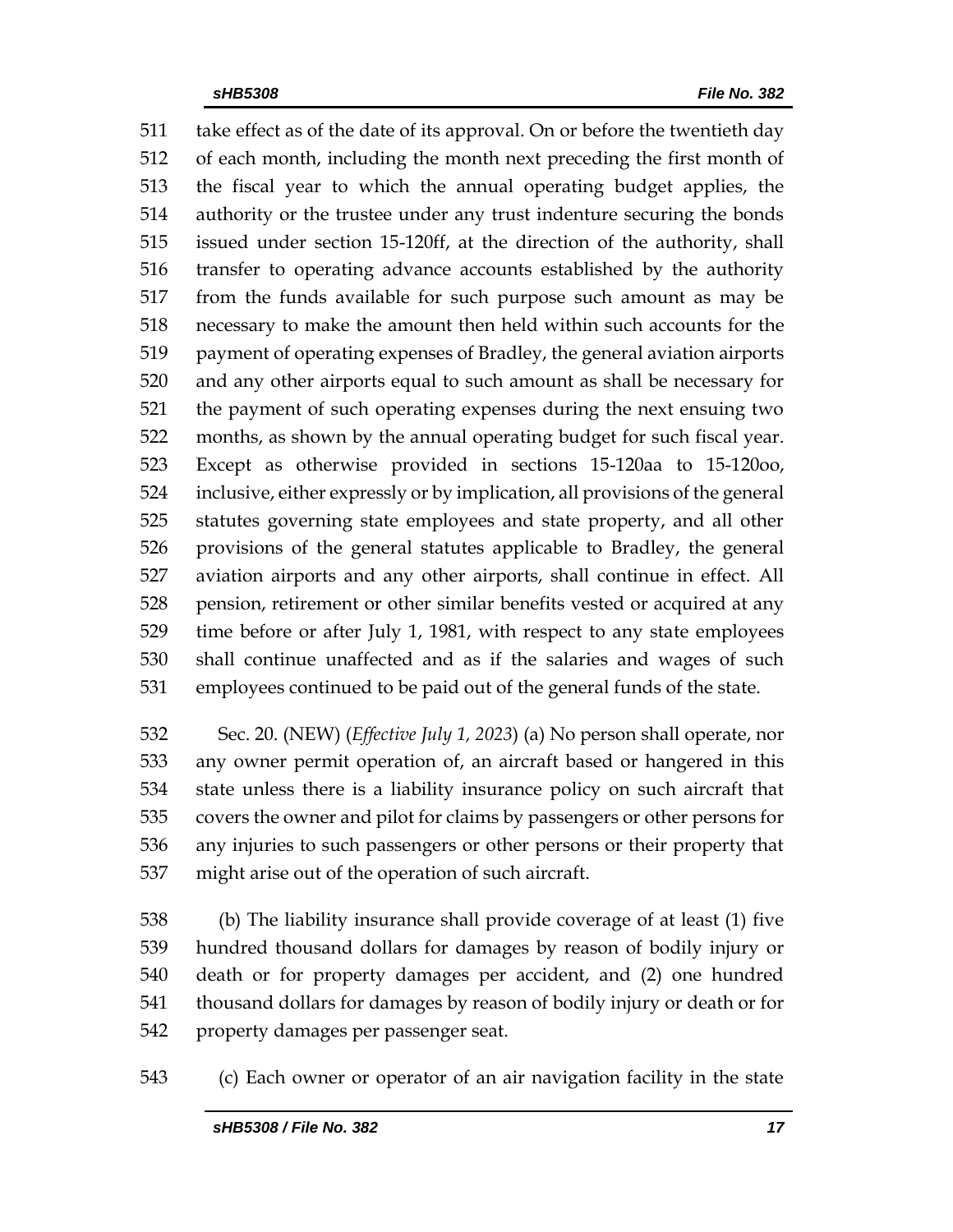take effect as of the date of its approval. On or before the twentieth day of each month, including the month next preceding the first month of the fiscal year to which the annual operating budget applies, the authority or the trustee under any trust indenture securing the bonds issued under section 15-120ff, at the direction of the authority, shall transfer to operating advance accounts established by the authority from the funds available for such purpose such amount as may be necessary to make the amount then held within such accounts for the payment of operating expenses of Bradley, the general aviation airports and any other airports equal to such amount as shall be necessary for the payment of such operating expenses during the next ensuing two months, as shown by the annual operating budget for such fiscal year. Except as otherwise provided in sections 15-120aa to 15-120oo, inclusive, either expressly or by implication, all provisions of the general statutes governing state employees and state property, and all other provisions of the general statutes applicable to Bradley, the general aviation airports and any other airports, shall continue in effect. All pension, retirement or other similar benefits vested or acquired at any time before or after July 1, 1981, with respect to any state employees shall continue unaffected and as if the salaries and wages of such employees continued to be paid out of the general funds of the state.

Sec. 20. (NEW) (*Effective July 1, 2023*) (a) No person shall operate, nor any owner permit operation of, an aircraft based or hangered in this state unless there is a liability insurance policy on such aircraft that covers the owner and pilot for claims by passengers or other persons for any injuries to such passengers or other persons or their property that might arise out of the operation of such aircraft.

(b) The liability insurance shall provide coverage of at least (1) five hundred thousand dollars for damages by reason of bodily injury or death or for property damages per accident, and (2) one hundred thousand dollars for damages by reason of bodily injury or death or for property damages per passenger seat.

(c) Each owner or operator of an air navigation facility in the state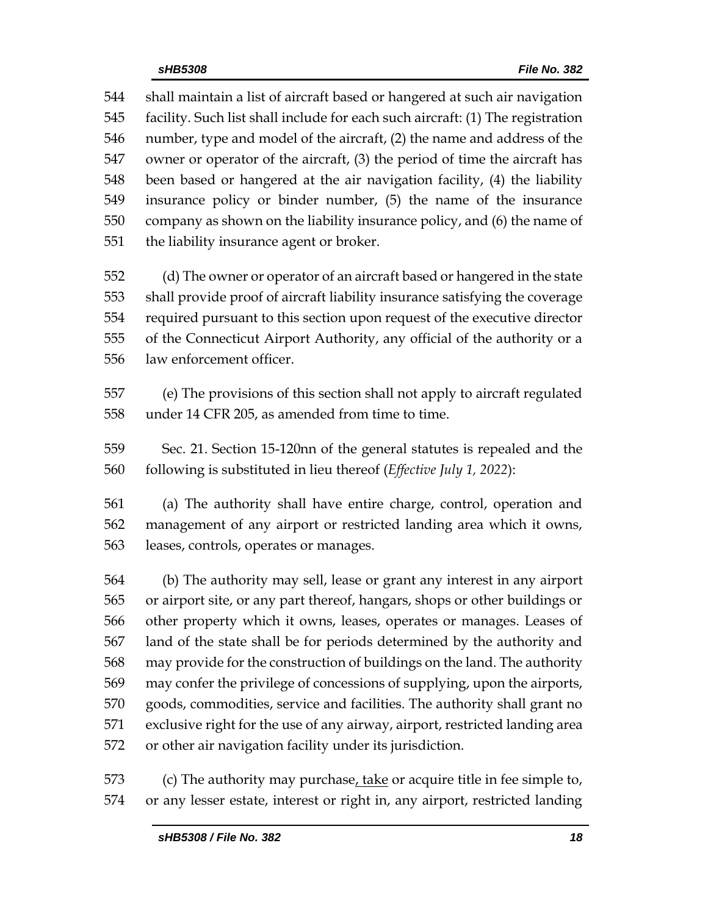shall maintain a list of aircraft based or hangered at such air navigation facility. Such list shall include for each such aircraft: (1) The registration number, type and model of the aircraft, (2) the name and address of the owner or operator of the aircraft, (3) the period of time the aircraft has been based or hangered at the air navigation facility, (4) the liability insurance policy or binder number, (5) the name of the insurance company as shown on the liability insurance policy, and (6) the name of the liability insurance agent or broker.

(d) The owner or operator of an aircraft based or hangered in the state shall provide proof of aircraft liability insurance satisfying the coverage required pursuant to this section upon request of the executive director of the Connecticut Airport Authority, any official of the authority or a law enforcement officer.

(e) The provisions of this section shall not apply to aircraft regulated under 14 CFR 205, as amended from time to time.

Sec. 21. Section 15-120nn of the general statutes is repealed and the following is substituted in lieu thereof (*Effective July 1, 2022*):

(a) The authority shall have entire charge, control, operation and management of any airport or restricted landing area which it owns, leases, controls, operates or manages.

(b) The authority may sell, lease or grant any interest in any airport or airport site, or any part thereof, hangars, shops or other buildings or other property which it owns, leases, operates or manages. Leases of land of the state shall be for periods determined by the authority and may provide for the construction of buildings on the land. The authority may confer the privilege of concessions of supplying, upon the airports, goods, commodities, service and facilities. The authority shall grant no exclusive right for the use of any airway, airport, restricted landing area or other air navigation facility under its jurisdiction.

(c) The authority may purchase, take or acquire title in fee simple to, or any lesser estate, interest or right in, any airport, restricted landing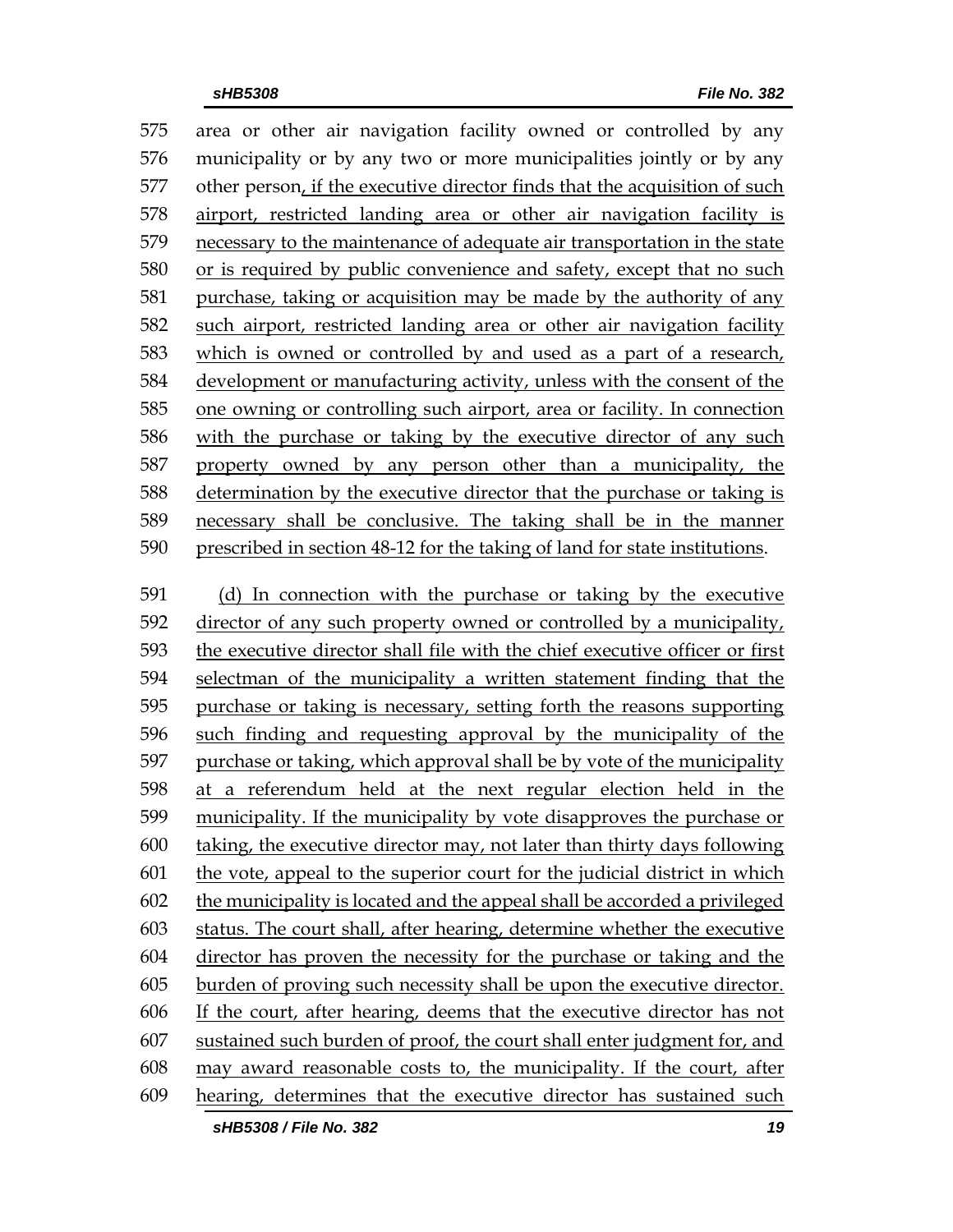575 area or other air navigation facility owned or controlled by any
576 municipality or by any two or more municipalities jointly or by any
577 other person, if the executive director finds that the acquisition of such
578 airport, restricted landing area or other air navigation facility is
579 necessary to the maintenance of adequate air transportation in the state
580 or is required by public convenience and safety, except that no such
581 purchase, taking or acquisition may be made by the authority of any
582 such airport, restricted landing area or other air navigation facility
583 which is owned or controlled by and used as a part of a research,
584 development or manufacturing activity, unless with the consent of the
585 one owning or controlling such airport, area or facility. In connection
586 with the purchase or taking by the executive director of any such
587 property owned by any person other than a municipality, the
588 determination by the executive director that the purchase or taking is
589 necessary shall be conclusive. The taking shall be in the manner
590 prescribed in section 48-12 for the taking of land for state institutions.

591 (d) In connection with the purchase or taking by the executive
592 director of any such property owned or controlled by a municipality,
593 the executive director shall file with the chief executive officer or first
594 selectman of the municipality a written statement finding that the
595 purchase or taking is necessary, setting forth the reasons supporting
596 such finding and requesting approval by the municipality of the
597 purchase or taking, which approval shall be by vote of the municipality
598 at a referendum held at the next regular election held in the
599 municipality. If the municipality by vote disapproves the purchase or
600 taking, the executive director may, not later than thirty days following
601 the vote, appeal to the superior court for the judicial district in which
602 the municipality is located and the appeal shall be accorded a privileged
603 status. The court shall, after hearing, determine whether the executive
604 director has proven the necessity for the purchase or taking and the
605 burden of proving such necessity shall be upon the executive director.
606 If the court, after hearing, deems that the executive director has not
607 sustained such burden of proof, the court shall enter judgment for, and
608 may award reasonable costs to, the municipality. If the court, after
609 hearing, determines that the executive director has sustained such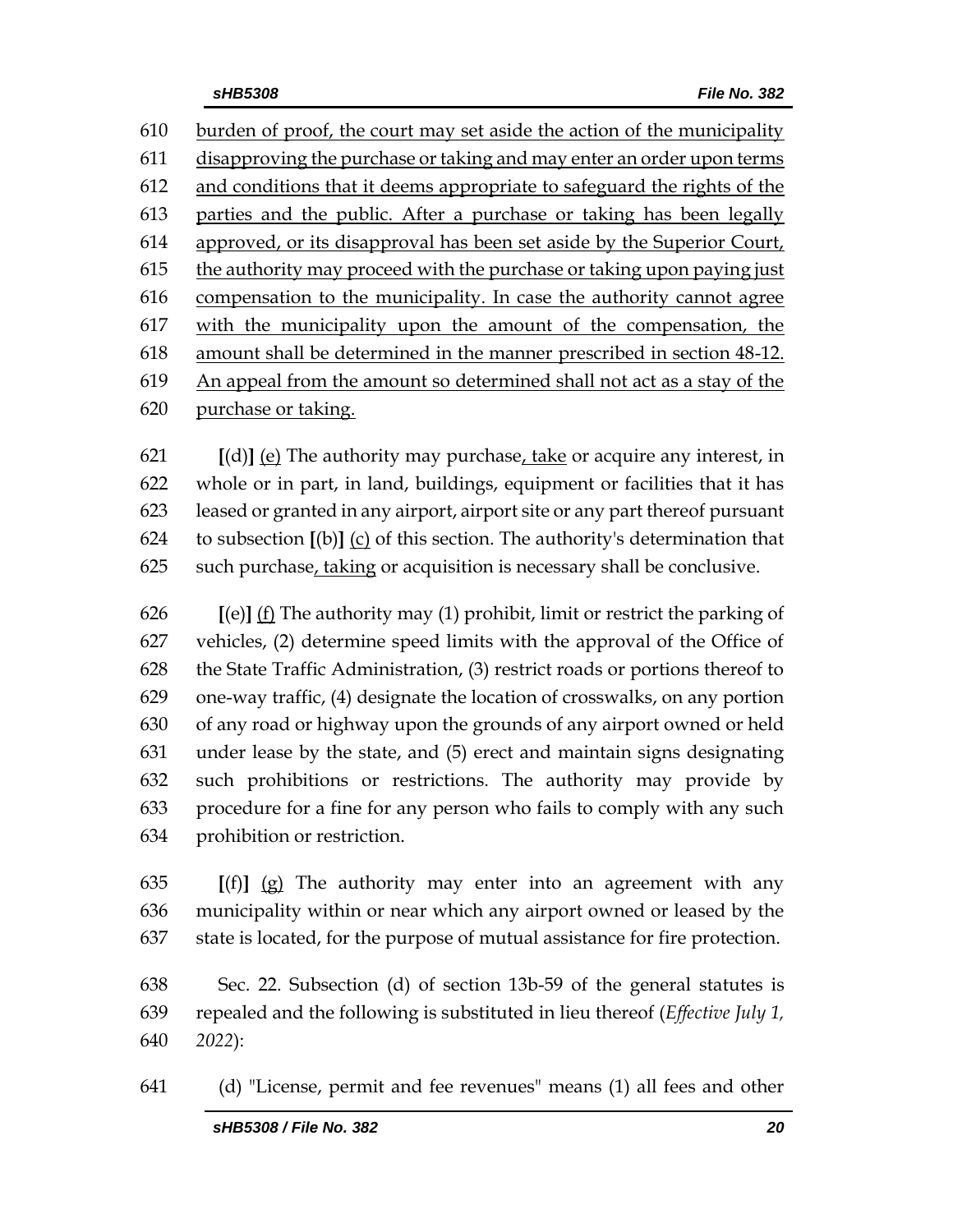610 burden of proof, the court may set aside the action of the municipality
611 disapproving the purchase or taking and may enter an order upon terms
612 and conditions that it deems appropriate to safeguard the rights of the
613 parties and the public. After a purchase or taking has been legally
614 approved, or its disapproval has been set aside by the Superior Court,
615 the authority may proceed with the purchase or taking upon paying just
616 compensation to the municipality. In case the authority cannot agree
617 with the municipality upon the amount of the compensation, the
618 amount shall be determined in the manner prescribed in section 48-12.
619 An appeal from the amount so determined shall not act as a stay of the
620 purchase or taking.

621 [(d)] (e) The authority may purchase, take or acquire any interest, in
622 whole or in part, in land, buildings, equipment or facilities that it has
623 leased or granted in any airport, airport site or any part thereof pursuant
624 to subsection [(b)] (c) of this section. The authority's determination that
625 such purchase, taking or acquisition is necessary shall be conclusive.

626 [(e)] (f) The authority may (1) prohibit, limit or restrict the parking of
627 vehicles, (2) determine speed limits with the approval of the Office of
628 the State Traffic Administration, (3) restrict roads or portions thereof to
629 one-way traffic, (4) designate the location of crosswalks, on any portion
630 of any road or highway upon the grounds of any airport owned or held
631 under lease by the state, and (5) erect and maintain signs designating
632 such prohibitions or restrictions. The authority may provide by
633 procedure for a fine for any person who fails to comply with any such
634 prohibition or restriction.

635 [(f)] (g) The authority may enter into an agreement with any
636 municipality within or near which any airport owned or leased by the
637 state is located, for the purpose of mutual assistance for fire protection.

638 Sec. 22. Subsection (d) of section 13b-59 of the general statutes is
639 repealed and the following is substituted in lieu thereof (*Effective July 1,*
640 *2022*):

641 (d) "License, permit and fee revenues" means (1) all fees and other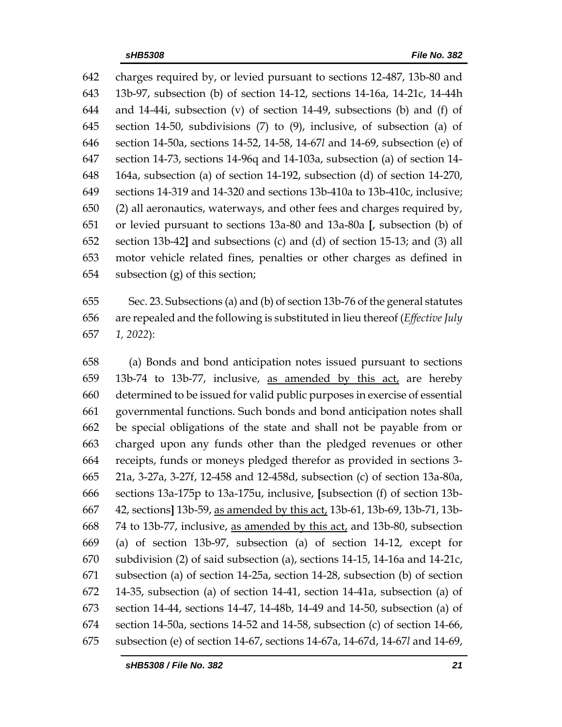642 charges required by, or levied pursuant to sections 12-487, 13b-80 and
643 13b-97, subsection (b) of section 14-12, sections 14-16a, 14-21c, 14-44h
644 and 14-44i, subsection (v) of section 14-49, subsections (b) and (f) of
645 section 14-50, subdivisions (7) to (9), inclusive, of subsection (a) of
646 section 14-50a, sections 14-52, 14-58, 14-67*l* and 14-69, subsection (e) of
647 section 14-73, sections 14-96q and 14-103a, subsection (a) of section 14-
648 164a, subsection (a) of section 14-192, subsection (d) of section 14-270,
649 sections 14-319 and 14-320 and sections 13b-410a to 13b-410c, inclusive;
650 (2) all aeronautics, waterways, and other fees and charges required by,
651 or levied pursuant to sections 13a-80 and 13a-80a **[**, subsection (b) of
652 section 13b-42**]** and subsections (c) and (d) of section 15-13; and (3) all
653 motor vehicle related fines, penalties or other charges as defined in
654 subsection (g) of this section;

655 Sec. 23. Subsections (a) and (b) of section 13b-76 of the general statutes
656 are repealed and the following is substituted in lieu thereof (*Effective July*
657 *1, 2022*):

658 (a) Bonds and bond anticipation notes issued pursuant to sections
659 13b-74 to 13b-77, inclusive, <u>as amended by this act,</u> are hereby
660 determined to be issued for valid public purposes in exercise of essential
661 governmental functions. Such bonds and bond anticipation notes shall
662 be special obligations of the state and shall not be payable from or
663 charged upon any funds other than the pledged revenues or other
664 receipts, funds or moneys pledged therefor as provided in sections 3-
665 21a, 3-27a, 3-27f, 12-458 and 12-458d, subsection (c) of section 13a-80a,
666 sections 13a-175p to 13a-175u, inclusive, **[**subsection (f) of section 13b-
667 42, sections**]** 13b-59, <u>as amended by this act,</u> 13b-61, 13b-69, 13b-71, 13b-
668 74 to 13b-77, inclusive, <u>as amended by this act,</u> and 13b-80, subsection
669 (a) of section 13b-97, subsection (a) of section 14-12, except for
670 subdivision (2) of said subsection (a), sections 14-15, 14-16a and 14-21c,
671 subsection (a) of section 14-25a, section 14-28, subsection (b) of section
672 14-35, subsection (a) of section 14-41, section 14-41a, subsection (a) of
673 section 14-44, sections 14-47, 14-48b, 14-49 and 14-50, subsection (a) of
674 section 14-50a, sections 14-52 and 14-58, subsection (c) of section 14-66,
675 subsection (e) of section 14-67, sections 14-67a, 14-67d, 14-67*l* and 14-69,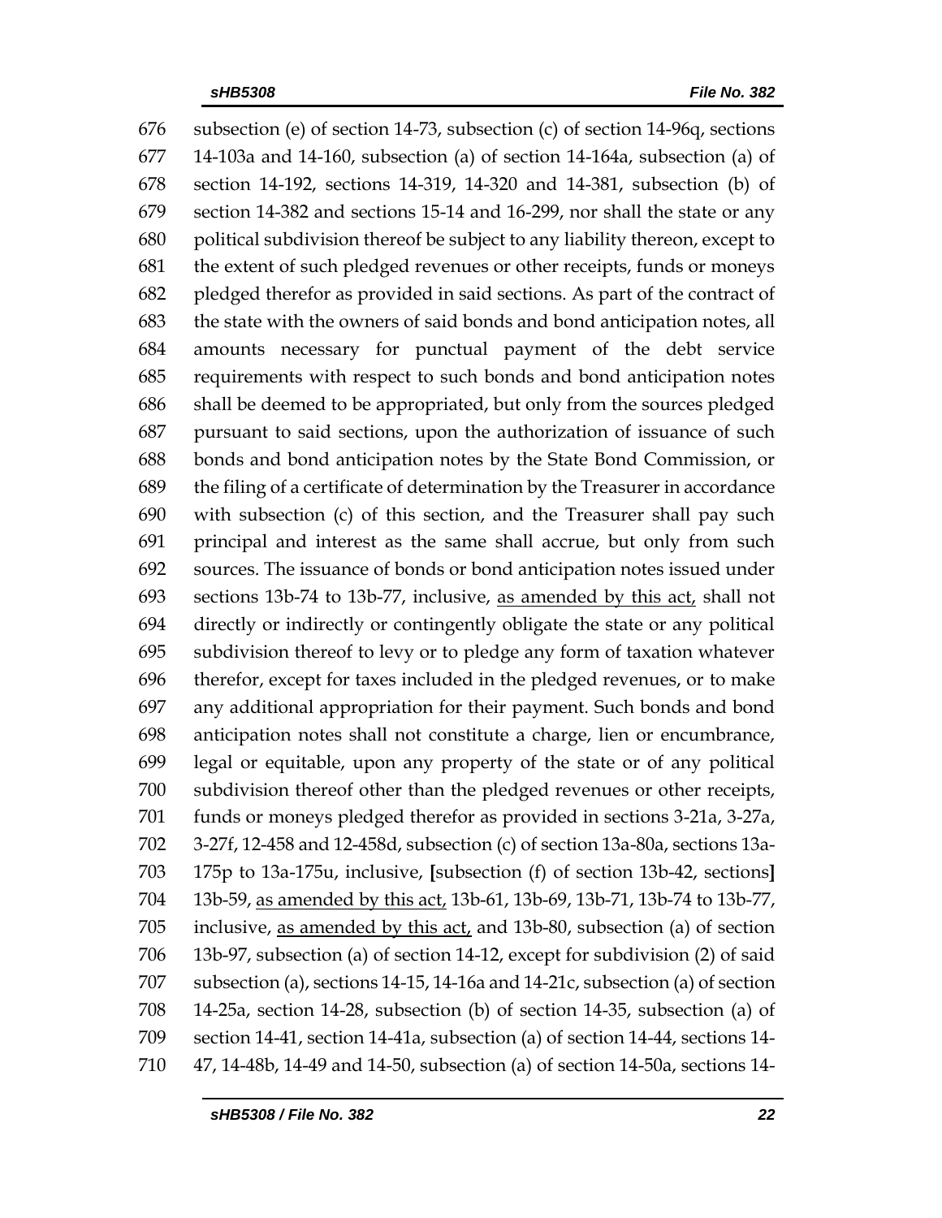676 subsection (e) of section 14-73, subsection (c) of section 14-96q, sections
677 14-103a and 14-160, subsection (a) of section 14-164a, subsection (a) of
678 section 14-192, sections 14-319, 14-320 and 14-381, subsection (b) of
679 section 14-382 and sections 15-14 and 16-299, nor shall the state or any
680 political subdivision thereof be subject to any liability thereon, except to
681 the extent of such pledged revenues or other receipts, funds or moneys
682 pledged therefor as provided in said sections. As part of the contract of
683 the state with the owners of said bonds and bond anticipation notes, all
684 amounts necessary for punctual payment of the debt service
685 requirements with respect to such bonds and bond anticipation notes
686 shall be deemed to be appropriated, but only from the sources pledged
687 pursuant to said sections, upon the authorization of issuance of such
688 bonds and bond anticipation notes by the State Bond Commission, or
689 the filing of a certificate of determination by the Treasurer in accordance
690 with subsection (c) of this section, and the Treasurer shall pay such
691 principal and interest as the same shall accrue, but only from such
692 sources. The issuance of bonds or bond anticipation notes issued under
693 sections 13b-74 to 13b-77, inclusive, <u>as amended by this act,</u> shall not
694 directly or indirectly or contingently obligate the state or any political
695 subdivision thereof to levy or to pledge any form of taxation whatever
696 therefor, except for taxes included in the pledged revenues, or to make
697 any additional appropriation for their payment. Such bonds and bond
698 anticipation notes shall not constitute a charge, lien or encumbrance,
699 legal or equitable, upon any property of the state or of any political
700 subdivision thereof other than the pledged revenues or other receipts,
701 funds or moneys pledged therefor as provided in sections 3-21a, 3-27a,
702 3-27f, 12-458 and 12-458d, subsection (c) of section 13a-80a, sections 13a-
703 175p to 13a-175u, inclusive, **[**subsection (f) of section 13b-42, sections**]**
704 13b-59, <u>as amended by this act,</u> 13b-61, 13b-69, 13b-71, 13b-74 to 13b-77,
705 inclusive, <u>as amended by this act,</u> and 13b-80, subsection (a) of section
706 13b-97, subsection (a) of section 14-12, except for subdivision (2) of said
707 subsection (a), sections 14-15, 14-16a and 14-21c, subsection (a) of section
708 14-25a, section 14-28, subsection (b) of section 14-35, subsection (a) of
709 section 14-41, section 14-41a, subsection (a) of section 14-44, sections 14-
710 47, 14-48b, 14-49 and 14-50, subsection (a) of section 14-50a, sections 14-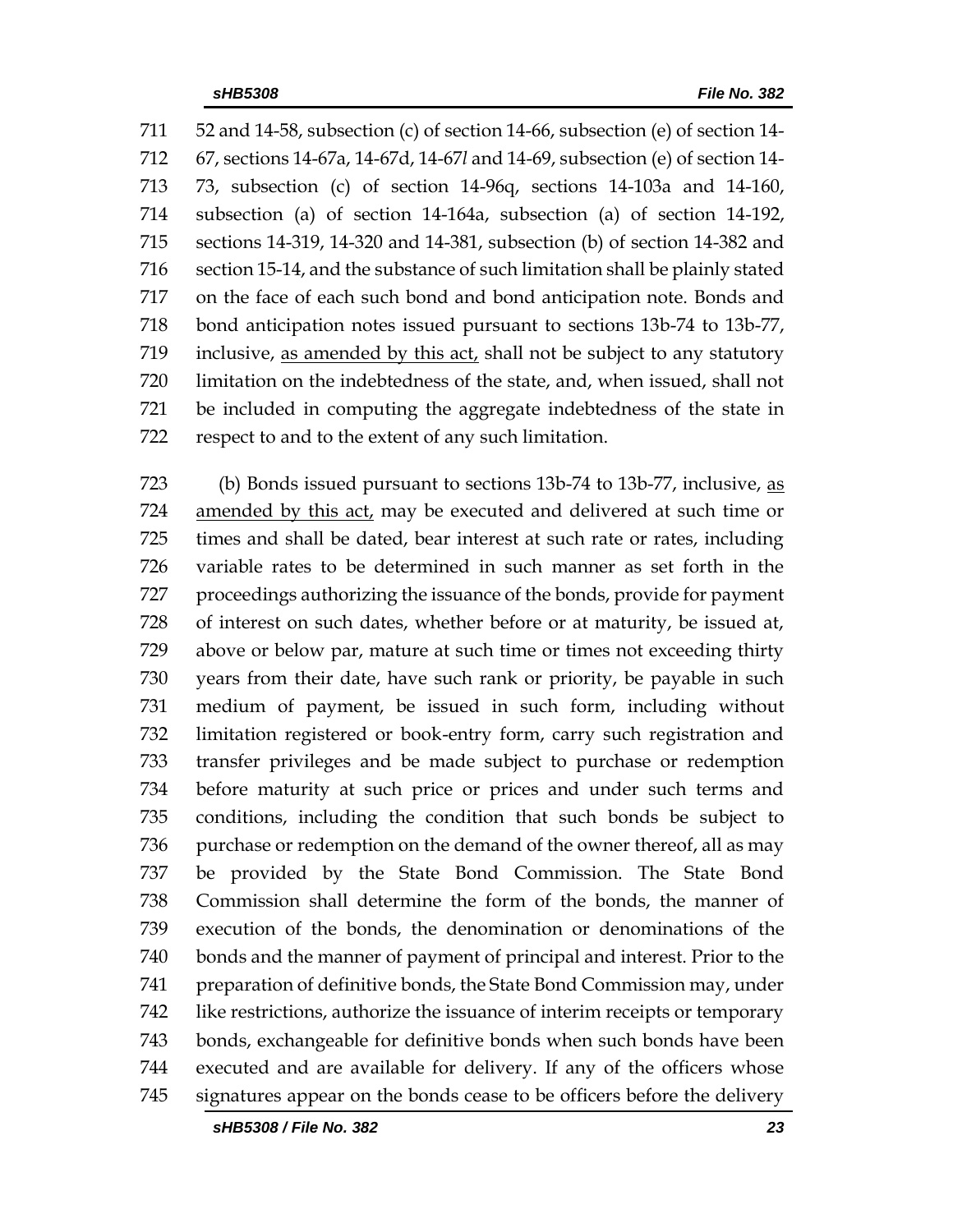52 and 14-58, subsection (c) of section 14-66, subsection (e) of section 14-67, sections 14-67a, 14-67d, 14-67*l* and 14-69, subsection (e) of section 14-73, subsection (c) of section 14-96q, sections 14-103a and 14-160, subsection (a) of section 14-164a, subsection (a) of section 14-192, sections 14-319, 14-320 and 14-381, subsection (b) of section 14-382 and section 15-14, and the substance of such limitation shall be plainly stated on the face of each such bond and bond anticipation note. Bonds and bond anticipation notes issued pursuant to sections 13b-74 to 13b-77, inclusive, as amended by this act, shall not be subject to any statutory limitation on the indebtedness of the state, and, when issued, shall not be included in computing the aggregate indebtedness of the state in respect to and to the extent of any such limitation.

(b) Bonds issued pursuant to sections 13b-74 to 13b-77, inclusive, as amended by this act, may be executed and delivered at such time or times and shall be dated, bear interest at such rate or rates, including variable rates to be determined in such manner as set forth in the proceedings authorizing the issuance of the bonds, provide for payment of interest on such dates, whether before or at maturity, be issued at, above or below par, mature at such time or times not exceeding thirty years from their date, have such rank or priority, be payable in such medium of payment, be issued in such form, including without limitation registered or book-entry form, carry such registration and transfer privileges and be made subject to purchase or redemption before maturity at such price or prices and under such terms and conditions, including the condition that such bonds be subject to purchase or redemption on the demand of the owner thereof, all as may be provided by the State Bond Commission. The State Bond Commission shall determine the form of the bonds, the manner of execution of the bonds, the denomination or denominations of the bonds and the manner of payment of principal and interest. Prior to the preparation of definitive bonds, the State Bond Commission may, under like restrictions, authorize the issuance of interim receipts or temporary bonds, exchangeable for definitive bonds when such bonds have been executed and are available for delivery. If any of the officers whose signatures appear on the bonds cease to be officers before the delivery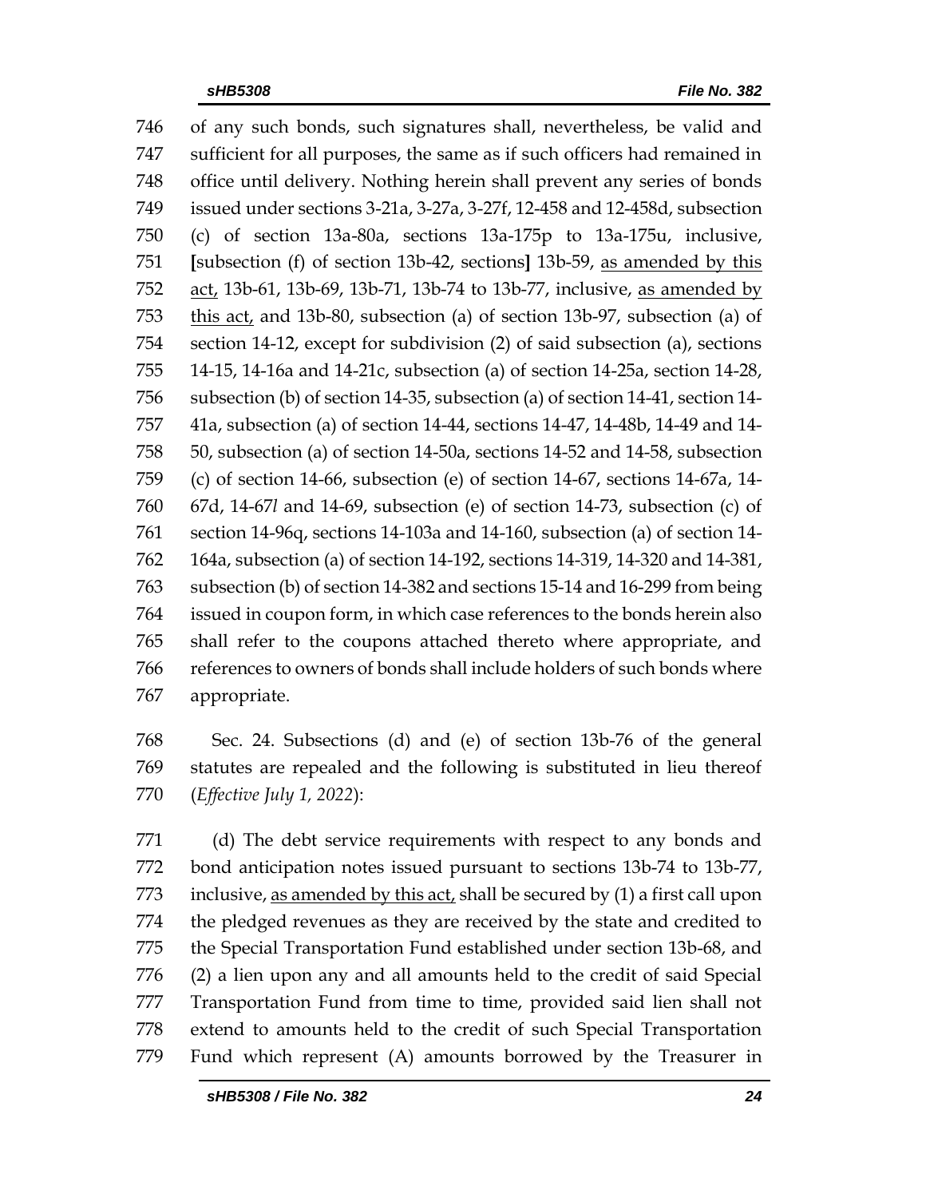of any such bonds, such signatures shall, nevertheless, be valid and sufficient for all purposes, the same as if such officers had remained in office until delivery. Nothing herein shall prevent any series of bonds issued under sections 3-21a, 3-27a, 3-27f, 12-458 and 12-458d, subsection (c) of section 13a-80a, sections 13a-175p to 13a-175u, inclusive, [subsection (f) of section 13b-42, sections] 13b-59, as amended by this act, 13b-61, 13b-69, 13b-71, 13b-74 to 13b-77, inclusive, as amended by this act, and 13b-80, subsection (a) of section 13b-97, subsection (a) of section 14-12, except for subdivision (2) of said subsection (a), sections 14-15, 14-16a and 14-21c, subsection (a) of section 14-25a, section 14-28, subsection (b) of section 14-35, subsection (a) of section 14-41, section 14-41a, subsection (a) of section 14-44, sections 14-47, 14-48b, 14-49 and 14-50, subsection (a) of section 14-50a, sections 14-52 and 14-58, subsection (c) of section 14-66, subsection (e) of section 14-67, sections 14-67a, 14-67d, 14-67*l* and 14-69, subsection (e) of section 14-73, subsection (c) of section 14-96q, sections 14-103a and 14-160, subsection (a) of section 14-164a, subsection (a) of section 14-192, sections 14-319, 14-320 and 14-381, subsection (b) of section 14-382 and sections 15-14 and 16-299 from being issued in coupon form, in which case references to the bonds herein also shall refer to the coupons attached thereto where appropriate, and references to owners of bonds shall include holders of such bonds where appropriate.

Sec. 24. Subsections (d) and (e) of section 13b-76 of the general statutes are repealed and the following is substituted in lieu thereof (*Effective July 1, 2022*):

(d) The debt service requirements with respect to any bonds and bond anticipation notes issued pursuant to sections 13b-74 to 13b-77, inclusive, as amended by this act, shall be secured by (1) a first call upon the pledged revenues as they are received by the state and credited to the Special Transportation Fund established under section 13b-68, and (2) a lien upon any and all amounts held to the credit of said Special Transportation Fund from time to time, provided said lien shall not extend to amounts held to the credit of such Special Transportation Fund which represent (A) amounts borrowed by the Treasurer in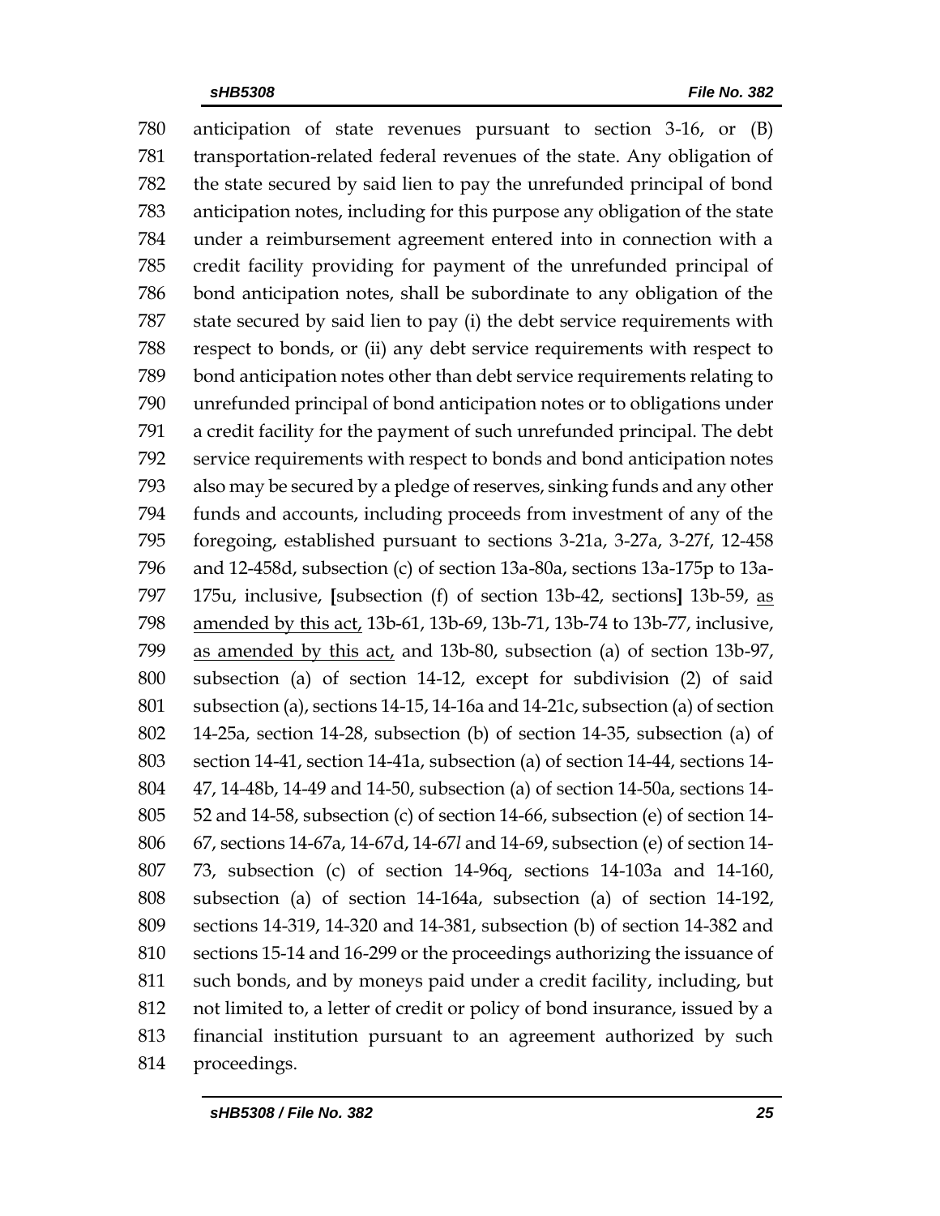anticipation of state revenues pursuant to section 3-16, or (B) transportation-related federal revenues of the state. Any obligation of the state secured by said lien to pay the unrefunded principal of bond anticipation notes, including for this purpose any obligation of the state under a reimbursement agreement entered into in connection with a credit facility providing for payment of the unrefunded principal of bond anticipation notes, shall be subordinate to any obligation of the state secured by said lien to pay (i) the debt service requirements with respect to bonds, or (ii) any debt service requirements with respect to bond anticipation notes other than debt service requirements relating to unrefunded principal of bond anticipation notes or to obligations under a credit facility for the payment of such unrefunded principal. The debt service requirements with respect to bonds and bond anticipation notes also may be secured by a pledge of reserves, sinking funds and any other funds and accounts, including proceeds from investment of any of the foregoing, established pursuant to sections 3-21a, 3-27a, 3-27f, 12-458 and 12-458d, subsection (c) of section 13a-80a, sections 13a-175p to 13a-175u, inclusive, **[**subsection (f) of section 13b-42, sections**]** 13b-59, as amended by this act, 13b-61, 13b-69, 13b-71, 13b-74 to 13b-77, inclusive, as amended by this act, and 13b-80, subsection (a) of section 13b-97, subsection (a) of section 14-12, except for subdivision (2) of said subsection (a), sections 14-15, 14-16a and 14-21c, subsection (a) of section 14-25a, section 14-28, subsection (b) of section 14-35, subsection (a) of section 14-41, section 14-41a, subsection (a) of section 14-44, sections 14-47, 14-48b, 14-49 and 14-50, subsection (a) of section 14-50a, sections 14-52 and 14-58, subsection (c) of section 14-66, subsection (e) of section 14-67, sections 14-67a, 14-67d, 14-67*l* and 14-69, subsection (e) of section 14-73, subsection (c) of section 14-96q, sections 14-103a and 14-160, subsection (a) of section 14-164a, subsection (a) of section 14-192, sections 14-319, 14-320 and 14-381, subsection (b) of section 14-382 and sections 15-14 and 16-299 or the proceedings authorizing the issuance of such bonds, and by moneys paid under a credit facility, including, but not limited to, a letter of credit or policy of bond insurance, issued by a financial institution pursuant to an agreement authorized by such proceedings.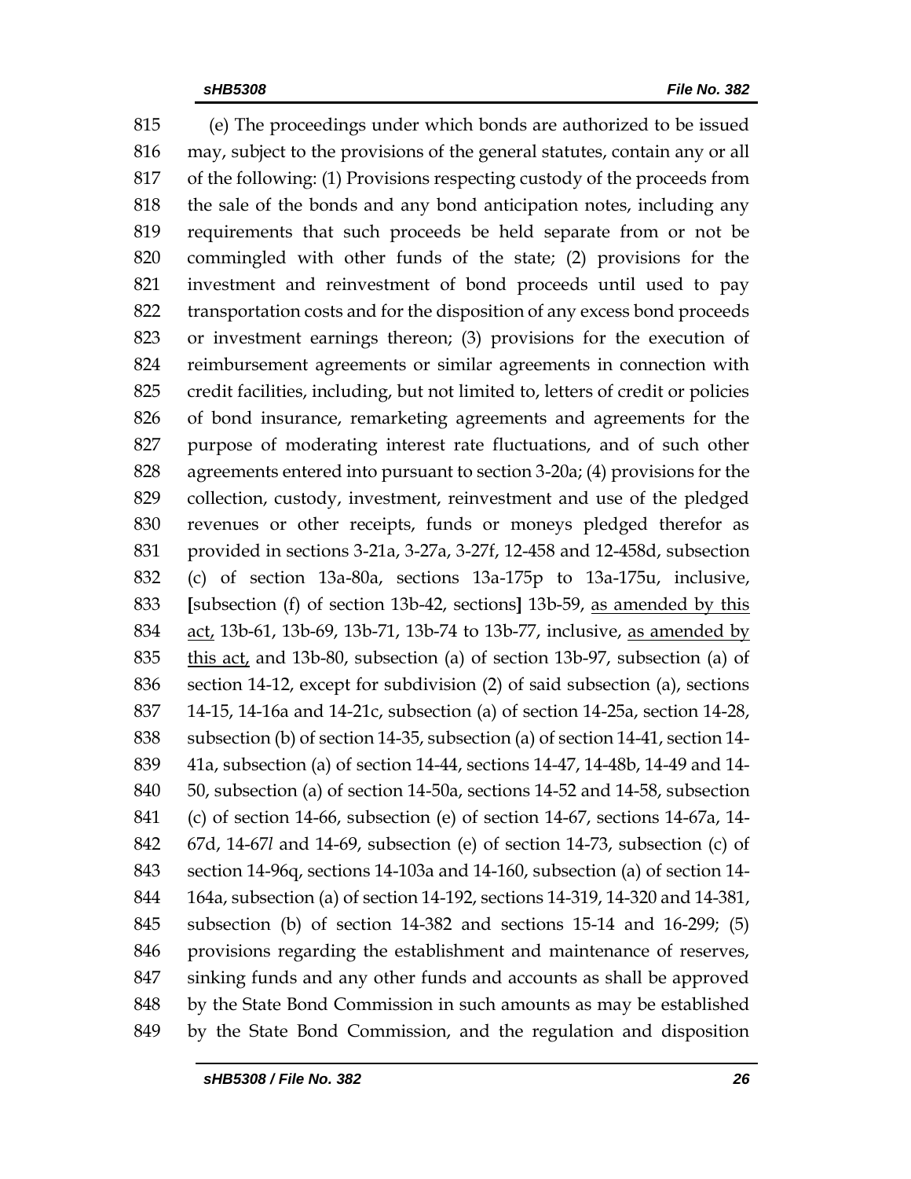(e) The proceedings under which bonds are authorized to be issued may, subject to the provisions of the general statutes, contain any or all of the following: (1) Provisions respecting custody of the proceeds from the sale of the bonds and any bond anticipation notes, including any requirements that such proceeds be held separate from or not be commingled with other funds of the state; (2) provisions for the investment and reinvestment of bond proceeds until used to pay transportation costs and for the disposition of any excess bond proceeds or investment earnings thereon; (3) provisions for the execution of reimbursement agreements or similar agreements in connection with credit facilities, including, but not limited to, letters of credit or policies of bond insurance, remarketing agreements and agreements for the purpose of moderating interest rate fluctuations, and of such other agreements entered into pursuant to section 3-20a; (4) provisions for the collection, custody, investment, reinvestment and use of the pledged revenues or other receipts, funds or moneys pledged therefor as provided in sections 3-21a, 3-27a, 3-27f, 12-458 and 12-458d, subsection (c) of section 13a-80a, sections 13a-175p to 13a-175u, inclusive, **[**subsection (f) of section 13b-42, sections**]** 13b-59, <u>as amended by this act,</u> 13b-61, 13b-69, 13b-71, 13b-74 to 13b-77, inclusive, <u>as amended by this act,</u> and 13b-80, subsection (a) of section 13b-97, subsection (a) of section 14-12, except for subdivision (2) of said subsection (a), sections 14-15, 14-16a and 14-21c, subsection (a) of section 14-25a, section 14-28, subsection (b) of section 14-35, subsection (a) of section 14-41, section 14-41a, subsection (a) of section 14-44, sections 14-47, 14-48b, 14-49 and 14-50, subsection (a) of section 14-50a, sections 14-52 and 14-58, subsection (c) of section 14-66, subsection (e) of section 14-67, sections 14-67a, 14-67d, 14-67*l* and 14-69, subsection (e) of section 14-73, subsection (c) of section 14-96q, sections 14-103a and 14-160, subsection (a) of section 14-164a, subsection (a) of section 14-192, sections 14-319, 14-320 and 14-381, subsection (b) of section 14-382 and sections 15-14 and 16-299; (5) provisions regarding the establishment and maintenance of reserves, sinking funds and any other funds and accounts as shall be approved by the State Bond Commission in such amounts as may be established by the State Bond Commission, and the regulation and disposition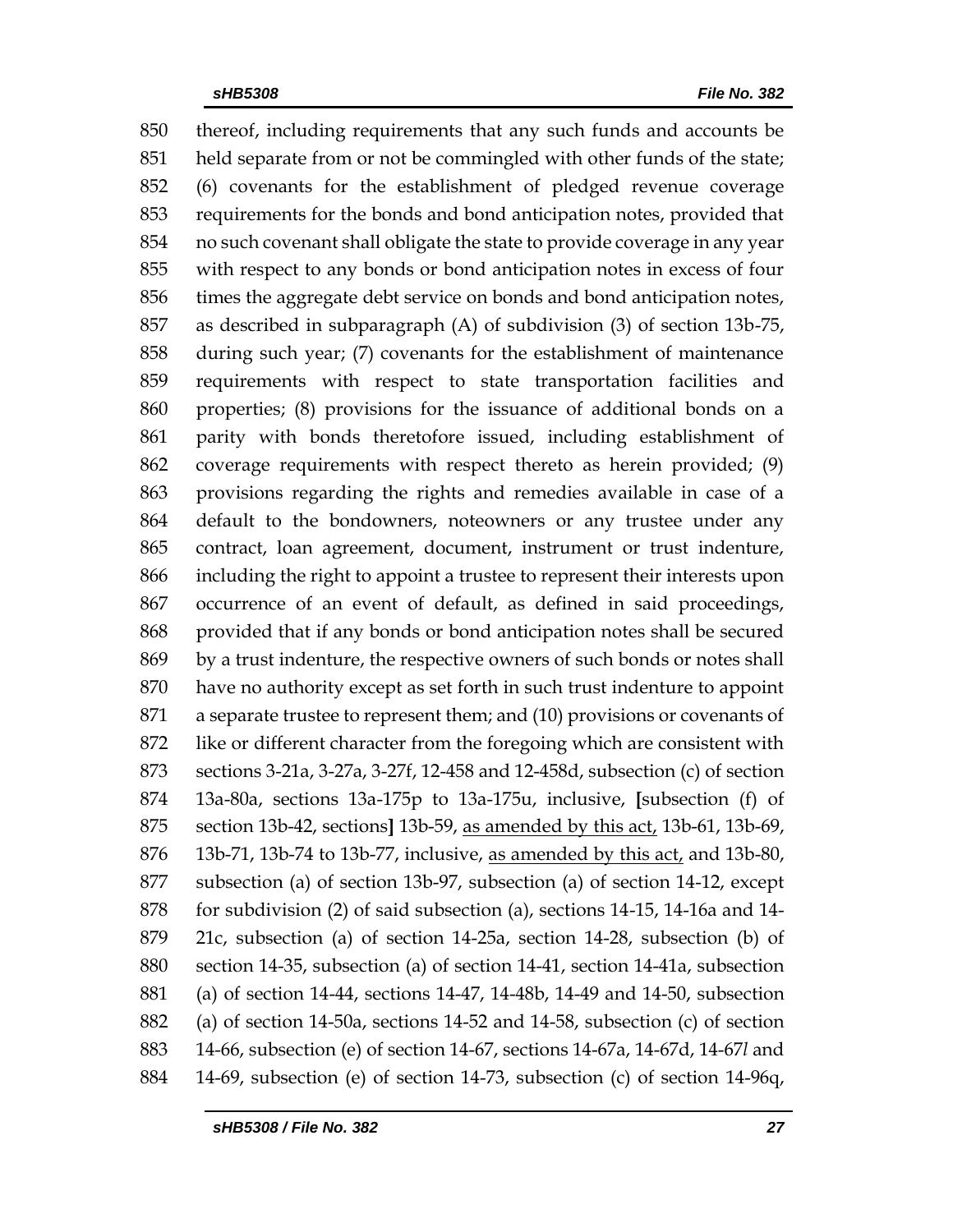850 thereof, including requirements that any such funds and accounts be
851 held separate from or not be commingled with other funds of the state;
852 (6) covenants for the establishment of pledged revenue coverage
853 requirements for the bonds and bond anticipation notes, provided that
854 no such covenant shall obligate the state to provide coverage in any year
855 with respect to any bonds or bond anticipation notes in excess of four
856 times the aggregate debt service on bonds and bond anticipation notes,
857 as described in subparagraph (A) of subdivision (3) of section 13b-75,
858 during such year; (7) covenants for the establishment of maintenance
859 requirements with respect to state transportation facilities and
860 properties; (8) provisions for the issuance of additional bonds on a
861 parity with bonds theretofore issued, including establishment of
862 coverage requirements with respect thereto as herein provided; (9)
863 provisions regarding the rights and remedies available in case of a
864 default to the bondowners, noteowners or any trustee under any
865 contract, loan agreement, document, instrument or trust indenture,
866 including the right to appoint a trustee to represent their interests upon
867 occurrence of an event of default, as defined in said proceedings,
868 provided that if any bonds or bond anticipation notes shall be secured
869 by a trust indenture, the respective owners of such bonds or notes shall
870 have no authority except as set forth in such trust indenture to appoint
871 a separate trustee to represent them; and (10) provisions or covenants of
872 like or different character from the foregoing which are consistent with
873 sections 3-21a, 3-27a, 3-27f, 12-458 and 12-458d, subsection (c) of section
874 13a-80a, sections 13a-175p to 13a-175u, inclusive, **[**subsection (f) of
875 section 13b-42, sections**]** 13b-59, <u>as amended by this act,</u> 13b-61, 13b-69,
876 13b-71, 13b-74 to 13b-77, inclusive, <u>as amended by this act,</u> and 13b-80,
877 subsection (a) of section 13b-97, subsection (a) of section 14-12, except
878 for subdivision (2) of said subsection (a), sections 14-15, 14-16a and 14-
879 21c, subsection (a) of section 14-25a, section 14-28, subsection (b) of
880 section 14-35, subsection (a) of section 14-41, section 14-41a, subsection
881 (a) of section 14-44, sections 14-47, 14-48b, 14-49 and 14-50, subsection
882 (a) of section 14-50a, sections 14-52 and 14-58, subsection (c) of section
883 14-66, subsection (e) of section 14-67, sections 14-67a, 14-67d, 14-67*l* and
884 14-69, subsection (e) of section 14-73, subsection (c) of section 14-96q,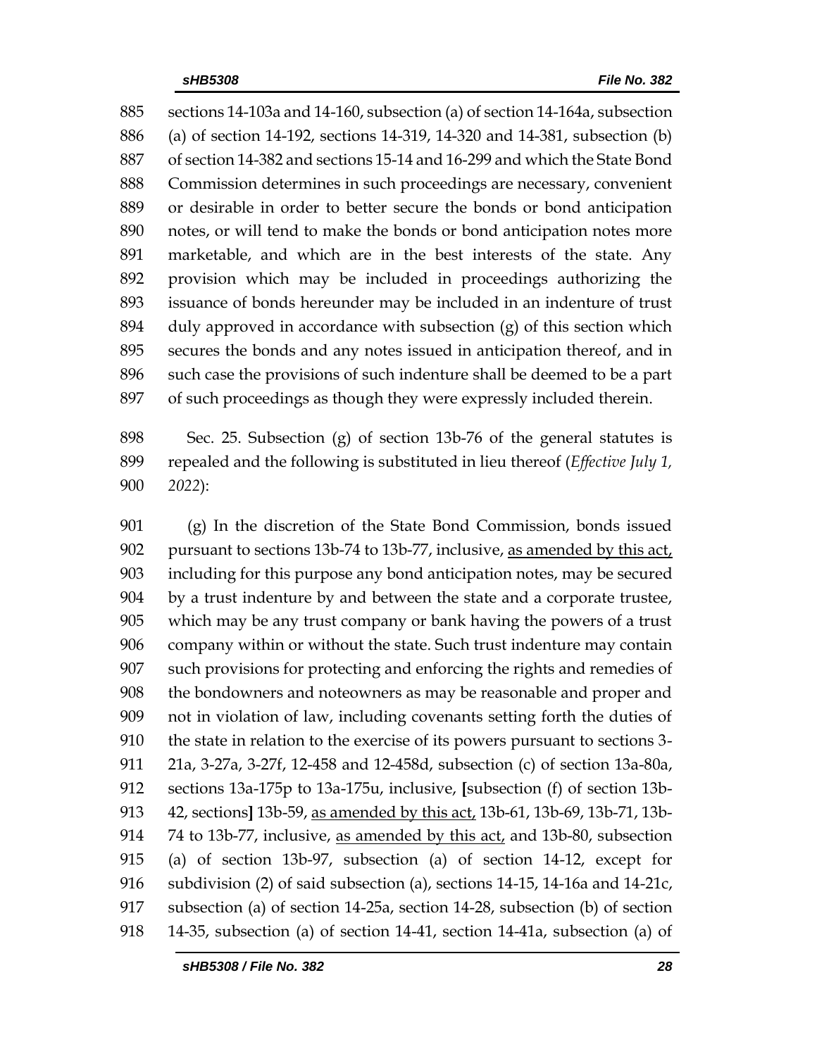sections 14-103a and 14-160, subsection (a) of section 14-164a, subsection (a) of section 14-192, sections 14-319, 14-320 and 14-381, subsection (b) of section 14-382 and sections 15-14 and 16-299 and which the State Bond Commission determines in such proceedings are necessary, convenient or desirable in order to better secure the bonds or bond anticipation notes, or will tend to make the bonds or bond anticipation notes more marketable, and which are in the best interests of the state. Any provision which may be included in proceedings authorizing the issuance of bonds hereunder may be included in an indenture of trust duly approved in accordance with subsection (g) of this section which secures the bonds and any notes issued in anticipation thereof, and in such case the provisions of such indenture shall be deemed to be a part of such proceedings as though they were expressly included therein.

Sec. 25. Subsection (g) of section 13b-76 of the general statutes is repealed and the following is substituted in lieu thereof (*Effective July 1, 2022*):

(g) In the discretion of the State Bond Commission, bonds issued pursuant to sections 13b-74 to 13b-77, inclusive, <u>as amended by this act,</u> including for this purpose any bond anticipation notes, may be secured by a trust indenture by and between the state and a corporate trustee, which may be any trust company or bank having the powers of a trust company within or without the state. Such trust indenture may contain such provisions for protecting and enforcing the rights and remedies of the bondowners and noteowners as may be reasonable and proper and not in violation of law, including covenants setting forth the duties of the state in relation to the exercise of its powers pursuant to sections 3-21a, 3-27a, 3-27f, 12-458 and 12-458d, subsection (c) of section 13a-80a, sections 13a-175p to 13a-175u, inclusive, **[**subsection (f) of section 13b-42, sections**]** 13b-59, <u>as amended by this act,</u> 13b-61, 13b-69, 13b-71, 13b-74 to 13b-77, inclusive, <u>as amended by this act,</u> and 13b-80, subsection (a) of section 13b-97, subsection (a) of section 14-12, except for subdivision (2) of said subsection (a), sections 14-15, 14-16a and 14-21c, subsection (a) of section 14-25a, section 14-28, subsection (b) of section 14-35, subsection (a) of section 14-41, section 14-41a, subsection (a) of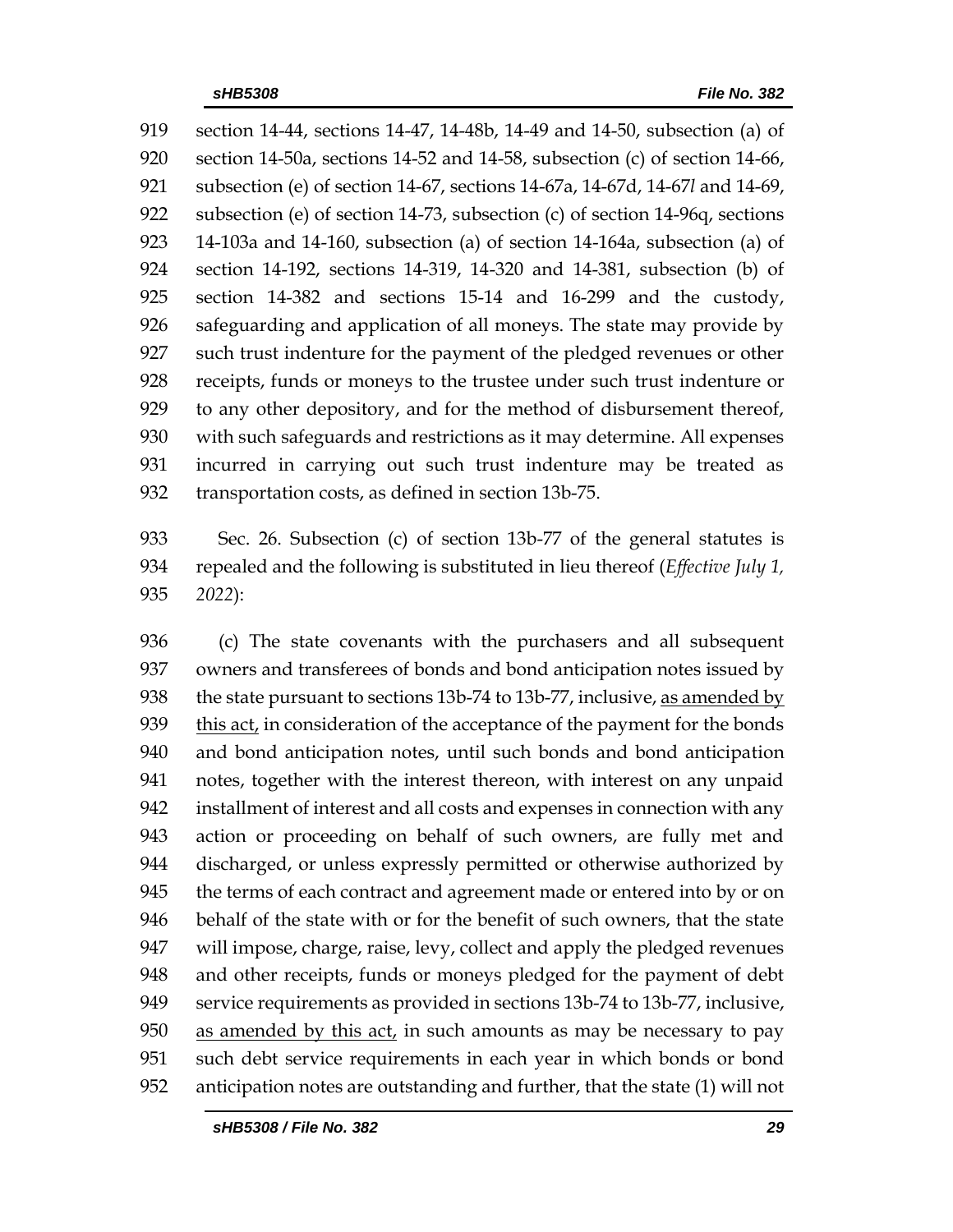section 14-44, sections 14-47, 14-48b, 14-49 and 14-50, subsection (a) of section 14-50a, sections 14-52 and 14-58, subsection (c) of section 14-66, subsection (e) of section 14-67, sections 14-67a, 14-67d, 14-67*l* and 14-69, subsection (e) of section 14-73, subsection (c) of section 14-96q, sections 14-103a and 14-160, subsection (a) of section 14-164a, subsection (a) of section 14-192, sections 14-319, 14-320 and 14-381, subsection (b) of section 14-382 and sections 15-14 and 16-299 and the custody, safeguarding and application of all moneys. The state may provide by such trust indenture for the payment of the pledged revenues or other receipts, funds or moneys to the trustee under such trust indenture or to any other depository, and for the method of disbursement thereof, with such safeguards and restrictions as it may determine. All expenses incurred in carrying out such trust indenture may be treated as transportation costs, as defined in section 13b-75.

Sec. 26. Subsection (c) of section 13b-77 of the general statutes is repealed and the following is substituted in lieu thereof (*Effective July 1, 2022*):

(c) The state covenants with the purchasers and all subsequent owners and transferees of bonds and bond anticipation notes issued by the state pursuant to sections 13b-74 to 13b-77, inclusive, <u>as amended by this act,</u> in consideration of the acceptance of the payment for the bonds and bond anticipation notes, until such bonds and bond anticipation notes, together with the interest thereon, with interest on any unpaid installment of interest and all costs and expenses in connection with any action or proceeding on behalf of such owners, are fully met and discharged, or unless expressly permitted or otherwise authorized by the terms of each contract and agreement made or entered into by or on behalf of the state with or for the benefit of such owners, that the state will impose, charge, raise, levy, collect and apply the pledged revenues and other receipts, funds or moneys pledged for the payment of debt service requirements as provided in sections 13b-74 to 13b-77, inclusive, <u>as amended by this act,</u> in such amounts as may be necessary to pay such debt service requirements in each year in which bonds or bond anticipation notes are outstanding and further, that the state (1) will not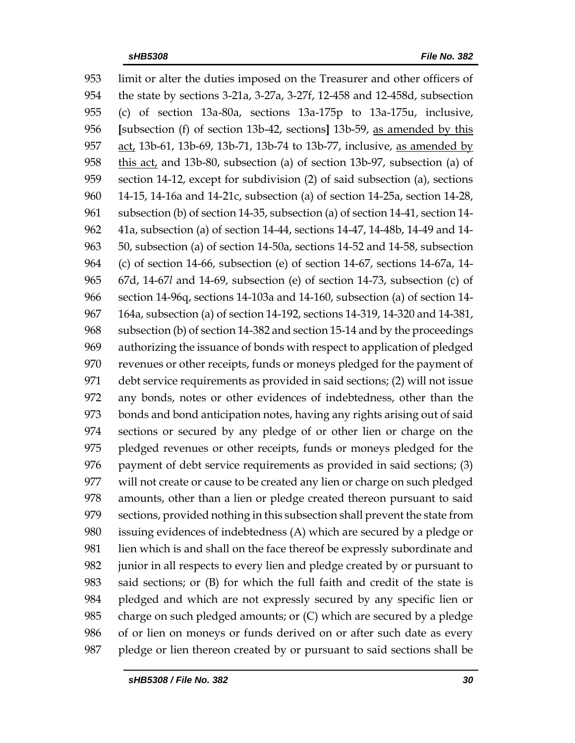953 limit or alter the duties imposed on the Treasurer and other officers of
954 the state by sections 3-21a, 3-27a, 3-27f, 12-458 and 12-458d, subsection
955 (c) of section 13a-80a, sections 13a-175p to 13a-175u, inclusive,
956 [subsection (f) of section 13b-42, sections] 13b-59, as amended by this
957 act, 13b-61, 13b-69, 13b-71, 13b-74 to 13b-77, inclusive, as amended by
958 this act, and 13b-80, subsection (a) of section 13b-97, subsection (a) of
959 section 14-12, except for subdivision (2) of said subsection (a), sections
960 14-15, 14-16a and 14-21c, subsection (a) of section 14-25a, section 14-28,
961 subsection (b) of section 14-35, subsection (a) of section 14-41, section 14-
962 41a, subsection (a) of section 14-44, sections 14-47, 14-48b, 14-49 and 14-
963 50, subsection (a) of section 14-50a, sections 14-52 and 14-58, subsection
964 (c) of section 14-66, subsection (e) of section 14-67, sections 14-67a, 14-
965 67d, 14-67*l* and 14-69, subsection (e) of section 14-73, subsection (c) of
966 section 14-96q, sections 14-103a and 14-160, subsection (a) of section 14-
967 164a, subsection (a) of section 14-192, sections 14-319, 14-320 and 14-381,
968 subsection (b) of section 14-382 and section 15-14 and by the proceedings
969 authorizing the issuance of bonds with respect to application of pledged
970 revenues or other receipts, funds or moneys pledged for the payment of
971 debt service requirements as provided in said sections; (2) will not issue
972 any bonds, notes or other evidences of indebtedness, other than the
973 bonds and bond anticipation notes, having any rights arising out of said
974 sections or secured by any pledge of or other lien or charge on the
975 pledged revenues or other receipts, funds or moneys pledged for the
976 payment of debt service requirements as provided in said sections; (3)
977 will not create or cause to be created any lien or charge on such pledged
978 amounts, other than a lien or pledge created thereon pursuant to said
979 sections, provided nothing in this subsection shall prevent the state from
980 issuing evidences of indebtedness (A) which are secured by a pledge or
981 lien which is and shall on the face thereof be expressly subordinate and
982 junior in all respects to every lien and pledge created by or pursuant to
983 said sections; or (B) for which the full faith and credit of the state is
984 pledged and which are not expressly secured by any specific lien or
985 charge on such pledged amounts; or (C) which are secured by a pledge
986 of or lien on moneys or funds derived on or after such date as every
987 pledge or lien thereon created by or pursuant to said sections shall be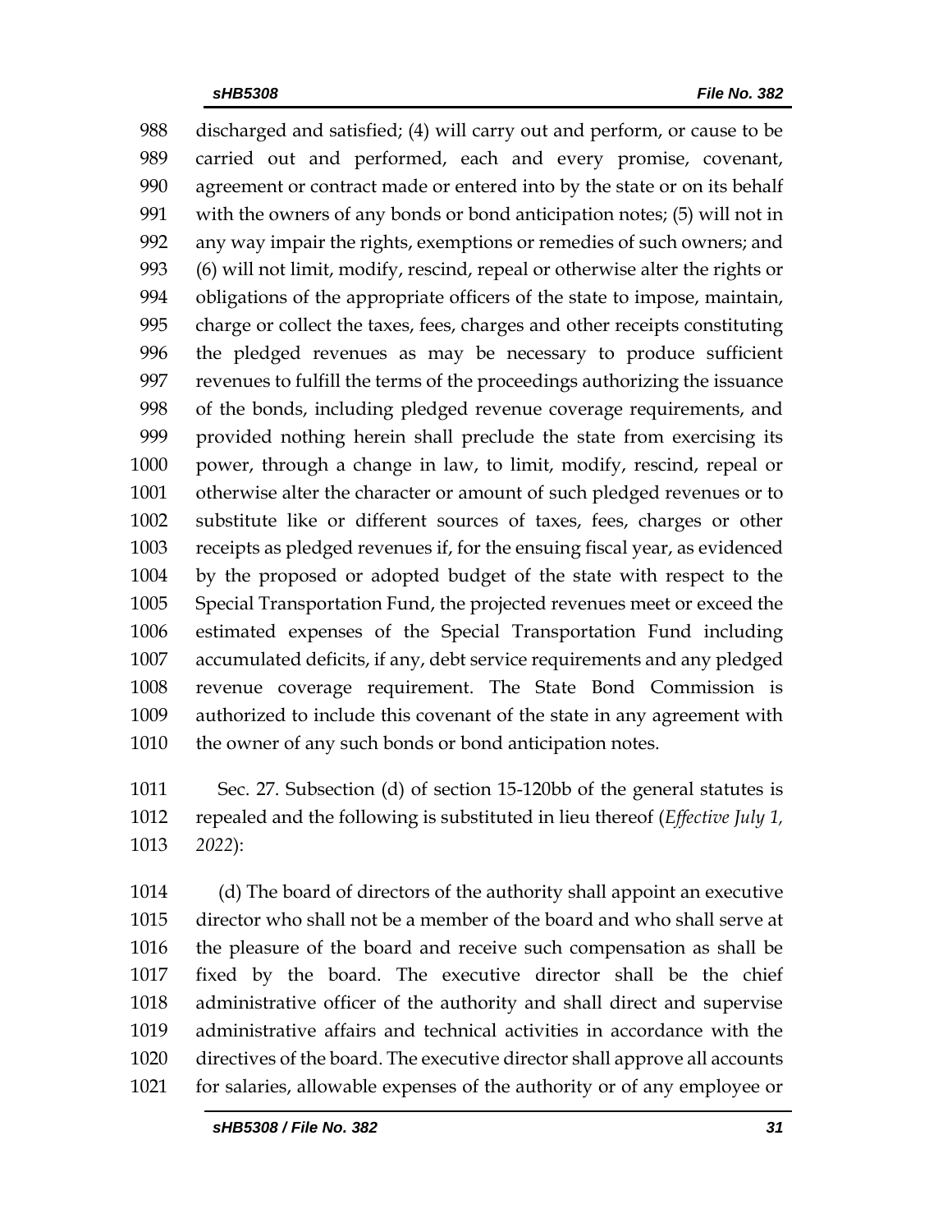discharged and satisfied; (4) will carry out and perform, or cause to be carried out and performed, each and every promise, covenant, agreement or contract made or entered into by the state or on its behalf with the owners of any bonds or bond anticipation notes; (5) will not in any way impair the rights, exemptions or remedies of such owners; and (6) will not limit, modify, rescind, repeal or otherwise alter the rights or obligations of the appropriate officers of the state to impose, maintain, charge or collect the taxes, fees, charges and other receipts constituting the pledged revenues as may be necessary to produce sufficient revenues to fulfill the terms of the proceedings authorizing the issuance of the bonds, including pledged revenue coverage requirements, and provided nothing herein shall preclude the state from exercising its power, through a change in law, to limit, modify, rescind, repeal or otherwise alter the character or amount of such pledged revenues or to substitute like or different sources of taxes, fees, charges or other receipts as pledged revenues if, for the ensuing fiscal year, as evidenced by the proposed or adopted budget of the state with respect to the Special Transportation Fund, the projected revenues meet or exceed the estimated expenses of the Special Transportation Fund including accumulated deficits, if any, debt service requirements and any pledged revenue coverage requirement. The State Bond Commission is authorized to include this covenant of the state in any agreement with the owner of any such bonds or bond anticipation notes.

Sec. 27. Subsection (d) of section 15-120bb of the general statutes is repealed and the following is substituted in lieu thereof (*Effective July 1, 2022*):

(d) The board of directors of the authority shall appoint an executive director who shall not be a member of the board and who shall serve at the pleasure of the board and receive such compensation as shall be fixed by the board. The executive director shall be the chief administrative officer of the authority and shall direct and supervise administrative affairs and technical activities in accordance with the directives of the board. The executive director shall approve all accounts for salaries, allowable expenses of the authority or of any employee or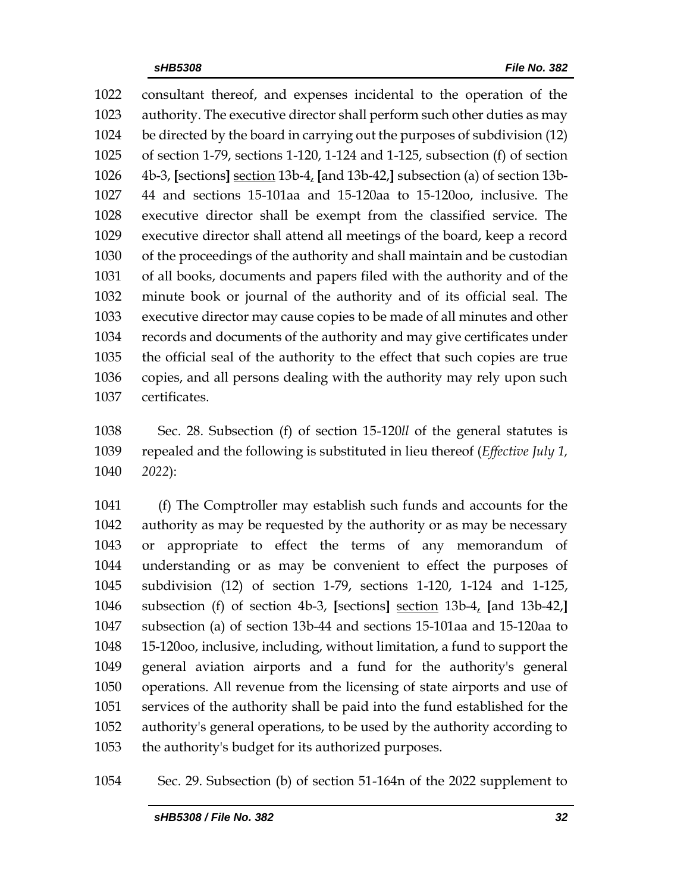consultant thereof, and expenses incidental to the operation of the authority. The executive director shall perform such other duties as may be directed by the board in carrying out the purposes of subdivision (12) of section 1-79, sections 1-120, 1-124 and 1-125, subsection (f) of section 4b-3, [sections] section 13b-4, [and 13b-42,] subsection (a) of section 13b-44 and sections 15-101aa and 15-120aa to 15-120oo, inclusive. The executive director shall be exempt from the classified service. The executive director shall attend all meetings of the board, keep a record of the proceedings of the authority and shall maintain and be custodian of all books, documents and papers filed with the authority and of the minute book or journal of the authority and of its official seal. The executive director may cause copies to be made of all minutes and other records and documents of the authority and may give certificates under the official seal of the authority to the effect that such copies are true copies, and all persons dealing with the authority may rely upon such certificates.

Sec. 28. Subsection (f) of section 15-120*ll* of the general statutes is repealed and the following is substituted in lieu thereof (*Effective July 1, 2022*):

(f) The Comptroller may establish such funds and accounts for the authority as may be requested by the authority or as may be necessary or appropriate to effect the terms of any memorandum of understanding or as may be convenient to effect the purposes of subdivision (12) of section 1-79, sections 1-120, 1-124 and 1-125, subsection (f) of section 4b-3, [sections] section 13b-4, [and 13b-42,] subsection (a) of section 13b-44 and sections 15-101aa and 15-120aa to 15-120oo, inclusive, including, without limitation, a fund to support the general aviation airports and a fund for the authority's general operations. All revenue from the licensing of state airports and use of services of the authority shall be paid into the fund established for the authority's general operations, to be used by the authority according to the authority's budget for its authorized purposes.

Sec. 29. Subsection (b) of section 51-164n of the 2022 supplement to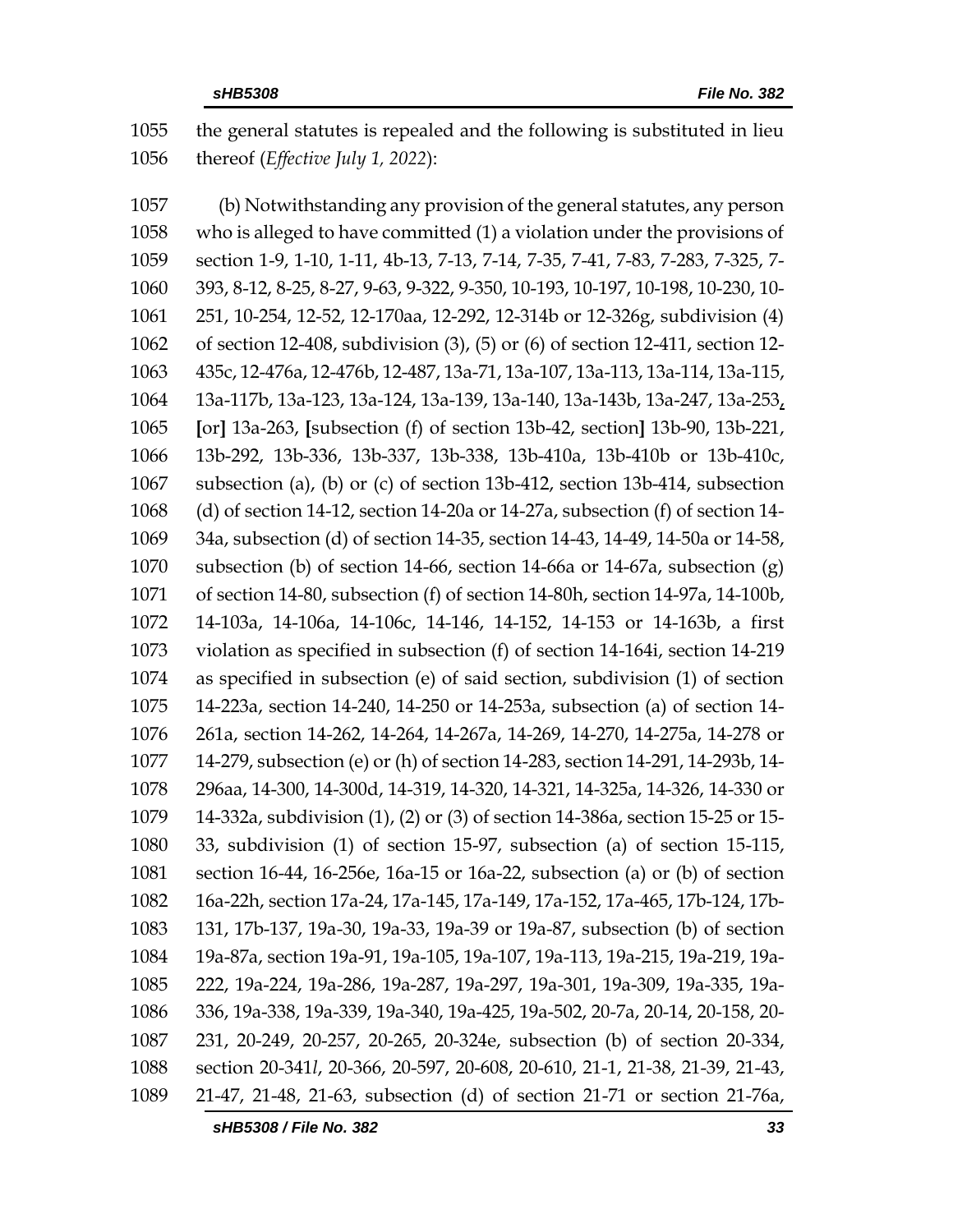1055 the general statutes is repealed and the following is substituted in lieu
1056 thereof (*Effective July 1, 2022*):

1057 (b) Notwithstanding any provision of the general statutes, any person
1058 who is alleged to have committed (1) a violation under the provisions of
1059 section 1-9, 1-10, 1-11, 4b-13, 7-13, 7-14, 7-35, 7-41, 7-83, 7-283, 7-325, 7-
1060 393, 8-12, 8-25, 8-27, 9-63, 9-322, 9-350, 10-193, 10-197, 10-198, 10-230, 10-
1061 251, 10-254, 12-52, 12-170aa, 12-292, 12-314b or 12-326g, subdivision (4)
1062 of section 12-408, subdivision (3), (5) or (6) of section 12-411, section 12-
1063 435c, 12-476a, 12-476b, 12-487, 13a-71, 13a-107, 13a-113, 13a-114, 13a-115,
1064 13a-117b, 13a-123, 13a-124, 13a-139, 13a-140, 13a-143b, 13a-247, 13a-253,
1065 **[**or**]** 13a-263, **[**subsection (f) of section 13b-42, section**]** 13b-90, 13b-221,
1066 13b-292, 13b-336, 13b-337, 13b-338, 13b-410a, 13b-410b or 13b-410c,
1067 subsection (a), (b) or (c) of section 13b-412, section 13b-414, subsection
1068 (d) of section 14-12, section 14-20a or 14-27a, subsection (f) of section 14-
1069 34a, subsection (d) of section 14-35, section 14-43, 14-49, 14-50a or 14-58,
1070 subsection (b) of section 14-66, section 14-66a or 14-67a, subsection (g)
1071 of section 14-80, subsection (f) of section 14-80h, section 14-97a, 14-100b,
1072 14-103a, 14-106a, 14-106c, 14-146, 14-152, 14-153 or 14-163b, a first
1073 violation as specified in subsection (f) of section 14-164i, section 14-219
1074 as specified in subsection (e) of said section, subdivision (1) of section
1075 14-223a, section 14-240, 14-250 or 14-253a, subsection (a) of section 14-
1076 261a, section 14-262, 14-264, 14-267a, 14-269, 14-270, 14-275a, 14-278 or
1077 14-279, subsection (e) or (h) of section 14-283, section 14-291, 14-293b, 14-
1078 296aa, 14-300, 14-300d, 14-319, 14-320, 14-321, 14-325a, 14-326, 14-330 or
1079 14-332a, subdivision (1), (2) or (3) of section 14-386a, section 15-25 or 15-
1080 33, subdivision (1) of section 15-97, subsection (a) of section 15-115,
1081 section 16-44, 16-256e, 16a-15 or 16a-22, subsection (a) or (b) of section
1082 16a-22h, section 17a-24, 17a-145, 17a-149, 17a-152, 17a-465, 17b-124, 17b-
1083 131, 17b-137, 19a-30, 19a-33, 19a-39 or 19a-87, subsection (b) of section
1084 19a-87a, section 19a-91, 19a-105, 19a-107, 19a-113, 19a-215, 19a-219, 19a-
1085 222, 19a-224, 19a-286, 19a-287, 19a-297, 19a-301, 19a-309, 19a-335, 19a-
1086 336, 19a-338, 19a-339, 19a-340, 19a-425, 19a-502, 20-7a, 20-14, 20-158, 20-
1087 231, 20-249, 20-257, 20-265, 20-324e, subsection (b) of section 20-334,
1088 section 20-341*l*, 20-366, 20-597, 20-608, 20-610, 21-1, 21-38, 21-39, 21-43,
1089 21-47, 21-48, 21-63, subsection (d) of section 21-71 or section 21-76a,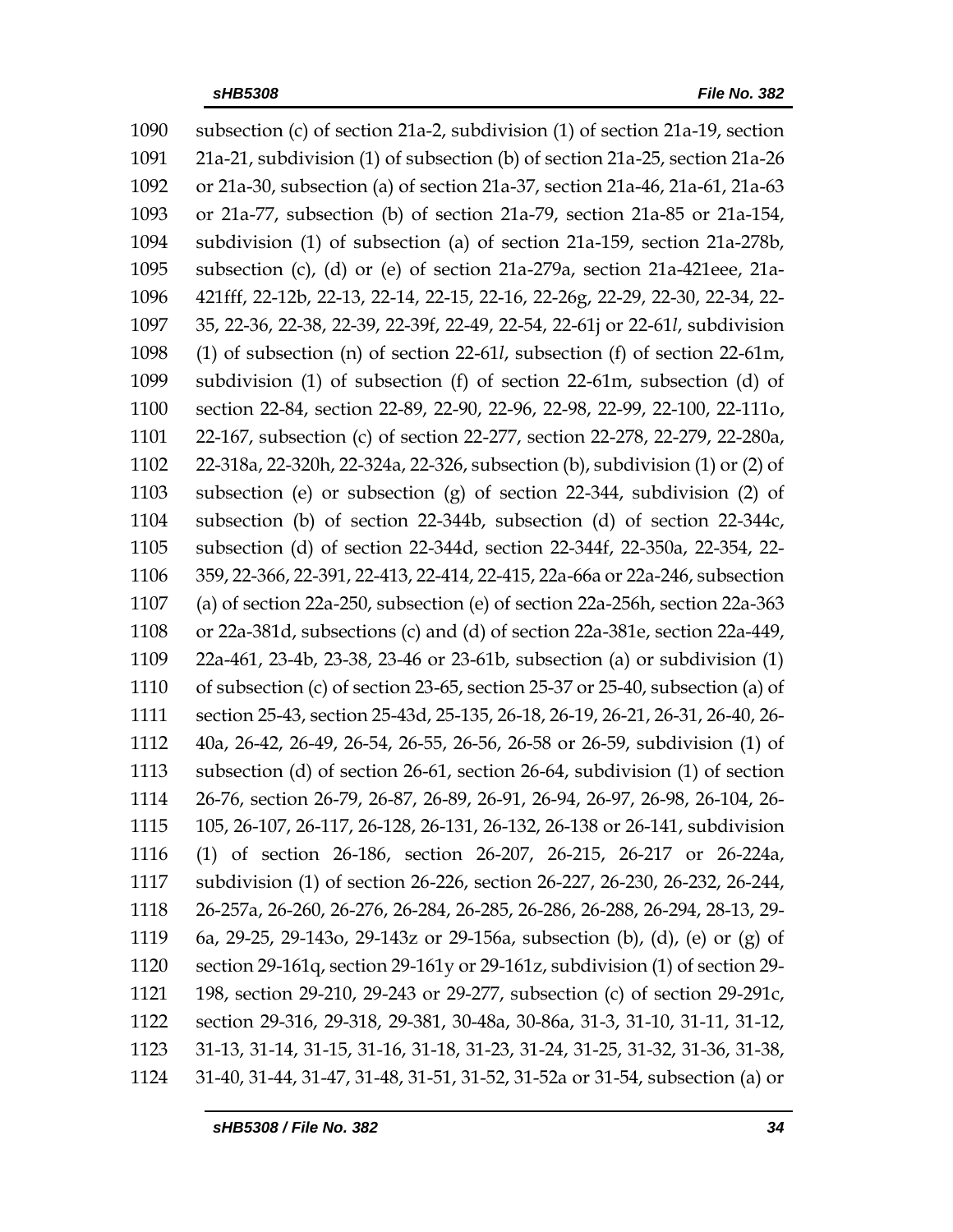1090 subsection (c) of section 21a-2, subdivision (1) of section 21a-19, section
1091 21a-21, subdivision (1) of subsection (b) of section 21a-25, section 21a-26
1092 or 21a-30, subsection (a) of section 21a-37, section 21a-46, 21a-61, 21a-63
1093 or 21a-77, subsection (b) of section 21a-79, section 21a-85 or 21a-154,
1094 subdivision (1) of subsection (a) of section 21a-159, section 21a-278b,
1095 subsection (c), (d) or (e) of section 21a-279a, section 21a-421eee, 21a-
1096 421fff, 22-12b, 22-13, 22-14, 22-15, 22-16, 22-26g, 22-29, 22-30, 22-34, 22-
1097 35, 22-36, 22-38, 22-39, 22-39f, 22-49, 22-54, 22-61j or 22-61*l*, subdivision
1098 (1) of subsection (n) of section 22-61*l*, subsection (f) of section 22-61m,
1099 subdivision (1) of subsection (f) of section 22-61m, subsection (d) of
1100 section 22-84, section 22-89, 22-90, 22-96, 22-98, 22-99, 22-100, 22-111o,
1101 22-167, subsection (c) of section 22-277, section 22-278, 22-279, 22-280a,
1102 22-318a, 22-320h, 22-324a, 22-326, subsection (b), subdivision (1) or (2) of
1103 subsection (e) or subsection (g) of section 22-344, subdivision (2) of
1104 subsection (b) of section 22-344b, subsection (d) of section 22-344c,
1105 subsection (d) of section 22-344d, section 22-344f, 22-350a, 22-354, 22-
1106 359, 22-366, 22-391, 22-413, 22-414, 22-415, 22a-66a or 22a-246, subsection
1107 (a) of section 22a-250, subsection (e) of section 22a-256h, section 22a-363
1108 or 22a-381d, subsections (c) and (d) of section 22a-381e, section 22a-449,
1109 22a-461, 23-4b, 23-38, 23-46 or 23-61b, subsection (a) or subdivision (1)
1110 of subsection (c) of section 23-65, section 25-37 or 25-40, subsection (a) of
1111 section 25-43, section 25-43d, 25-135, 26-18, 26-19, 26-21, 26-31, 26-40, 26-
1112 40a, 26-42, 26-49, 26-54, 26-55, 26-56, 26-58 or 26-59, subdivision (1) of
1113 subsection (d) of section 26-61, section 26-64, subdivision (1) of section
1114 26-76, section 26-79, 26-87, 26-89, 26-91, 26-94, 26-97, 26-98, 26-104, 26-
1115 105, 26-107, 26-117, 26-128, 26-131, 26-132, 26-138 or 26-141, subdivision
1116 (1) of section 26-186, section 26-207, 26-215, 26-217 or 26-224a,
1117 subdivision (1) of section 26-226, section 26-227, 26-230, 26-232, 26-244,
1118 26-257a, 26-260, 26-276, 26-284, 26-285, 26-286, 26-288, 26-294, 28-13, 29-
1119 6a, 29-25, 29-143o, 29-143z or 29-156a, subsection (b), (d), (e) or (g) of
1120 section 29-161q, section 29-161y or 29-161z, subdivision (1) of section 29-
1121 198, section 29-210, 29-243 or 29-277, subsection (c) of section 29-291c,
1122 section 29-316, 29-318, 29-381, 30-48a, 30-86a, 31-3, 31-10, 31-11, 31-12,
1123 31-13, 31-14, 31-15, 31-16, 31-18, 31-23, 31-24, 31-25, 31-32, 31-36, 31-38,
1124 31-40, 31-44, 31-47, 31-48, 31-51, 31-52, 31-52a or 31-54, subsection (a) or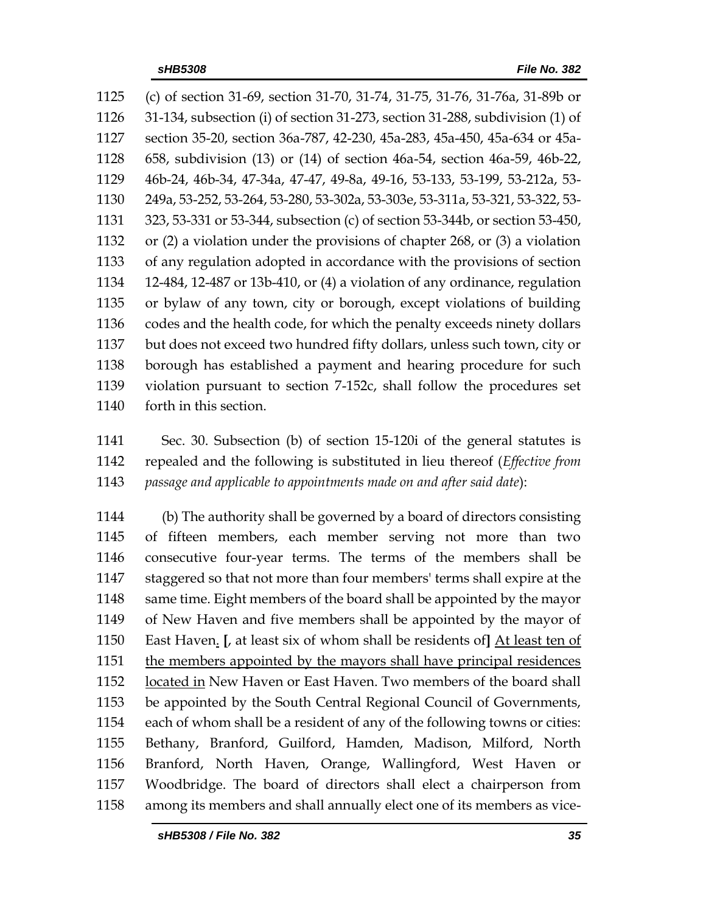(c) of section 31-69, section 31-70, 31-74, 31-75, 31-76, 31-76a, 31-89b or 31-134, subsection (i) of section 31-273, section 31-288, subdivision (1) of section 35-20, section 36a-787, 42-230, 45a-283, 45a-450, 45a-634 or 45a-658, subdivision (13) or (14) of section 46a-54, section 46a-59, 46b-22, 46b-24, 46b-34, 47-34a, 47-47, 49-8a, 49-16, 53-133, 53-199, 53-212a, 53-249a, 53-252, 53-264, 53-280, 53-302a, 53-303e, 53-311a, 53-321, 53-322, 53-323, 53-331 or 53-344, subsection (c) of section 53-344b, or section 53-450, or (2) a violation under the provisions of chapter 268, or (3) a violation of any regulation adopted in accordance with the provisions of section 12-484, 12-487 or 13b-410, or (4) a violation of any ordinance, regulation or bylaw of any town, city or borough, except violations of building codes and the health code, for which the penalty exceeds ninety dollars but does not exceed two hundred fifty dollars, unless such town, city or borough has established a payment and hearing procedure for such violation pursuant to section 7-152c, shall follow the procedures set forth in this section.

Sec. 30. Subsection (b) of section 15-120i of the general statutes is repealed and the following is substituted in lieu thereof (*Effective from passage and applicable to appointments made on and after said date*):

(b) The authority shall be governed by a board of directors consisting of fifteen members, each member serving not more than two consecutive four-year terms. The terms of the members shall be staggered so that not more than four members' terms shall expire at the same time. Eight members of the board shall be appointed by the mayor of New Haven and five members shall be appointed by the mayor of East Haven<u>.</u> **[**, at least six of whom shall be residents of**]** <u>At least ten of the members appointed by the mayors shall have principal residences located in</u> New Haven or East Haven. Two members of the board shall be appointed by the South Central Regional Council of Governments, each of whom shall be a resident of any of the following towns or cities: Bethany, Branford, Guilford, Hamden, Madison, Milford, North Branford, North Haven, Orange, Wallingford, West Haven or Woodbridge. The board of directors shall elect a chairperson from among its members and shall annually elect one of its members as vice-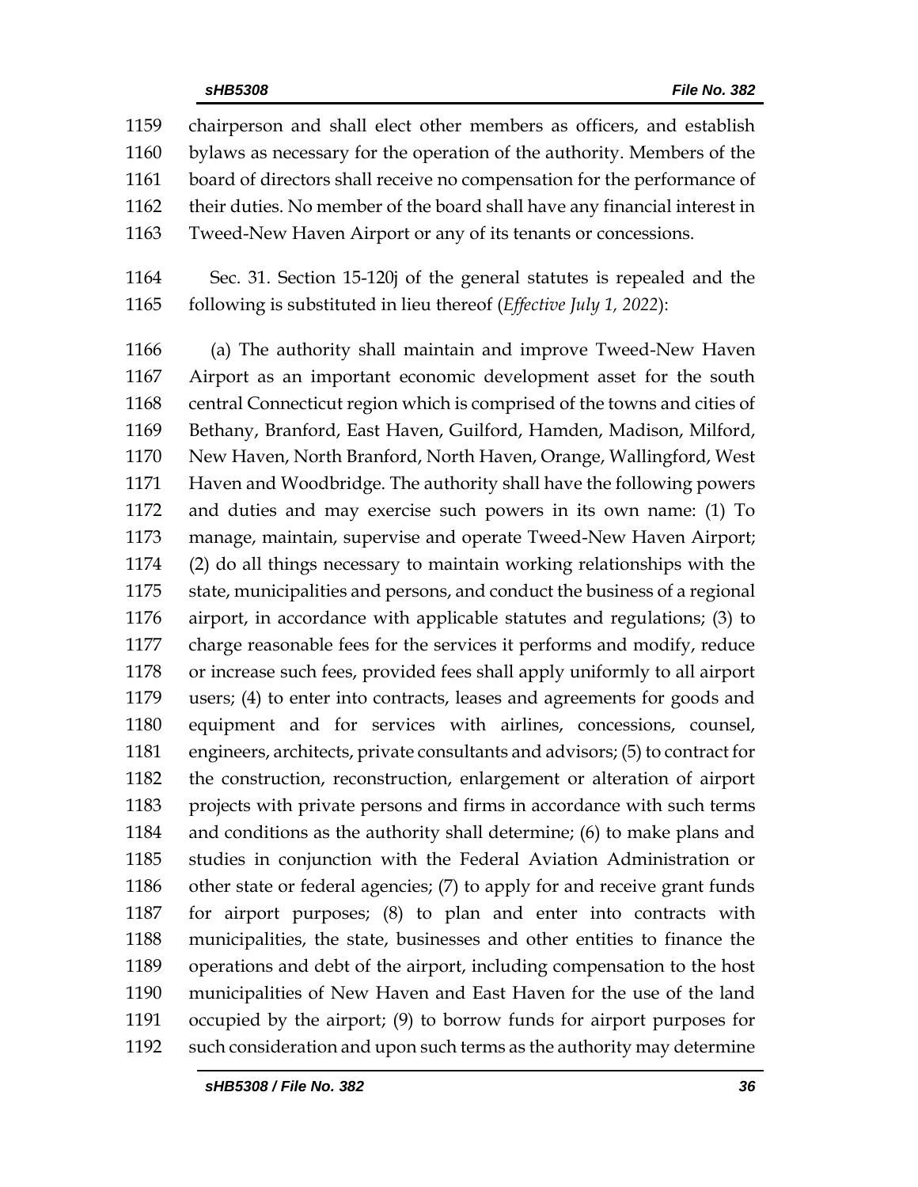chairperson and shall elect other members as officers, and establish bylaws as necessary for the operation of the authority. Members of the board of directors shall receive no compensation for the performance of their duties. No member of the board shall have any financial interest in Tweed-New Haven Airport or any of its tenants or concessions.

Sec. 31. Section 15-120j of the general statutes is repealed and the following is substituted in lieu thereof (*Effective July 1, 2022*):

(a) The authority shall maintain and improve Tweed-New Haven Airport as an important economic development asset for the south central Connecticut region which is comprised of the towns and cities of Bethany, Branford, East Haven, Guilford, Hamden, Madison, Milford, New Haven, North Branford, North Haven, Orange, Wallingford, West Haven and Woodbridge. The authority shall have the following powers and duties and may exercise such powers in its own name: (1) To manage, maintain, supervise and operate Tweed-New Haven Airport; (2) do all things necessary to maintain working relationships with the state, municipalities and persons, and conduct the business of a regional airport, in accordance with applicable statutes and regulations; (3) to charge reasonable fees for the services it performs and modify, reduce or increase such fees, provided fees shall apply uniformly to all airport users; (4) to enter into contracts, leases and agreements for goods and equipment and for services with airlines, concessions, counsel, engineers, architects, private consultants and advisors; (5) to contract for the construction, reconstruction, enlargement or alteration of airport projects with private persons and firms in accordance with such terms and conditions as the authority shall determine; (6) to make plans and studies in conjunction with the Federal Aviation Administration or other state or federal agencies; (7) to apply for and receive grant funds for airport purposes; (8) to plan and enter into contracts with municipalities, the state, businesses and other entities to finance the operations and debt of the airport, including compensation to the host municipalities of New Haven and East Haven for the use of the land occupied by the airport; (9) to borrow funds for airport purposes for such consideration and upon such terms as the authority may determine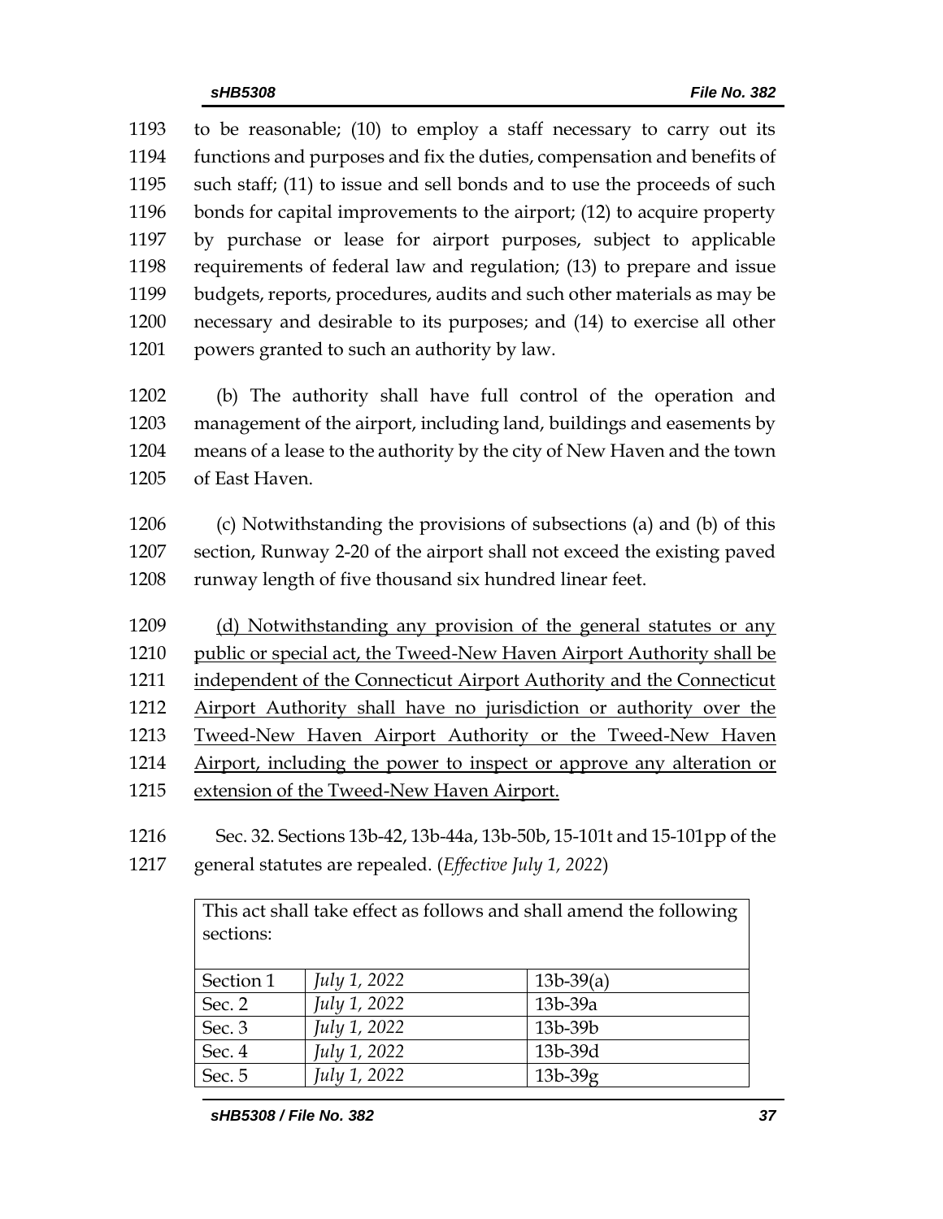to be reasonable; (10) to employ a staff necessary to carry out its functions and purposes and fix the duties, compensation and benefits of such staff; (11) to issue and sell bonds and to use the proceeds of such bonds for capital improvements to the airport; (12) to acquire property by purchase or lease for airport purposes, subject to applicable requirements of federal law and regulation; (13) to prepare and issue budgets, reports, procedures, audits and such other materials as may be necessary and desirable to its purposes; and (14) to exercise all other powers granted to such an authority by law.

(b) The authority shall have full control of the operation and management of the airport, including land, buildings and easements by means of a lease to the authority by the city of New Haven and the town of East Haven.

(c) Notwithstanding the provisions of subsections (a) and (b) of this section, Runway 2-20 of the airport shall not exceed the existing paved runway length of five thousand six hundred linear feet.

<u>(d) Notwithstanding any provision of the general statutes or any public or special act, the Tweed-New Haven Airport Authority shall be independent of the Connecticut Airport Authority and the Connecticut Airport Authority shall have no jurisdiction or authority over the Tweed-New Haven Airport Authority or the Tweed-New Haven Airport, including the power to inspect or approve any alteration or extension of the Tweed-New Haven Airport.</u>

Sec. 32. Sections 13b-42, 13b-44a, 13b-50b, 15-101t and 15-101pp of the general statutes are repealed. (*Effective July 1, 2022*)

| This act shall take effect as follows and shall amend the following sections: | | |
|---|---|---|
| Section 1 | *July 1, 2022* | 13b-39(a) |
| Sec. 2 | *July 1, 2022* | 13b-39a |
| Sec. 3 | *July 1, 2022* | 13b-39b |
| Sec. 4 | *July 1, 2022* | 13b-39d |
| Sec. 5 | *July 1, 2022* | 13b-39g |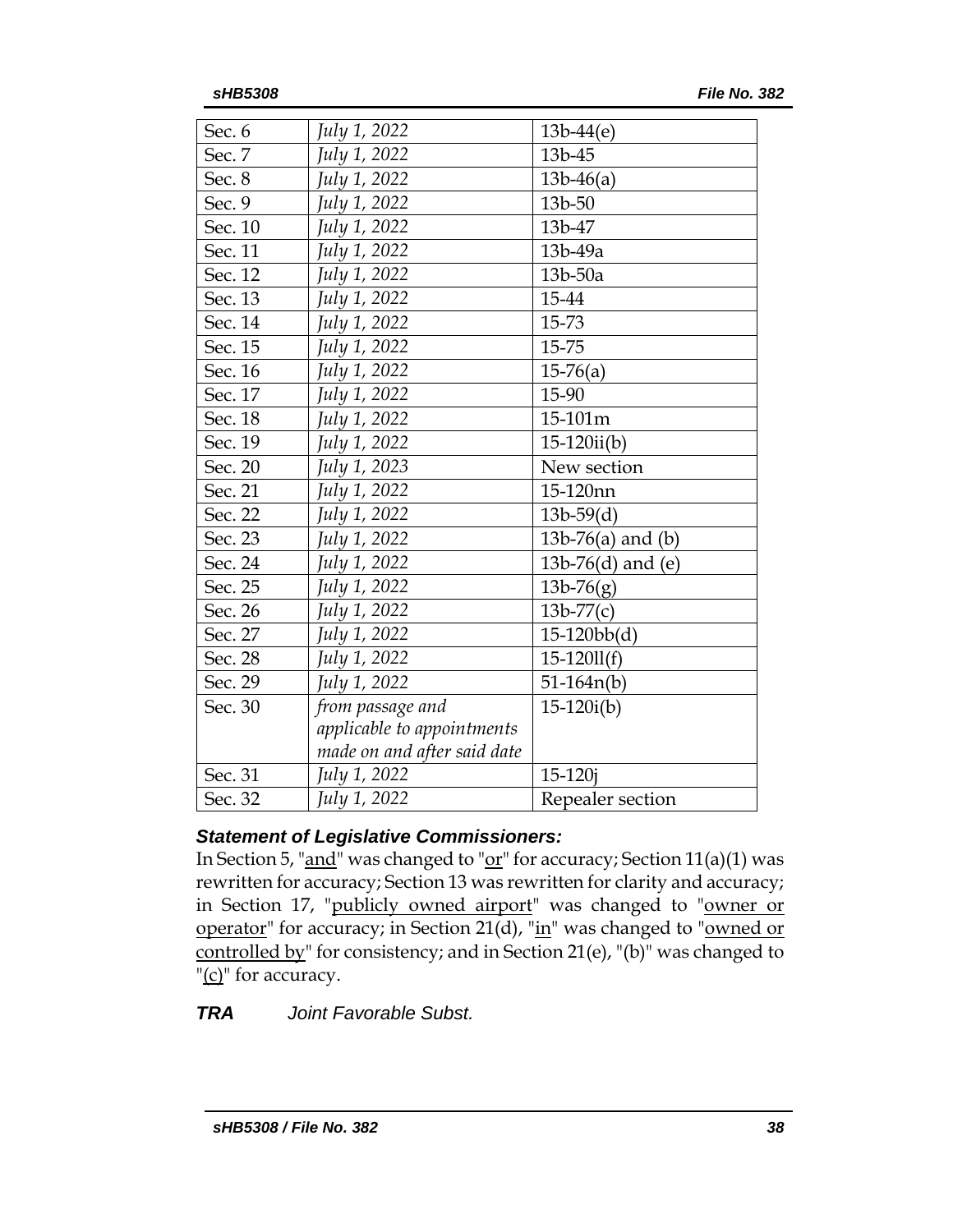| | | |
|---|---|---|
| Sec. 6 | *July 1, 2022* | 13b-44(e) |
| Sec. 7 | *July 1, 2022* | 13b-45 |
| Sec. 8 | *July 1, 2022* | 13b-46(a) |
| Sec. 9 | *July 1, 2022* | 13b-50 |
| Sec. 10 | *July 1, 2022* | 13b-47 |
| Sec. 11 | *July 1, 2022* | 13b-49a |
| Sec. 12 | *July 1, 2022* | 13b-50a |
| Sec. 13 | *July 1, 2022* | 15-44 |
| Sec. 14 | *July 1, 2022* | 15-73 |
| Sec. 15 | *July 1, 2022* | 15-75 |
| Sec. 16 | *July 1, 2022* | 15-76(a) |
| Sec. 17 | *July 1, 2022* | 15-90 |
| Sec. 18 | *July 1, 2022* | 15-101m |
| Sec. 19 | *July 1, 2022* | 15-120ii(b) |
| Sec. 20 | *July 1, 2023* | New section |
| Sec. 21 | *July 1, 2022* | 15-120nn |
| Sec. 22 | *July 1, 2022* | 13b-59(d) |
| Sec. 23 | *July 1, 2022* | 13b-76(a) and (b) |
| Sec. 24 | *July 1, 2022* | 13b-76(d) and (e) |
| Sec. 25 | *July 1, 2022* | 13b-76(g) |
| Sec. 26 | *July 1, 2022* | 13b-77(c) |
| Sec. 27 | *July 1, 2022* | 15-120bb(d) |
| Sec. 28 | *July 1, 2022* | 15-120ll(f) |
| Sec. 29 | *July 1, 2022* | 51-164n(b) |
| Sec. 30 | *from passage and applicable to appointments made on and after said date* | 15-120i(b) |
| Sec. 31 | *July 1, 2022* | 15-120j |
| Sec. 32 | *July 1, 2022* | Repealer section |

***Statement of Legislative Commissioners:***

In Section 5, "and" was changed to "or" for accuracy; Section 11(a)(1) was rewritten for accuracy; Section 13 was rewritten for clarity and accuracy; in Section 17, "publicly owned airport" was changed to "owner or operator" for accuracy; in Section 21(d), "in" was changed to "owned or controlled by" for consistency; and in Section 21(e), "(b)" was changed to "(c)" for accuracy.

***TRA*** *Joint Favorable Subst.*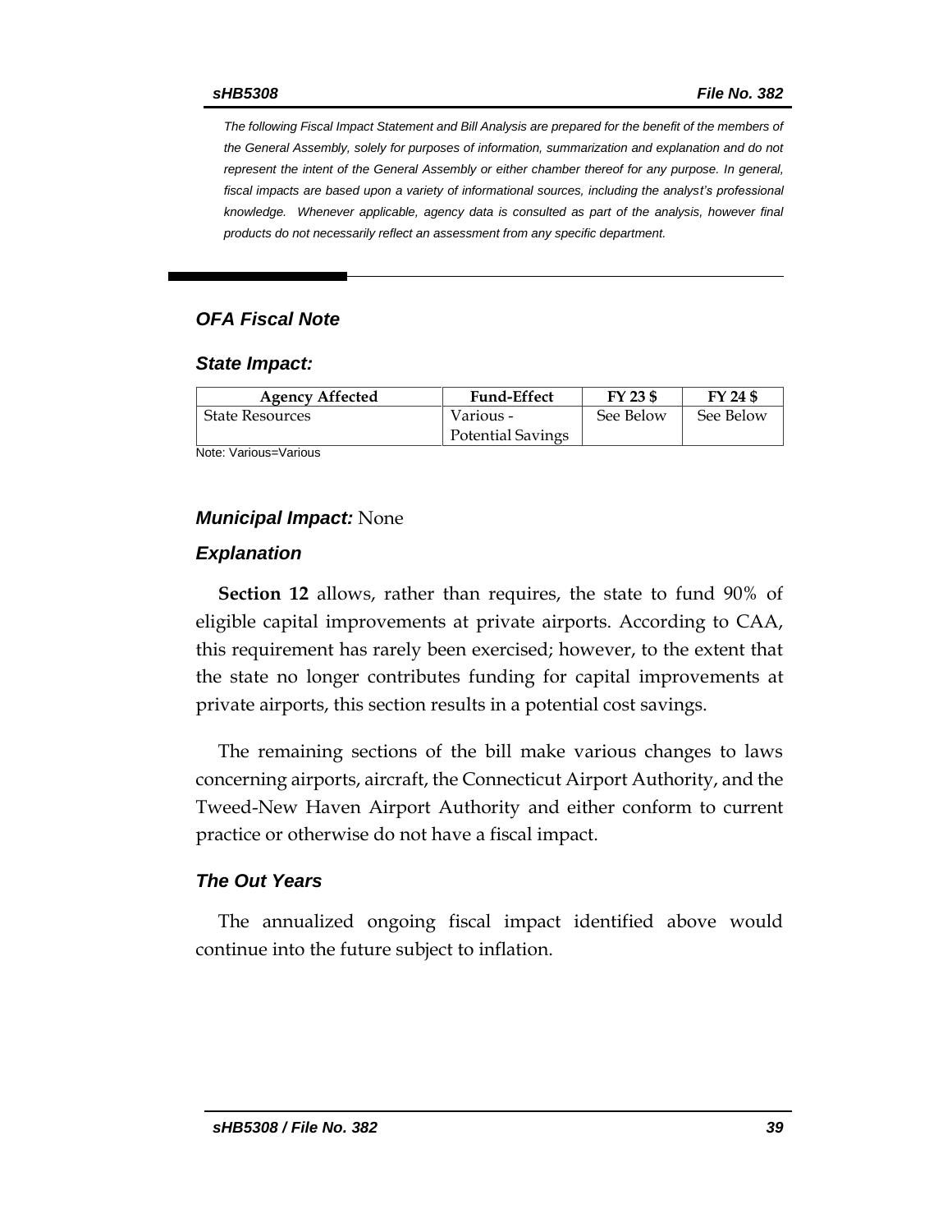*The following Fiscal Impact Statement and Bill Analysis are prepared for the benefit of the members of the General Assembly, solely for purposes of information, summarization and explanation and do not represent the intent of the General Assembly or either chamber thereof for any purpose. In general, fiscal impacts are based upon a variety of informational sources, including the analyst's professional knowledge. Whenever applicable, agency data is consulted as part of the analysis, however final products do not necessarily reflect an assessment from any specific department.*

## *OFA Fiscal Note*

### *State Impact:*

| Agency Affected | Fund-Effect | FY 23 $ | FY 24 $ |
|---|---|---|---|
| State Resources | Various - Potential Savings | See Below | See Below |

Note: Various=Various

### *Municipal Impact:* None

### *Explanation*

**Section 12** allows, rather than requires, the state to fund 90% of eligible capital improvements at private airports. According to CAA, this requirement has rarely been exercised; however, to the extent that the state no longer contributes funding for capital improvements at private airports, this section results in a potential cost savings.

The remaining sections of the bill make various changes to laws concerning airports, aircraft, the Connecticut Airport Authority, and the Tweed-New Haven Airport Authority and either conform to current practice or otherwise do not have a fiscal impact.

### *The Out Years*

The annualized ongoing fiscal impact identified above would continue into the future subject to inflation.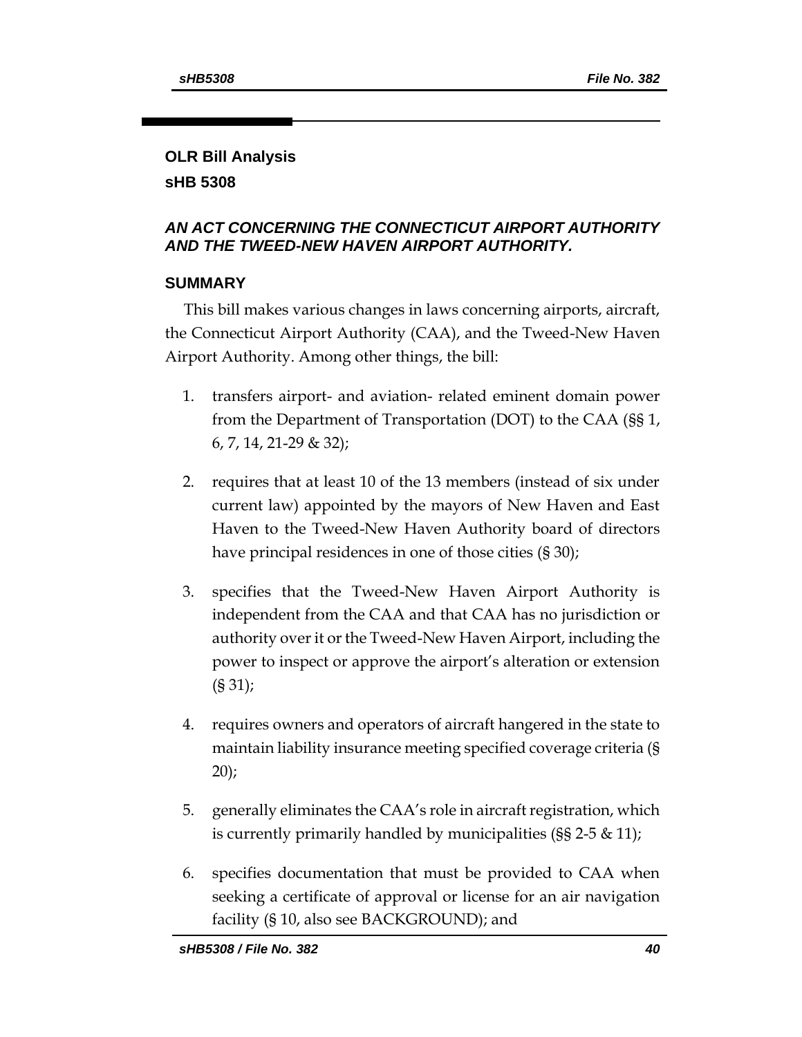**OLR Bill Analysis**

**sHB 5308**

***AN ACT CONCERNING THE CONNECTICUT AIRPORT AUTHORITY AND THE TWEED-NEW HAVEN AIRPORT AUTHORITY.***

## SUMMARY

This bill makes various changes in laws concerning airports, aircraft, the Connecticut Airport Authority (CAA), and the Tweed-New Haven Airport Authority. Among other things, the bill:

1. transfers airport- and aviation- related eminent domain power from the Department of Transportation (DOT) to the CAA (§§ 1, 6, 7, 14, 21-29 & 32);
2. requires that at least 10 of the 13 members (instead of six under current law) appointed by the mayors of New Haven and East Haven to the Tweed-New Haven Authority board of directors have principal residences in one of those cities (§ 30);
3. specifies that the Tweed-New Haven Airport Authority is independent from the CAA and that CAA has no jurisdiction or authority over it or the Tweed-New Haven Airport, including the power to inspect or approve the airport's alteration or extension (§ 31);
4. requires owners and operators of aircraft hangered in the state to maintain liability insurance meeting specified coverage criteria (§ 20);
5. generally eliminates the CAA's role in aircraft registration, which is currently primarily handled by municipalities (§§ 2-5 & 11);
6. specifies documentation that must be provided to CAA when seeking a certificate of approval or license for an air navigation facility (§ 10, also see BACKGROUND); and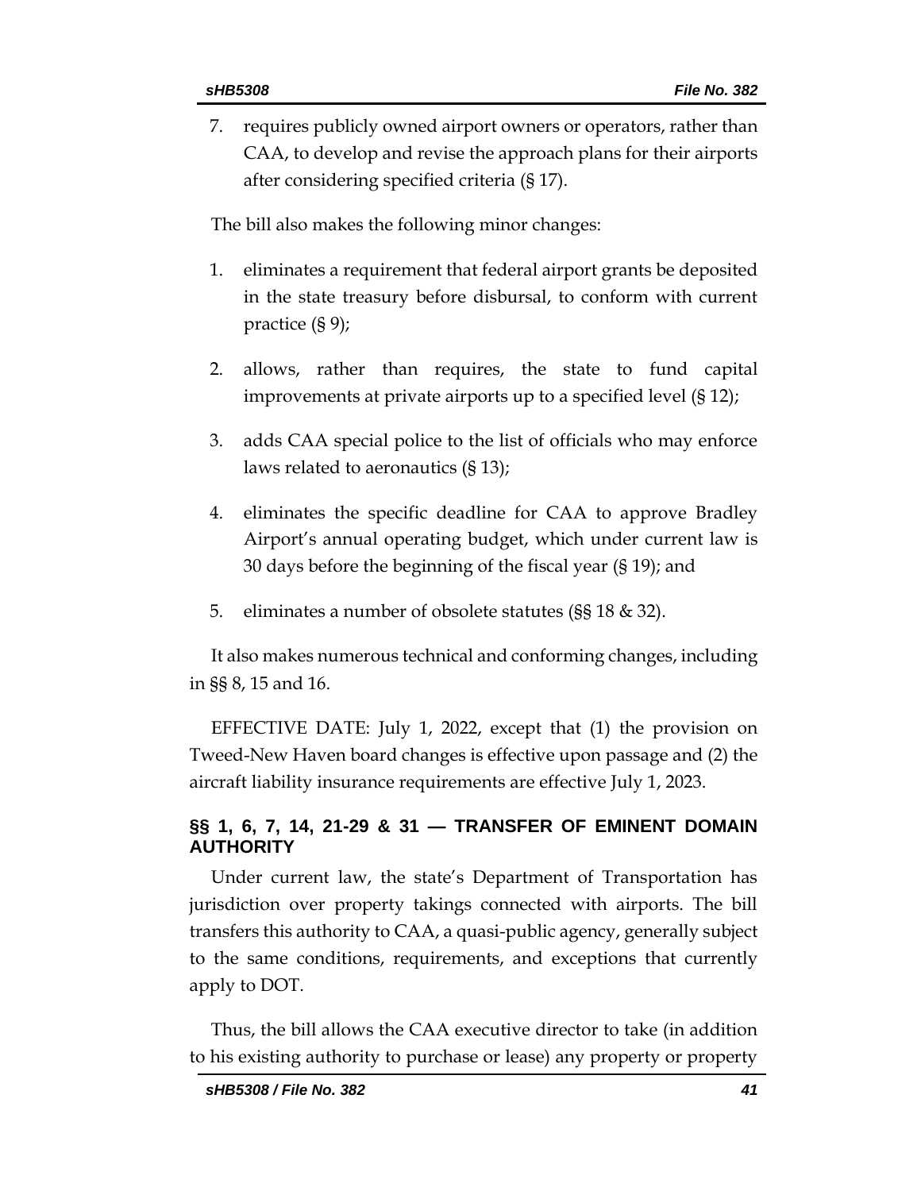7. requires publicly owned airport owners or operators, rather than CAA, to develop and revise the approach plans for their airports after considering specified criteria (§ 17).

The bill also makes the following minor changes:

1. eliminates a requirement that federal airport grants be deposited in the state treasury before disbursal, to conform with current practice (§ 9);
2. allows, rather than requires, the state to fund capital improvements at private airports up to a specified level (§ 12);
3. adds CAA special police to the list of officials who may enforce laws related to aeronautics (§ 13);
4. eliminates the specific deadline for CAA to approve Bradley Airport's annual operating budget, which under current law is 30 days before the beginning of the fiscal year (§ 19); and
5. eliminates a number of obsolete statutes (§§ 18 & 32).

It also makes numerous technical and conforming changes, including in §§ 8, 15 and 16.

EFFECTIVE DATE: July 1, 2022, except that (1) the provision on Tweed-New Haven board changes is effective upon passage and (2) the aircraft liability insurance requirements are effective July 1, 2023.

## §§ 1, 6, 7, 14, 21-29 & 31 — TRANSFER OF EMINENT DOMAIN AUTHORITY

Under current law, the state's Department of Transportation has jurisdiction over property takings connected with airports. The bill transfers this authority to CAA, a quasi-public agency, generally subject to the same conditions, requirements, and exceptions that currently apply to DOT.

Thus, the bill allows the CAA executive director to take (in addition to his existing authority to purchase or lease) any property or property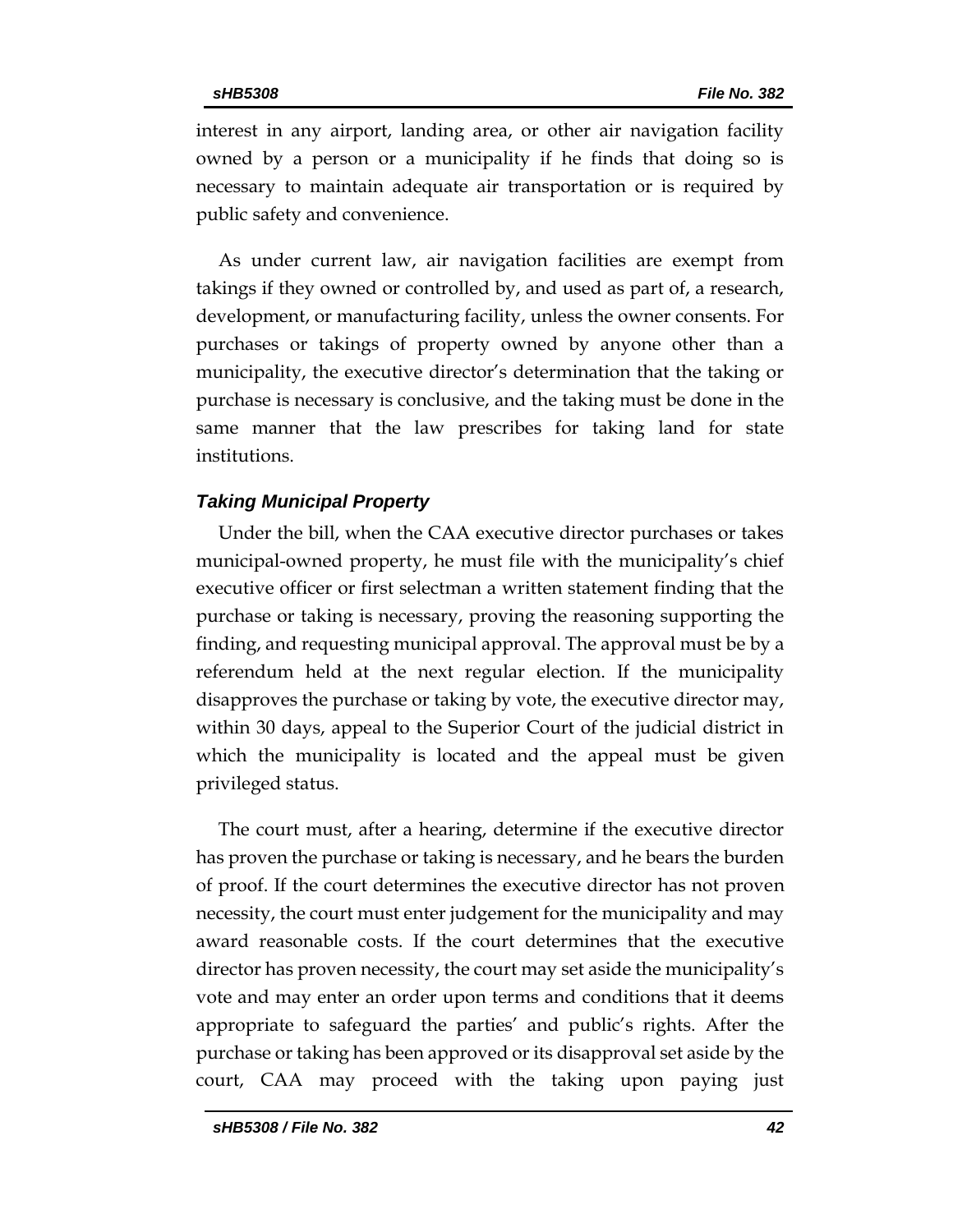interest in any airport, landing area, or other air navigation facility owned by a person or a municipality if he finds that doing so is necessary to maintain adequate air transportation or is required by public safety and convenience.

As under current law, air navigation facilities are exempt from takings if they owned or controlled by, and used as part of, a research, development, or manufacturing facility, unless the owner consents. For purchases or takings of property owned by anyone other than a municipality, the executive director's determination that the taking or purchase is necessary is conclusive, and the taking must be done in the same manner that the law prescribes for taking land for state institutions.

### *Taking Municipal Property*

Under the bill, when the CAA executive director purchases or takes municipal-owned property, he must file with the municipality's chief executive officer or first selectman a written statement finding that the purchase or taking is necessary, proving the reasoning supporting the finding, and requesting municipal approval. The approval must be by a referendum held at the next regular election. If the municipality disapproves the purchase or taking by vote, the executive director may, within 30 days, appeal to the Superior Court of the judicial district in which the municipality is located and the appeal must be given privileged status.

The court must, after a hearing, determine if the executive director has proven the purchase or taking is necessary, and he bears the burden of proof. If the court determines the executive director has not proven necessity, the court must enter judgement for the municipality and may award reasonable costs. If the court determines that the executive director has proven necessity, the court may set aside the municipality's vote and may enter an order upon terms and conditions that it deems appropriate to safeguard the parties' and public's rights. After the purchase or taking has been approved or its disapproval set aside by the court, CAA may proceed with the taking upon paying just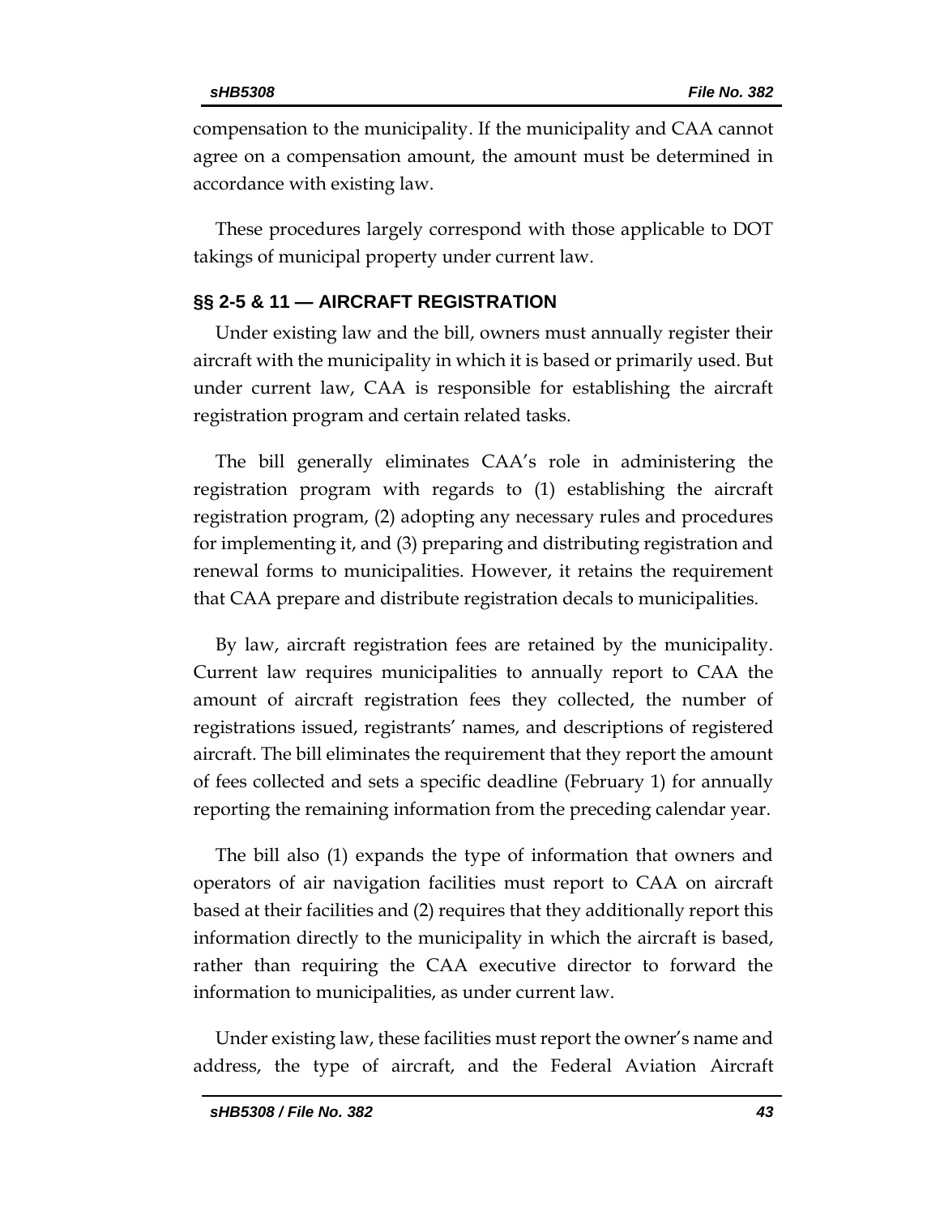compensation to the municipality. If the municipality and CAA cannot agree on a compensation amount, the amount must be determined in accordance with existing law.

These procedures largely correspond with those applicable to DOT takings of municipal property under current law.

### §§ 2-5 & 11 — AIRCRAFT REGISTRATION

Under existing law and the bill, owners must annually register their aircraft with the municipality in which it is based or primarily used. But under current law, CAA is responsible for establishing the aircraft registration program and certain related tasks.

The bill generally eliminates CAA's role in administering the registration program with regards to (1) establishing the aircraft registration program, (2) adopting any necessary rules and procedures for implementing it, and (3) preparing and distributing registration and renewal forms to municipalities. However, it retains the requirement that CAA prepare and distribute registration decals to municipalities.

By law, aircraft registration fees are retained by the municipality. Current law requires municipalities to annually report to CAA the amount of aircraft registration fees they collected, the number of registrations issued, registrants' names, and descriptions of registered aircraft. The bill eliminates the requirement that they report the amount of fees collected and sets a specific deadline (February 1) for annually reporting the remaining information from the preceding calendar year.

The bill also (1) expands the type of information that owners and operators of air navigation facilities must report to CAA on aircraft based at their facilities and (2) requires that they additionally report this information directly to the municipality in which the aircraft is based, rather than requiring the CAA executive director to forward the information to municipalities, as under current law.

Under existing law, these facilities must report the owner's name and address, the type of aircraft, and the Federal Aviation Aircraft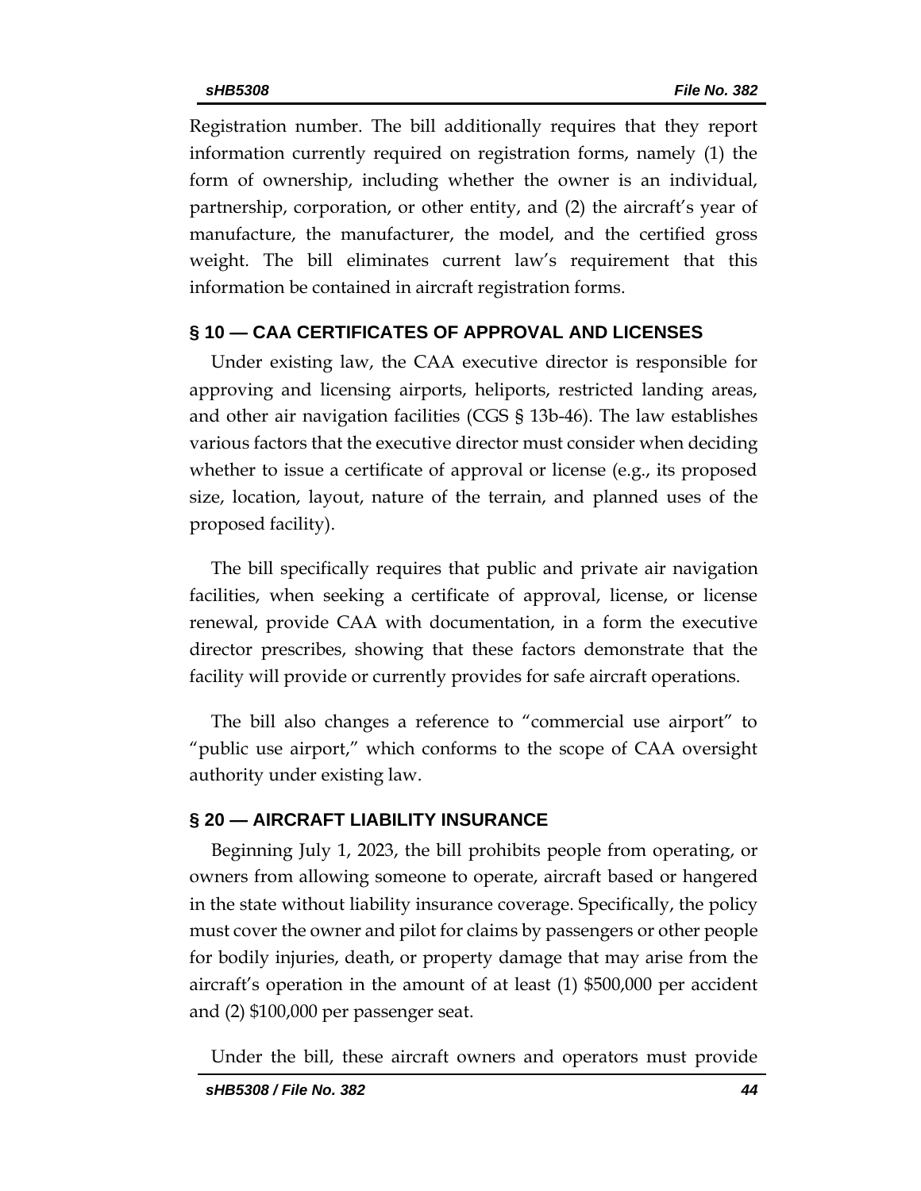Registration number. The bill additionally requires that they report information currently required on registration forms, namely (1) the form of ownership, including whether the owner is an individual, partnership, corporation, or other entity, and (2) the aircraft's year of manufacture, the manufacturer, the model, and the certified gross weight. The bill eliminates current law's requirement that this information be contained in aircraft registration forms.

## § 10 — CAA CERTIFICATES OF APPROVAL AND LICENSES

Under existing law, the CAA executive director is responsible for approving and licensing airports, heliports, restricted landing areas, and other air navigation facilities (CGS § 13b-46). The law establishes various factors that the executive director must consider when deciding whether to issue a certificate of approval or license (e.g., its proposed size, location, layout, nature of the terrain, and planned uses of the proposed facility).

The bill specifically requires that public and private air navigation facilities, when seeking a certificate of approval, license, or license renewal, provide CAA with documentation, in a form the executive director prescribes, showing that these factors demonstrate that the facility will provide or currently provides for safe aircraft operations.

The bill also changes a reference to "commercial use airport" to "public use airport," which conforms to the scope of CAA oversight authority under existing law.

## § 20 — AIRCRAFT LIABILITY INSURANCE

Beginning July 1, 2023, the bill prohibits people from operating, or owners from allowing someone to operate, aircraft based or hangered in the state without liability insurance coverage. Specifically, the policy must cover the owner and pilot for claims by passengers or other people for bodily injuries, death, or property damage that may arise from the aircraft's operation in the amount of at least (1) $500,000 per accident and (2) $100,000 per passenger seat.

Under the bill, these aircraft owners and operators must provide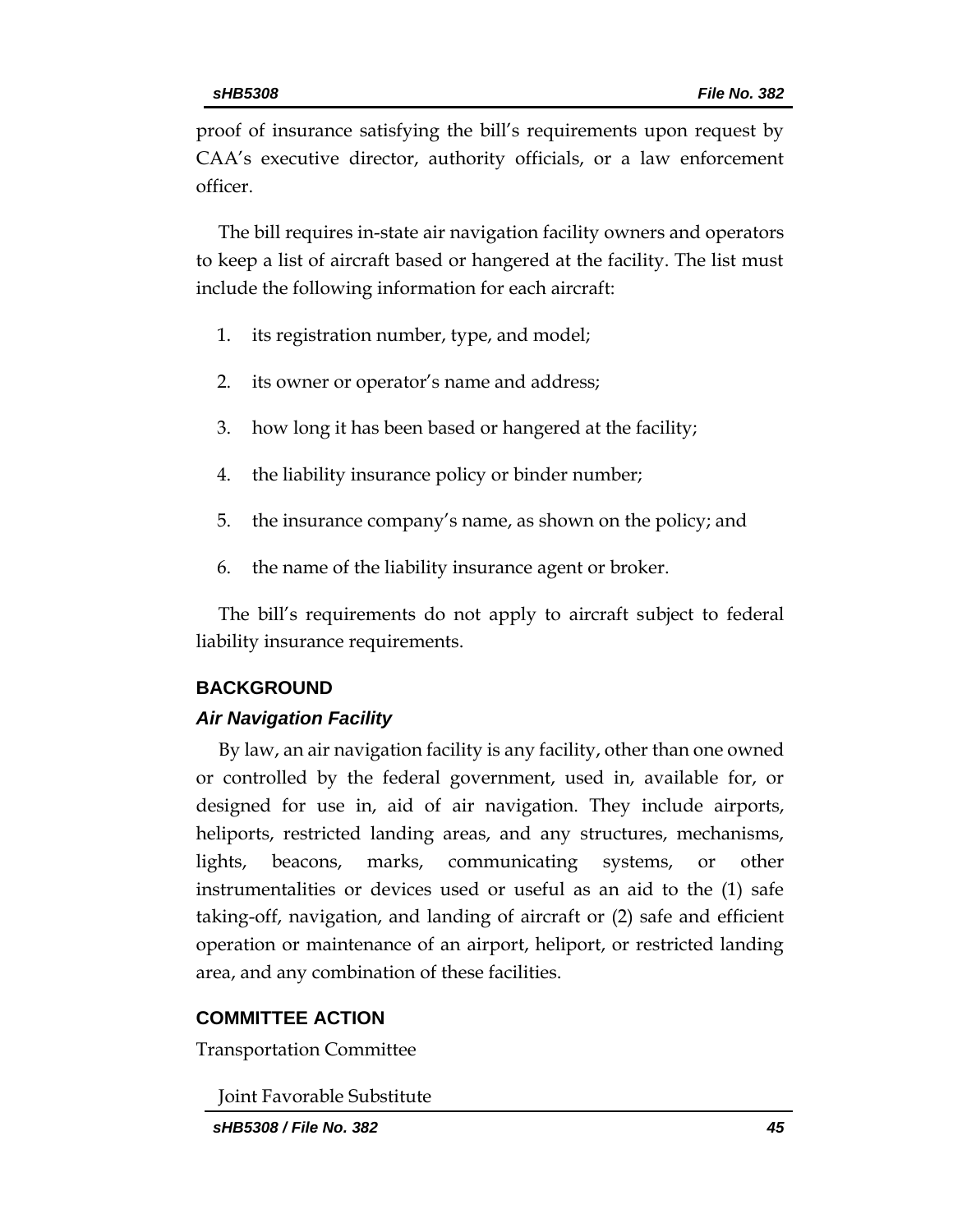proof of insurance satisfying the bill's requirements upon request by CAA's executive director, authority officials, or a law enforcement officer.

The bill requires in-state air navigation facility owners and operators to keep a list of aircraft based or hangered at the facility. The list must include the following information for each aircraft:

1. its registration number, type, and model;
2. its owner or operator's name and address;
3. how long it has been based or hangered at the facility;
4. the liability insurance policy or binder number;
5. the insurance company's name, as shown on the policy; and
6. the name of the liability insurance agent or broker.

The bill's requirements do not apply to aircraft subject to federal liability insurance requirements.

## BACKGROUND

### *Air Navigation Facility*

By law, an air navigation facility is any facility, other than one owned or controlled by the federal government, used in, available for, or designed for use in, aid of air navigation. They include airports, heliports, restricted landing areas, and any structures, mechanisms, lights, beacons, marks, communicating systems, or other instrumentalities or devices used or useful as an aid to the (1) safe taking-off, navigation, and landing of aircraft or (2) safe and efficient operation or maintenance of an airport, heliport, or restricted landing area, and any combination of these facilities.

## COMMITTEE ACTION

Transportation Committee

Joint Favorable Substitute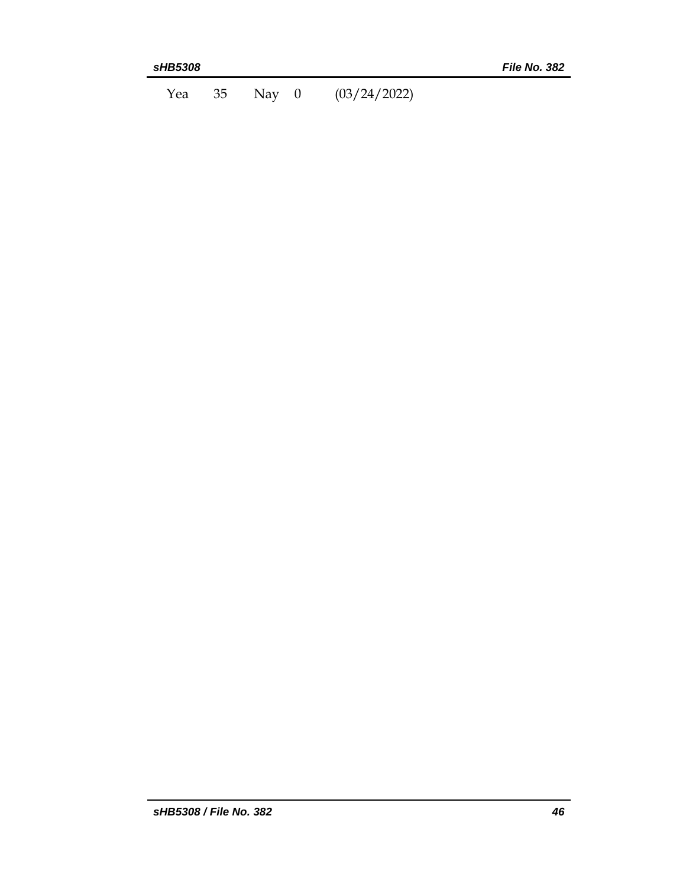Yea 35 Nay 0 (03/24/2022)